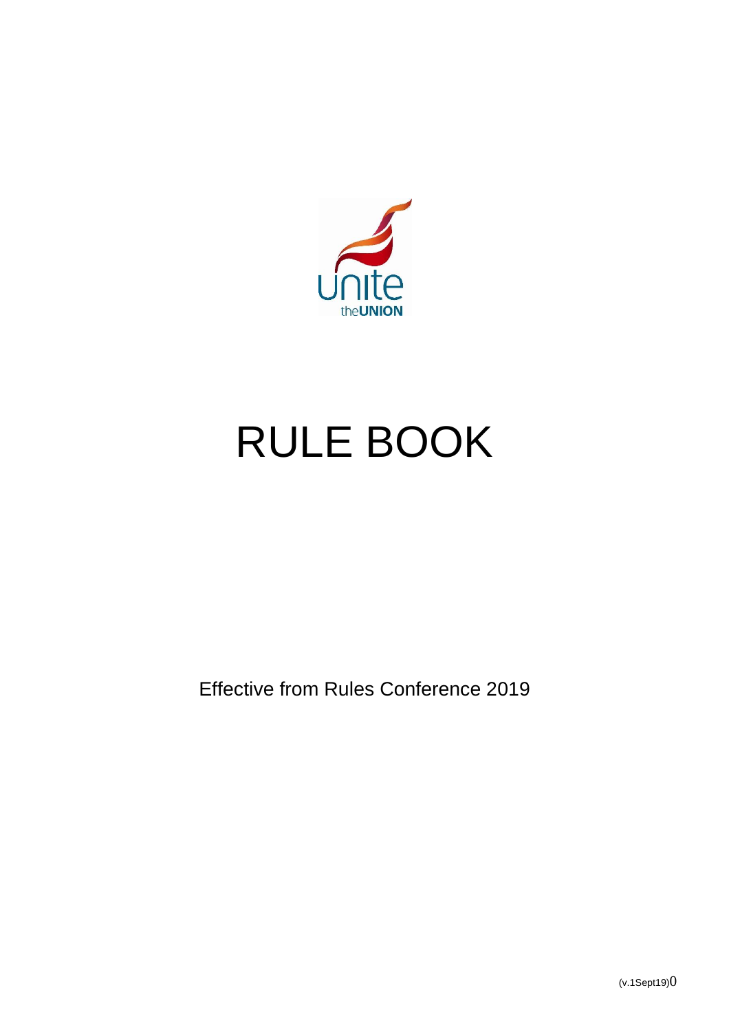unite

theUNION

# RULE BOOK

Effective from Rules Conference 2019

(v.1Sept19)0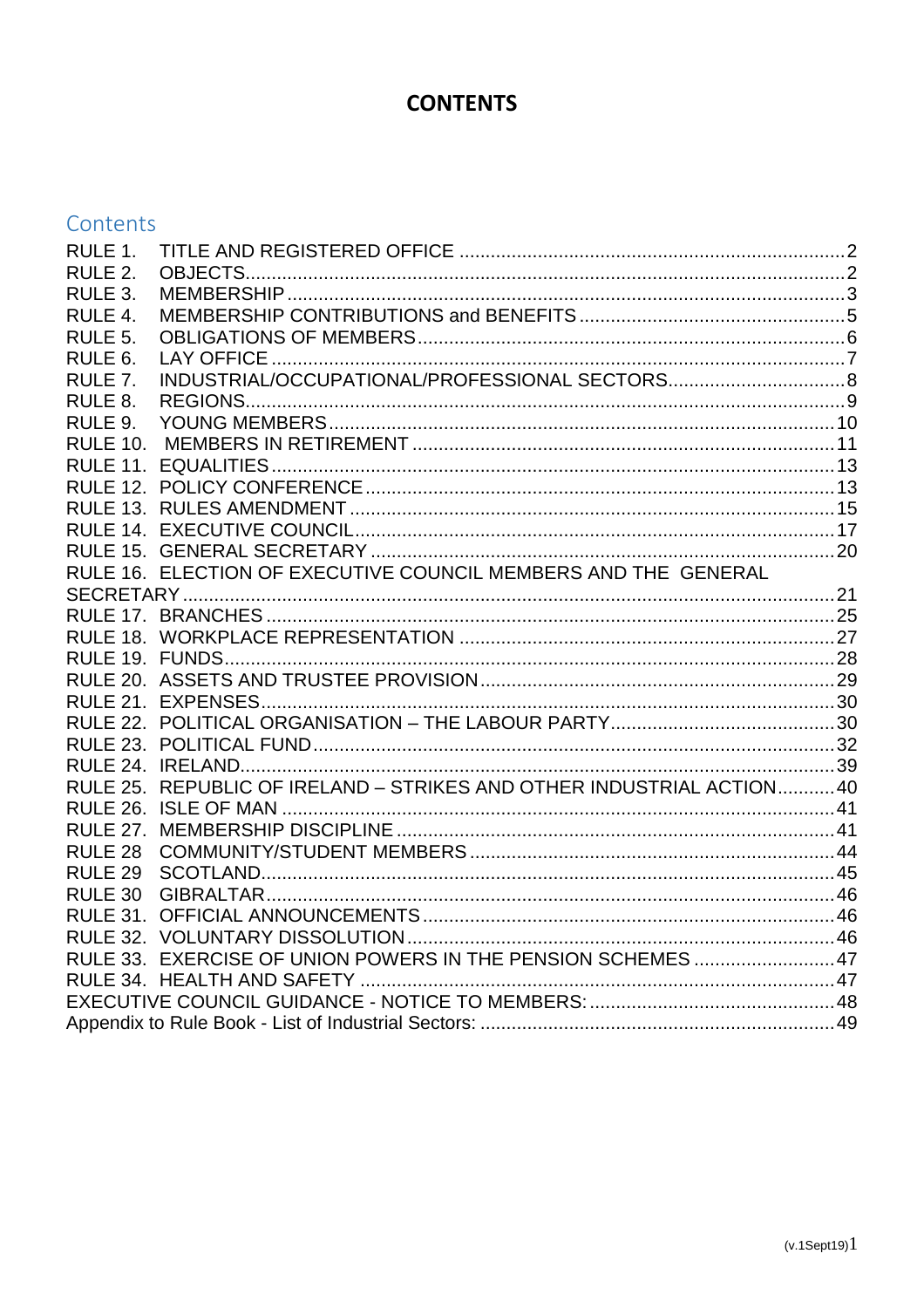# CONTENTS

## Contents

- RULE 1. TITLE AND REGISTERED OFFICE ..... 2
- RULE 2. OBJECTS ..... 2
- RULE 3. MEMBERSHIP ..... 3
- RULE 4. MEMBERSHIP CONTRIBUTIONS and BENEFITS ..... 5
- RULE 5. OBLIGATIONS OF MEMBERS ..... 6
- RULE 6. LAY OFFICE ..... 7
- RULE 7. INDUSTRIAL/OCCUPATIONAL/PROFESSIONAL SECTORS ..... 8
- RULE 8. REGIONS ..... 9
- RULE 9. YOUNG MEMBERS ..... 10
- RULE 10. MEMBERS IN RETIREMENT ..... 11
- RULE 11. EQUALITIES ..... 13
- RULE 12. POLICY CONFERENCE ..... 13
- RULE 13. RULES AMENDMENT ..... 15
- RULE 14. EXECUTIVE COUNCIL ..... 17
- RULE 15. GENERAL SECRETARY ..... 20
- RULE 16. ELECTION OF EXECUTIVE COUNCIL MEMBERS AND THE GENERAL SECRETARY ..... 21
- RULE 17. BRANCHES ..... 25
- RULE 18. WORKPLACE REPRESENTATION ..... 27
- RULE 19. FUNDS ..... 28
- RULE 20. ASSETS AND TRUSTEE PROVISION ..... 29
- RULE 21. EXPENSES ..... 30
- RULE 22. POLITICAL ORGANISATION – THE LABOUR PARTY ..... 30
- RULE 23. POLITICAL FUND ..... 32
- RULE 24. IRELAND ..... 39
- RULE 25. REPUBLIC OF IRELAND – STRIKES AND OTHER INDUSTRIAL ACTION ..... 40
- RULE 26. ISLE OF MAN ..... 41
- RULE 27. MEMBERSHIP DISCIPLINE ..... 41
- RULE 28 COMMUNITY/STUDENT MEMBERS ..... 44
- RULE 29 SCOTLAND ..... 45
- RULE 30 GIBRALTAR ..... 46
- RULE 31. OFFICIAL ANNOUNCEMENTS ..... 46
- RULE 32. VOLUNTARY DISSOLUTION ..... 46
- RULE 33. EXERCISE OF UNION POWERS IN THE PENSION SCHEMES ..... 47
- RULE 34. HEALTH AND SAFETY ..... 47
- EXECUTIVE COUNCIL GUIDANCE - NOTICE TO MEMBERS: ..... 48
- Appendix to Rule Book - List of Industrial Sectors: ..... 49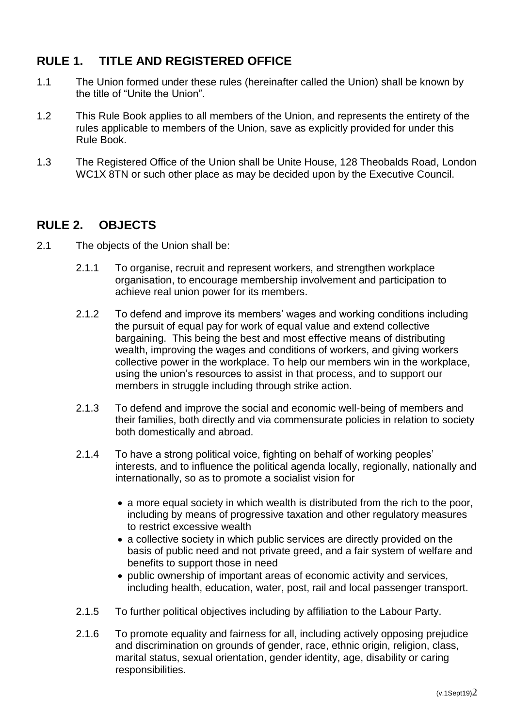## RULE 1. TITLE AND REGISTERED OFFICE

1.1 The Union formed under these rules (hereinafter called the Union) shall be known by the title of "Unite the Union".

1.2 This Rule Book applies to all members of the Union, and represents the entirety of the rules applicable to members of the Union, save as explicitly provided for under this Rule Book.

1.3 The Registered Office of the Union shall be Unite House, 128 Theobalds Road, London WC1X 8TN or such other place as may be decided upon by the Executive Council.

## RULE 2. OBJECTS

2.1 The objects of the Union shall be:

2.1.1 To organise, recruit and represent workers, and strengthen workplace organisation, to encourage membership involvement and participation to achieve real union power for its members.

2.1.2 To defend and improve its members' wages and working conditions including the pursuit of equal pay for work of equal value and extend collective bargaining. This being the best and most effective means of distributing wealth, improving the wages and conditions of workers, and giving workers collective power in the workplace. To help our members win in the workplace, using the union's resources to assist in that process, and to support our members in struggle including through strike action.

2.1.3 To defend and improve the social and economic well-being of members and their families, both directly and via commensurate policies in relation to society both domestically and abroad.

2.1.4 To have a strong political voice, fighting on behalf of working peoples' interests, and to influence the political agenda locally, regionally, nationally and internationally, so as to promote a socialist vision for

- a more equal society in which wealth is distributed from the rich to the poor, including by means of progressive taxation and other regulatory measures to restrict excessive wealth
- a collective society in which public services are directly provided on the basis of public need and not private greed, and a fair system of welfare and benefits to support those in need
- public ownership of important areas of economic activity and services, including health, education, water, post, rail and local passenger transport.

2.1.5 To further political objectives including by affiliation to the Labour Party.

2.1.6 To promote equality and fairness for all, including actively opposing prejudice and discrimination on grounds of gender, race, ethnic origin, religion, class, marital status, sexual orientation, gender identity, age, disability or caring responsibilities.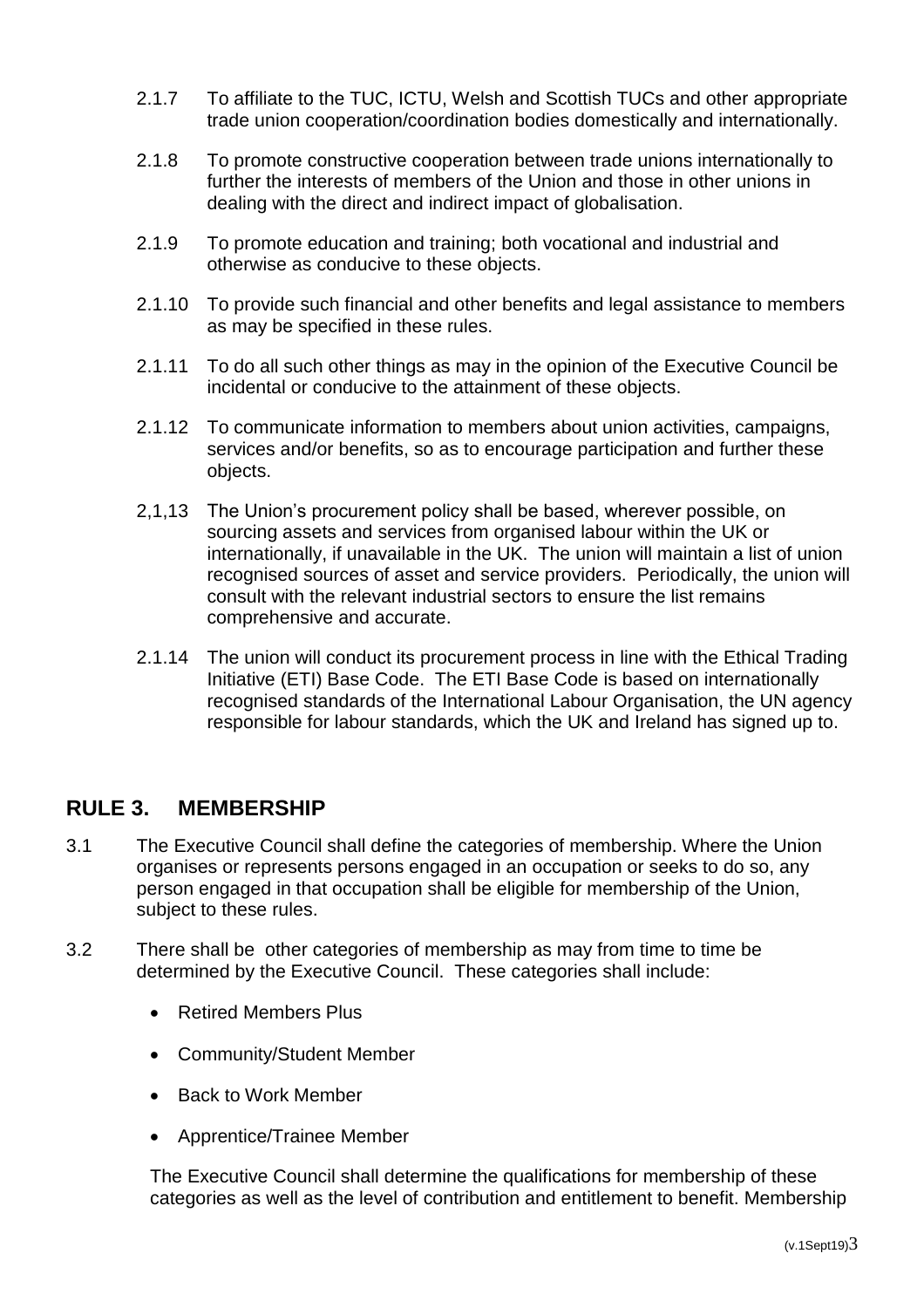2.1.7 To affiliate to the TUC, ICTU, Welsh and Scottish TUCs and other appropriate trade union cooperation/coordination bodies domestically and internationally.

2.1.8 To promote constructive cooperation between trade unions internationally to further the interests of members of the Union and those in other unions in dealing with the direct and indirect impact of globalisation.

2.1.9 To promote education and training; both vocational and industrial and otherwise as conducive to these objects.

2.1.10 To provide such financial and other benefits and legal assistance to members as may be specified in these rules.

2.1.11 To do all such other things as may in the opinion of the Executive Council be incidental or conducive to the attainment of these objects.

2.1.12 To communicate information to members about union activities, campaigns, services and/or benefits, so as to encourage participation and further these objects.

2,1,13 The Union's procurement policy shall be based, wherever possible, on sourcing assets and services from organised labour within the UK or internationally, if unavailable in the UK. The union will maintain a list of union recognised sources of asset and service providers. Periodically, the union will consult with the relevant industrial sectors to ensure the list remains comprehensive and accurate.

2.1.14 The union will conduct its procurement process in line with the Ethical Trading Initiative (ETI) Base Code. The ETI Base Code is based on internationally recognised standards of the International Labour Organisation, the UN agency responsible for labour standards, which the UK and Ireland has signed up to.

## RULE 3. MEMBERSHIP

3.1 The Executive Council shall define the categories of membership. Where the Union organises or represents persons engaged in an occupation or seeks to do so, any person engaged in that occupation shall be eligible for membership of the Union, subject to these rules.

3.2 There shall be other categories of membership as may from time to time be determined by the Executive Council. These categories shall include:

- Retired Members Plus
- Community/Student Member
- Back to Work Member
- Apprentice/Trainee Member

The Executive Council shall determine the qualifications for membership of these categories as well as the level of contribution and entitlement to benefit. Membership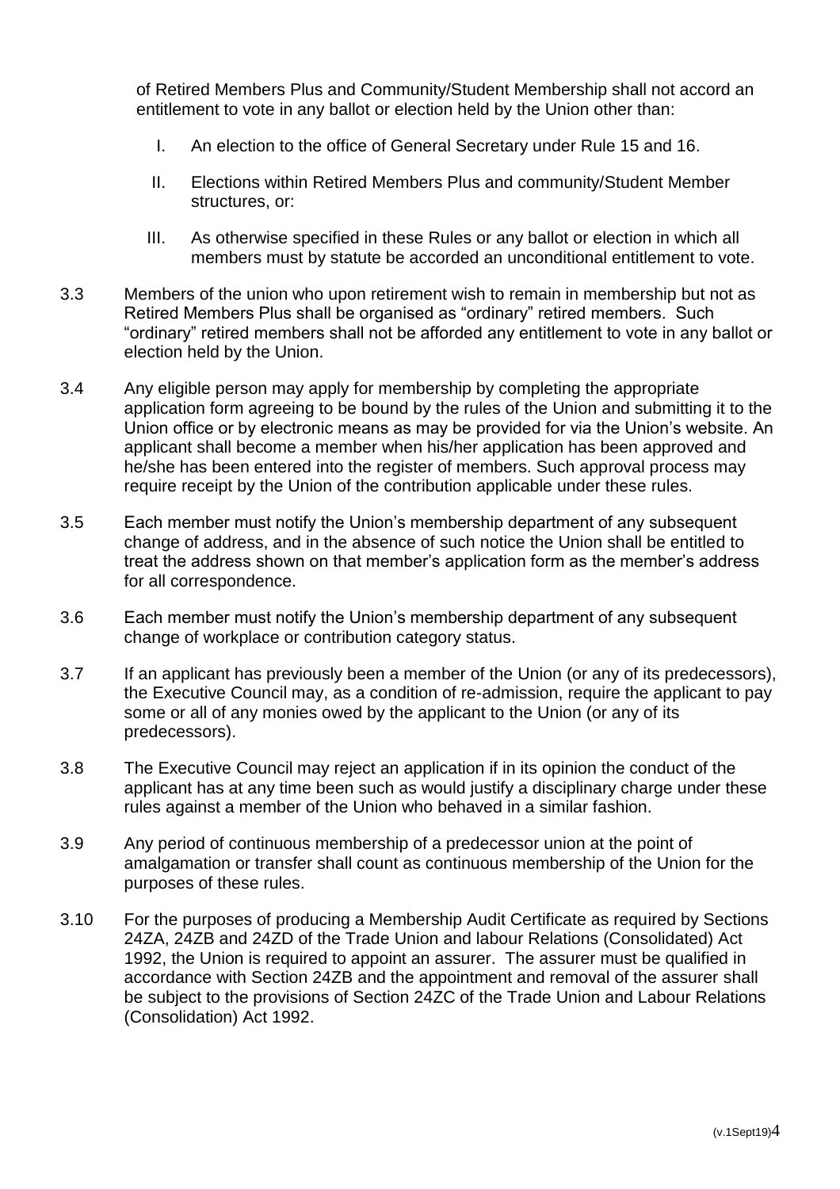of Retired Members Plus and Community/Student Membership shall not accord an entitlement to vote in any ballot or election held by the Union other than:

I. An election to the office of General Secretary under Rule 15 and 16.

II. Elections within Retired Members Plus and community/Student Member structures, or:

III. As otherwise specified in these Rules or any ballot or election in which all members must by statute be accorded an unconditional entitlement to vote.

3.3 Members of the union who upon retirement wish to remain in membership but not as Retired Members Plus shall be organised as "ordinary" retired members. Such "ordinary" retired members shall not be afforded any entitlement to vote in any ballot or election held by the Union.

3.4 Any eligible person may apply for membership by completing the appropriate application form agreeing to be bound by the rules of the Union and submitting it to the Union office or by electronic means as may be provided for via the Union's website. An applicant shall become a member when his/her application has been approved and he/she has been entered into the register of members. Such approval process may require receipt by the Union of the contribution applicable under these rules.

3.5 Each member must notify the Union's membership department of any subsequent change of address, and in the absence of such notice the Union shall be entitled to treat the address shown on that member's application form as the member's address for all correspondence.

3.6 Each member must notify the Union's membership department of any subsequent change of workplace or contribution category status.

3.7 If an applicant has previously been a member of the Union (or any of its predecessors), the Executive Council may, as a condition of re-admission, require the applicant to pay some or all of any monies owed by the applicant to the Union (or any of its predecessors).

3.8 The Executive Council may reject an application if in its opinion the conduct of the applicant has at any time been such as would justify a disciplinary charge under these rules against a member of the Union who behaved in a similar fashion.

3.9 Any period of continuous membership of a predecessor union at the point of amalgamation or transfer shall count as continuous membership of the Union for the purposes of these rules.

3.10 For the purposes of producing a Membership Audit Certificate as required by Sections 24ZA, 24ZB and 24ZD of the Trade Union and labour Relations (Consolidated) Act 1992, the Union is required to appoint an assurer. The assurer must be qualified in accordance with Section 24ZB and the appointment and removal of the assurer shall be subject to the provisions of Section 24ZC of the Trade Union and Labour Relations (Consolidation) Act 1992.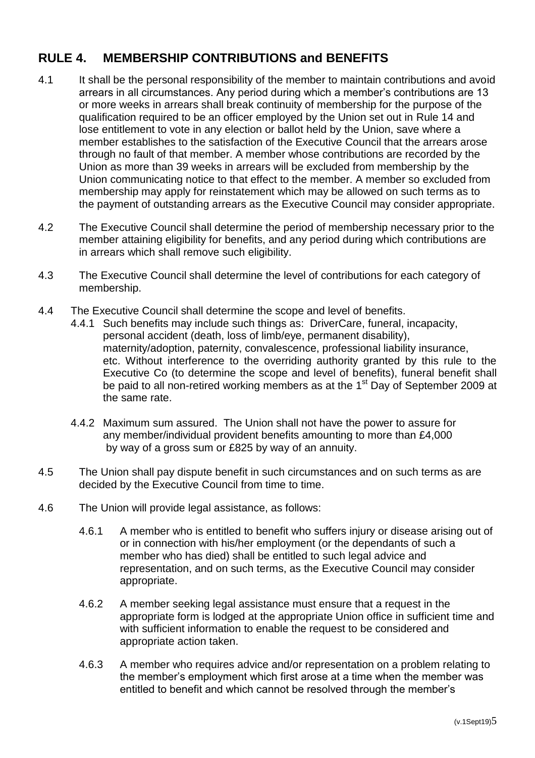## RULE 4. MEMBERSHIP CONTRIBUTIONS and BENEFITS

4.1 It shall be the personal responsibility of the member to maintain contributions and avoid arrears in all circumstances. Any period during which a member's contributions are 13 or more weeks in arrears shall break continuity of membership for the purpose of the qualification required to be an officer employed by the Union set out in Rule 14 and lose entitlement to vote in any election or ballot held by the Union, save where a member establishes to the satisfaction of the Executive Council that the arrears arose through no fault of that member. A member whose contributions are recorded by the Union as more than 39 weeks in arrears will be excluded from membership by the Union communicating notice to that effect to the member. A member so excluded from membership may apply for reinstatement which may be allowed on such terms as to the payment of outstanding arrears as the Executive Council may consider appropriate.

4.2 The Executive Council shall determine the period of membership necessary prior to the member attaining eligibility for benefits, and any period during which contributions are in arrears which shall remove such eligibility.

4.3 The Executive Council shall determine the level of contributions for each category of membership.

4.4 The Executive Council shall determine the scope and level of benefits.

4.4.1 Such benefits may include such things as: DriverCare, funeral, incapacity, personal accident (death, loss of limb/eye, permanent disability), maternity/adoption, paternity, convalescence, professional liability insurance, etc. Without interference to the overriding authority granted by this rule to the Executive Co (to determine the scope and level of benefits), funeral benefit shall be paid to all non-retired working members as at the 1st Day of September 2009 at the same rate.

4.4.2 Maximum sum assured. The Union shall not have the power to assure for any member/individual provident benefits amounting to more than £4,000 by way of a gross sum or £825 by way of an annuity.

4.5 The Union shall pay dispute benefit in such circumstances and on such terms as are decided by the Executive Council from time to time.

4.6 The Union will provide legal assistance, as follows:

4.6.1 A member who is entitled to benefit who suffers injury or disease arising out of or in connection with his/her employment (or the dependants of such a member who has died) shall be entitled to such legal advice and representation, and on such terms, as the Executive Council may consider appropriate.

4.6.2 A member seeking legal assistance must ensure that a request in the appropriate form is lodged at the appropriate Union office in sufficient time and with sufficient information to enable the request to be considered and appropriate action taken.

4.6.3 A member who requires advice and/or representation on a problem relating to the member's employment which first arose at a time when the member was entitled to benefit and which cannot be resolved through the member's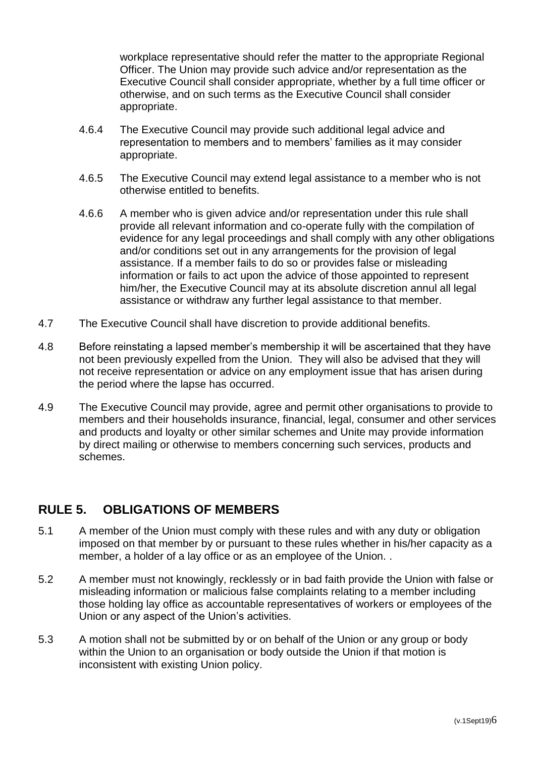workplace representative should refer the matter to the appropriate Regional Officer. The Union may provide such advice and/or representation as the Executive Council shall consider appropriate, whether by a full time officer or otherwise, and on such terms as the Executive Council shall consider appropriate.

4.6.4 The Executive Council may provide such additional legal advice and representation to members and to members' families as it may consider appropriate.

4.6.5 The Executive Council may extend legal assistance to a member who is not otherwise entitled to benefits.

4.6.6 A member who is given advice and/or representation under this rule shall provide all relevant information and co-operate fully with the compilation of evidence for any legal proceedings and shall comply with any other obligations and/or conditions set out in any arrangements for the provision of legal assistance. If a member fails to do so or provides false or misleading information or fails to act upon the advice of those appointed to represent him/her, the Executive Council may at its absolute discretion annul all legal assistance or withdraw any further legal assistance to that member.

4.7 The Executive Council shall have discretion to provide additional benefits.

4.8 Before reinstating a lapsed member's membership it will be ascertained that they have not been previously expelled from the Union. They will also be advised that they will not receive representation or advice on any employment issue that has arisen during the period where the lapse has occurred.

4.9 The Executive Council may provide, agree and permit other organisations to provide to members and their households insurance, financial, legal, consumer and other services and products and loyalty or other similar schemes and Unite may provide information by direct mailing or otherwise to members concerning such services, products and schemes.

## RULE 5. OBLIGATIONS OF MEMBERS

5.1 A member of the Union must comply with these rules and with any duty or obligation imposed on that member by or pursuant to these rules whether in his/her capacity as a member, a holder of a lay office or as an employee of the Union. .

5.2 A member must not knowingly, recklessly or in bad faith provide the Union with false or misleading information or malicious false complaints relating to a member including those holding lay office as accountable representatives of workers or employees of the Union or any aspect of the Union's activities.

5.3 A motion shall not be submitted by or on behalf of the Union or any group or body within the Union to an organisation or body outside the Union if that motion is inconsistent with existing Union policy.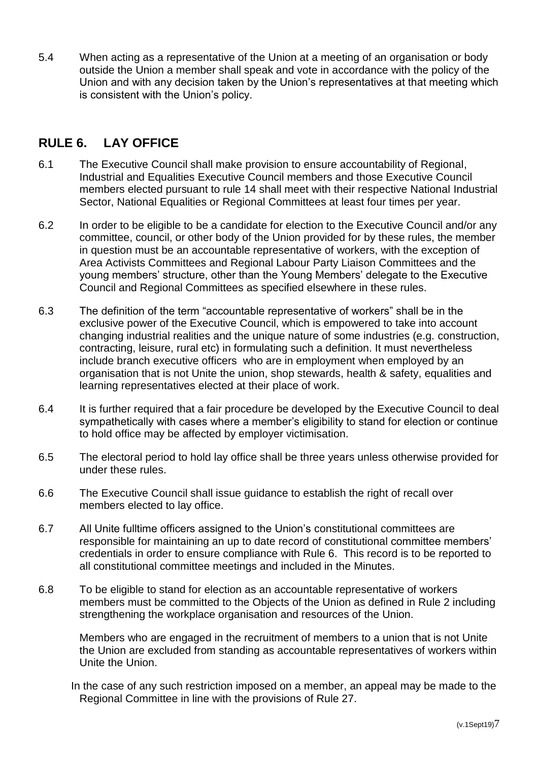5.4 When acting as a representative of the Union at a meeting of an organisation or body outside the Union a member shall speak and vote in accordance with the policy of the Union and with any decision taken by the Union's representatives at that meeting which is consistent with the Union's policy.

## RULE 6. LAY OFFICE

6.1 The Executive Council shall make provision to ensure accountability of Regional, Industrial and Equalities Executive Council members and those Executive Council members elected pursuant to rule 14 shall meet with their respective National Industrial Sector, National Equalities or Regional Committees at least four times per year.

6.2 In order to be eligible to be a candidate for election to the Executive Council and/or any committee, council, or other body of the Union provided for by these rules, the member in question must be an accountable representative of workers, with the exception of Area Activists Committees and Regional Labour Party Liaison Committees and the young members' structure, other than the Young Members' delegate to the Executive Council and Regional Committees as specified elsewhere in these rules.

6.3 The definition of the term "accountable representative of workers" shall be in the exclusive power of the Executive Council, which is empowered to take into account changing industrial realities and the unique nature of some industries (e.g. construction, contracting, leisure, rural etc) in formulating such a definition. It must nevertheless include branch executive officers who are in employment when employed by an organisation that is not Unite the union, shop stewards, health & safety, equalities and learning representatives elected at their place of work.

6.4 It is further required that a fair procedure be developed by the Executive Council to deal sympathetically with cases where a member's eligibility to stand for election or continue to hold office may be affected by employer victimisation.

6.5 The electoral period to hold lay office shall be three years unless otherwise provided for under these rules.

6.6 The Executive Council shall issue guidance to establish the right of recall over members elected to lay office.

6.7 All Unite fulltime officers assigned to the Union's constitutional committees are responsible for maintaining an up to date record of constitutional committee members' credentials in order to ensure compliance with Rule 6. This record is to be reported to all constitutional committee meetings and included in the Minutes.

6.8 To be eligible to stand for election as an accountable representative of workers members must be committed to the Objects of the Union as defined in Rule 2 including strengthening the workplace organisation and resources of the Union.

Members who are engaged in the recruitment of members to a union that is not Unite the Union are excluded from standing as accountable representatives of workers within Unite the Union.

In the case of any such restriction imposed on a member, an appeal may be made to the Regional Committee in line with the provisions of Rule 27.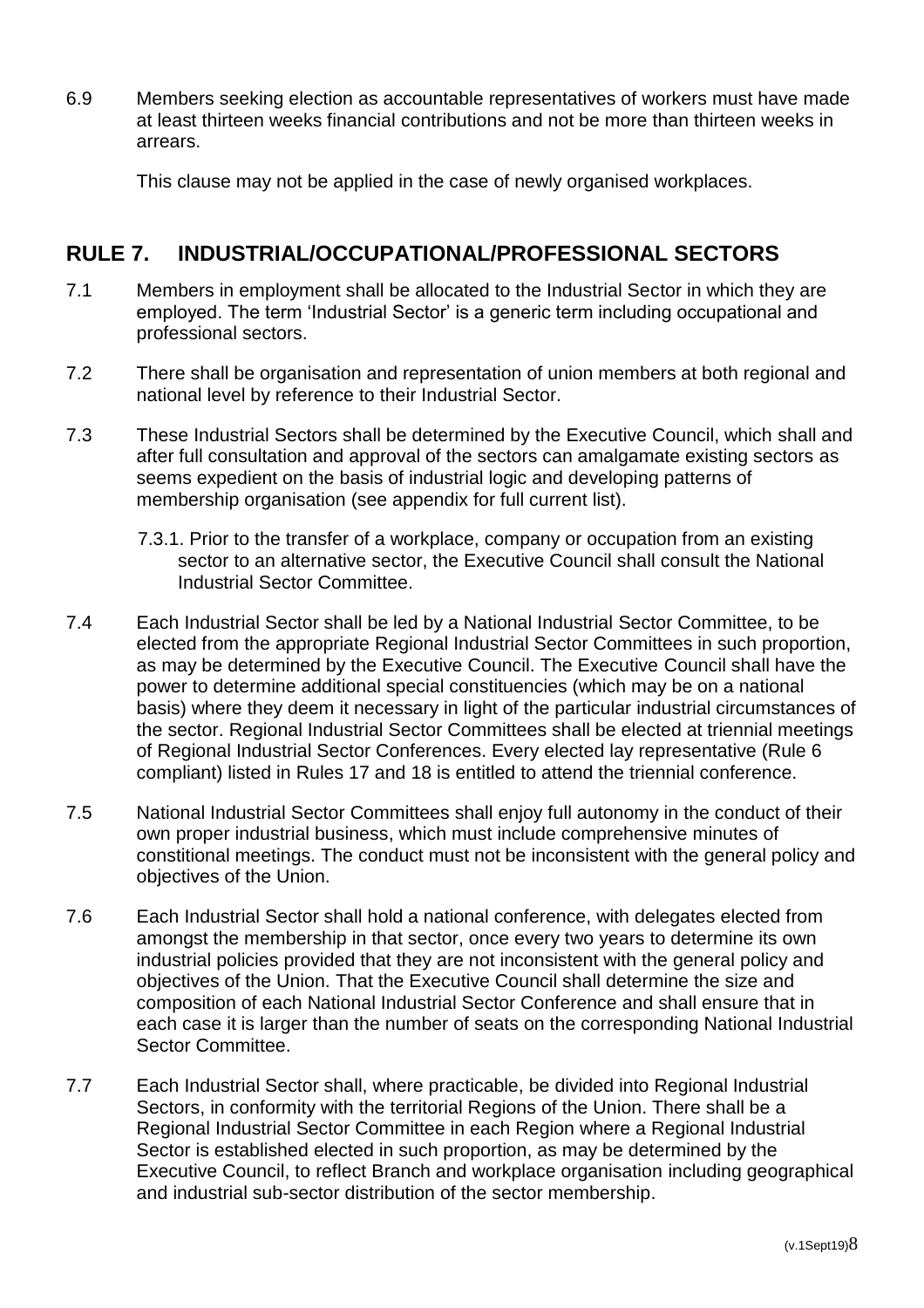6.9 Members seeking election as accountable representatives of workers must have made at least thirteen weeks financial contributions and not be more than thirteen weeks in arrears.

This clause may not be applied in the case of newly organised workplaces.

## RULE 7. INDUSTRIAL/OCCUPATIONAL/PROFESSIONAL SECTORS

7.1 Members in employment shall be allocated to the Industrial Sector in which they are employed. The term 'Industrial Sector' is a generic term including occupational and professional sectors.

7.2 There shall be organisation and representation of union members at both regional and national level by reference to their Industrial Sector.

7.3 These Industrial Sectors shall be determined by the Executive Council, which shall and after full consultation and approval of the sectors can amalgamate existing sectors as seems expedient on the basis of industrial logic and developing patterns of membership organisation (see appendix for full current list).

7.3.1. Prior to the transfer of a workplace, company or occupation from an existing sector to an alternative sector, the Executive Council shall consult the National Industrial Sector Committee.

7.4 Each Industrial Sector shall be led by a National Industrial Sector Committee, to be elected from the appropriate Regional Industrial Sector Committees in such proportion, as may be determined by the Executive Council. The Executive Council shall have the power to determine additional special constituencies (which may be on a national basis) where they deem it necessary in light of the particular industrial circumstances of the sector. Regional Industrial Sector Committees shall be elected at triennial meetings of Regional Industrial Sector Conferences. Every elected lay representative (Rule 6 compliant) listed in Rules 17 and 18 is entitled to attend the triennial conference.

7.5 National Industrial Sector Committees shall enjoy full autonomy in the conduct of their own proper industrial business, which must include comprehensive minutes of constitional meetings. The conduct must not be inconsistent with the general policy and objectives of the Union.

7.6 Each Industrial Sector shall hold a national conference, with delegates elected from amongst the membership in that sector, once every two years to determine its own industrial policies provided that they are not inconsistent with the general policy and objectives of the Union. That the Executive Council shall determine the size and composition of each National Industrial Sector Conference and shall ensure that in each case it is larger than the number of seats on the corresponding National Industrial Sector Committee.

7.7 Each Industrial Sector shall, where practicable, be divided into Regional Industrial Sectors, in conformity with the territorial Regions of the Union. There shall be a Regional Industrial Sector Committee in each Region where a Regional Industrial Sector is established elected in such proportion, as may be determined by the Executive Council, to reflect Branch and workplace organisation including geographical and industrial sub-sector distribution of the sector membership.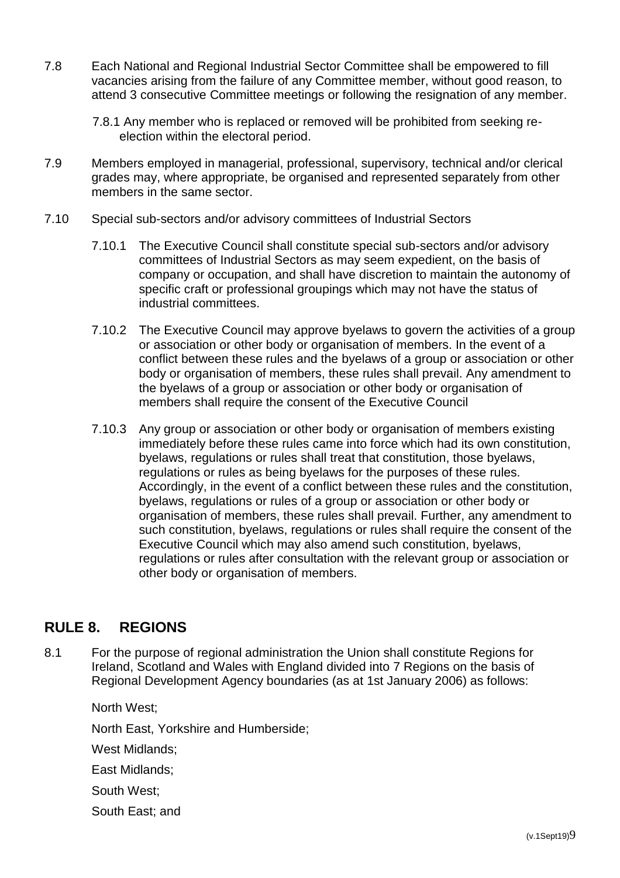7.8 Each National and Regional Industrial Sector Committee shall be empowered to fill vacancies arising from the failure of any Committee member, without good reason, to attend 3 consecutive Committee meetings or following the resignation of any member.

7.8.1 Any member who is replaced or removed will be prohibited from seeking re-election within the electoral period.

7.9 Members employed in managerial, professional, supervisory, technical and/or clerical grades may, where appropriate, be organised and represented separately from other members in the same sector.

7.10 Special sub-sectors and/or advisory committees of Industrial Sectors

7.10.1 The Executive Council shall constitute special sub-sectors and/or advisory committees of Industrial Sectors as may seem expedient, on the basis of company or occupation, and shall have discretion to maintain the autonomy of specific craft or professional groupings which may not have the status of industrial committees.

7.10.2 The Executive Council may approve byelaws to govern the activities of a group or association or other body or organisation of members. In the event of a conflict between these rules and the byelaws of a group or association or other body or organisation of members, these rules shall prevail. Any amendment to the byelaws of a group or association or other body or organisation of members shall require the consent of the Executive Council

7.10.3 Any group or association or other body or organisation of members existing immediately before these rules came into force which had its own constitution, byelaws, regulations or rules shall treat that constitution, those byelaws, regulations or rules as being byelaws for the purposes of these rules. Accordingly, in the event of a conflict between these rules and the constitution, byelaws, regulations or rules of a group or association or other body or organisation of members, these rules shall prevail. Further, any amendment to such constitution, byelaws, regulations or rules shall require the consent of the Executive Council which may also amend such constitution, byelaws, regulations or rules after consultation with the relevant group or association or other body or organisation of members.

## RULE 8. REGIONS

8.1 For the purpose of regional administration the Union shall constitute Regions for Ireland, Scotland and Wales with England divided into 7 Regions on the basis of Regional Development Agency boundaries (as at 1st January 2006) as follows:

North West;

North East, Yorkshire and Humberside;

West Midlands;

East Midlands;

South West;

South East; and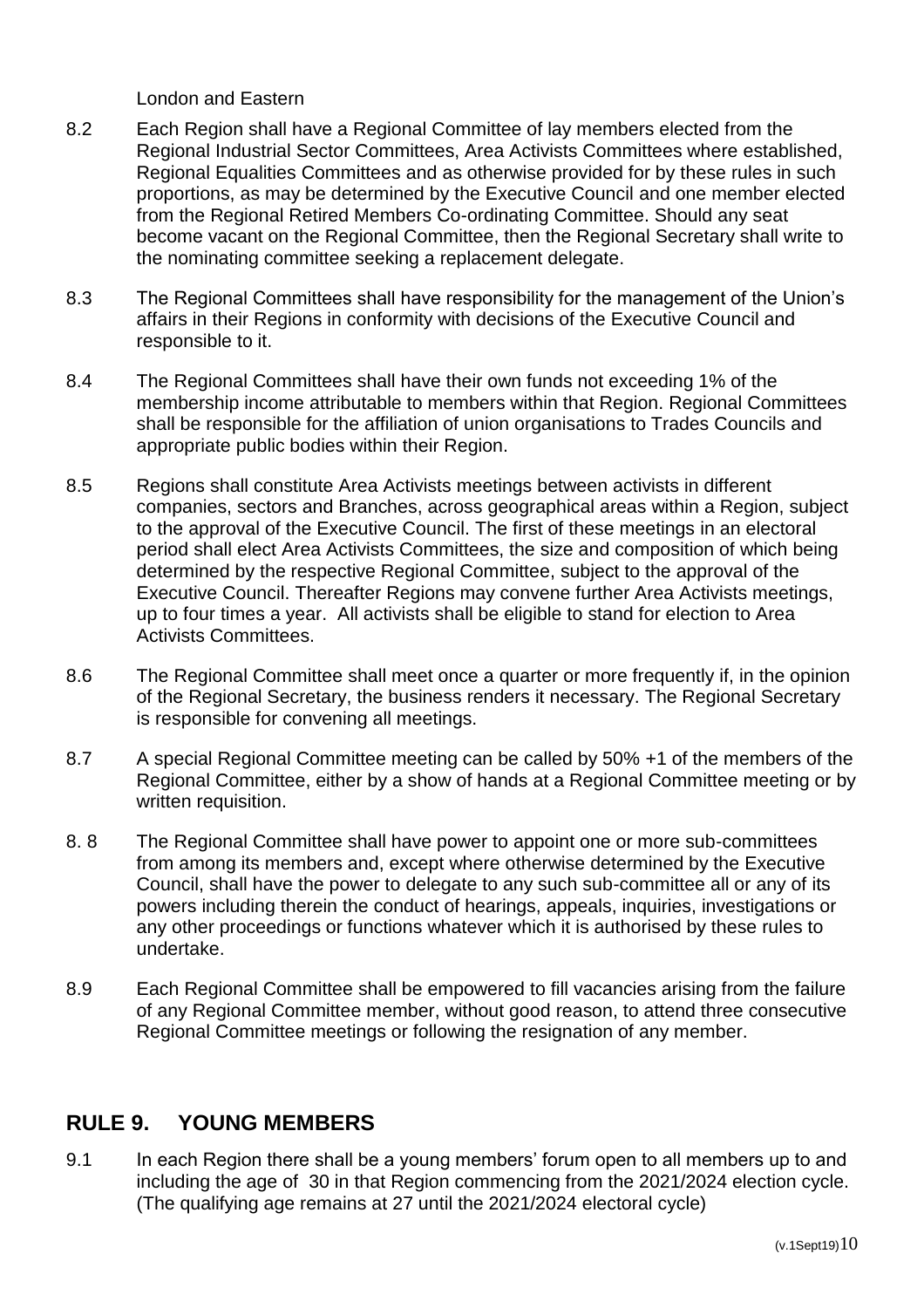London and Eastern

8.2 Each Region shall have a Regional Committee of lay members elected from the Regional Industrial Sector Committees, Area Activists Committees where established, Regional Equalities Committees and as otherwise provided for by these rules in such proportions, as may be determined by the Executive Council and one member elected from the Regional Retired Members Co-ordinating Committee. Should any seat become vacant on the Regional Committee, then the Regional Secretary shall write to the nominating committee seeking a replacement delegate.

8.3 The Regional Committees shall have responsibility for the management of the Union's affairs in their Regions in conformity with decisions of the Executive Council and responsible to it.

8.4 The Regional Committees shall have their own funds not exceeding 1% of the membership income attributable to members within that Region. Regional Committees shall be responsible for the affiliation of union organisations to Trades Councils and appropriate public bodies within their Region.

8.5 Regions shall constitute Area Activists meetings between activists in different companies, sectors and Branches, across geographical areas within a Region, subject to the approval of the Executive Council. The first of these meetings in an electoral period shall elect Area Activists Committees, the size and composition of which being determined by the respective Regional Committee, subject to the approval of the Executive Council. Thereafter Regions may convene further Area Activists meetings, up to four times a year. All activists shall be eligible to stand for election to Area Activists Committees.

8.6 The Regional Committee shall meet once a quarter or more frequently if, in the opinion of the Regional Secretary, the business renders it necessary. The Regional Secretary is responsible for convening all meetings.

8.7 A special Regional Committee meeting can be called by 50% +1 of the members of the Regional Committee, either by a show of hands at a Regional Committee meeting or by written requisition.

8. 8 The Regional Committee shall have power to appoint one or more sub-committees from among its members and, except where otherwise determined by the Executive Council, shall have the power to delegate to any such sub-committee all or any of its powers including therein the conduct of hearings, appeals, inquiries, investigations or any other proceedings or functions whatever which it is authorised by these rules to undertake.

8.9 Each Regional Committee shall be empowered to fill vacancies arising from the failure of any Regional Committee member, without good reason, to attend three consecutive Regional Committee meetings or following the resignation of any member.

## RULE 9. YOUNG MEMBERS

9.1 In each Region there shall be a young members' forum open to all members up to and including the age of 30 in that Region commencing from the 2021/2024 election cycle. (The qualifying age remains at 27 until the 2021/2024 electoral cycle)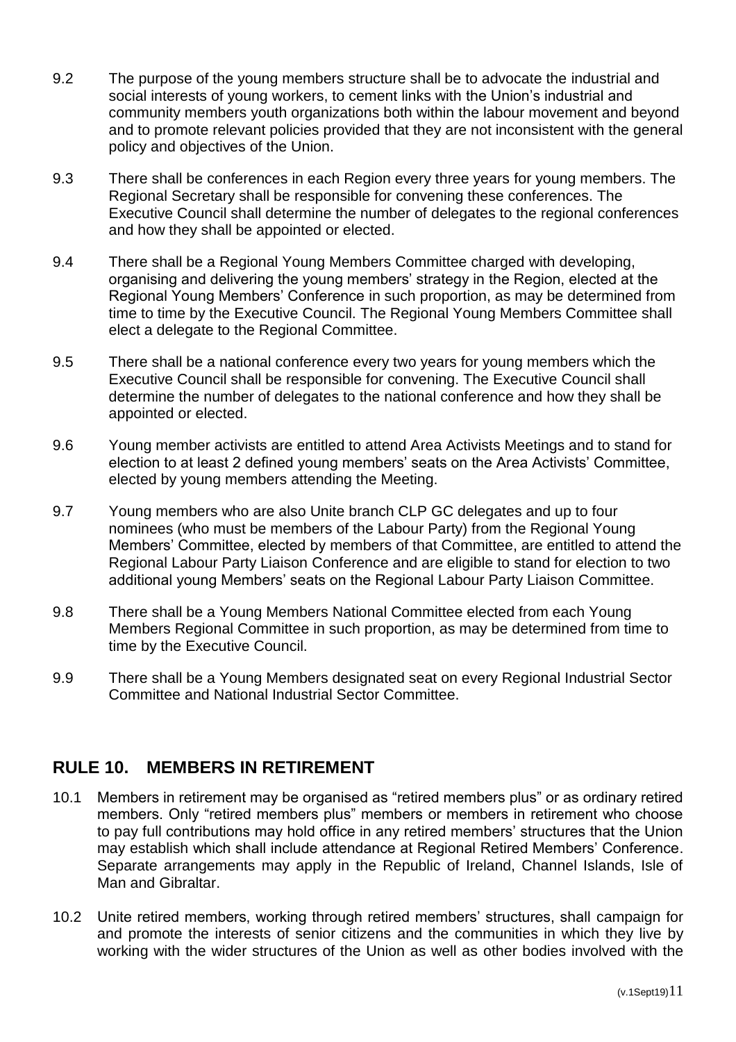9.2 The purpose of the young members structure shall be to advocate the industrial and social interests of young workers, to cement links with the Union's industrial and community members youth organizations both within the labour movement and beyond and to promote relevant policies provided that they are not inconsistent with the general policy and objectives of the Union.

9.3 There shall be conferences in each Region every three years for young members. The Regional Secretary shall be responsible for convening these conferences. The Executive Council shall determine the number of delegates to the regional conferences and how they shall be appointed or elected.

9.4 There shall be a Regional Young Members Committee charged with developing, organising and delivering the young members' strategy in the Region, elected at the Regional Young Members' Conference in such proportion, as may be determined from time to time by the Executive Council. The Regional Young Members Committee shall elect a delegate to the Regional Committee.

9.5 There shall be a national conference every two years for young members which the Executive Council shall be responsible for convening. The Executive Council shall determine the number of delegates to the national conference and how they shall be appointed or elected.

9.6 Young member activists are entitled to attend Area Activists Meetings and to stand for election to at least 2 defined young members' seats on the Area Activists' Committee, elected by young members attending the Meeting.

9.7 Young members who are also Unite branch CLP GC delegates and up to four nominees (who must be members of the Labour Party) from the Regional Young Members' Committee, elected by members of that Committee, are entitled to attend the Regional Labour Party Liaison Conference and are eligible to stand for election to two additional young Members' seats on the Regional Labour Party Liaison Committee.

9.8 There shall be a Young Members National Committee elected from each Young Members Regional Committee in such proportion, as may be determined from time to time by the Executive Council.

9.9 There shall be a Young Members designated seat on every Regional Industrial Sector Committee and National Industrial Sector Committee.

## RULE 10. MEMBERS IN RETIREMENT

10.1 Members in retirement may be organised as "retired members plus" or as ordinary retired members. Only "retired members plus" members or members in retirement who choose to pay full contributions may hold office in any retired members' structures that the Union may establish which shall include attendance at Regional Retired Members' Conference. Separate arrangements may apply in the Republic of Ireland, Channel Islands, Isle of Man and Gibraltar.

10.2 Unite retired members, working through retired members' structures, shall campaign for and promote the interests of senior citizens and the communities in which they live by working with the wider structures of the Union as well as other bodies involved with the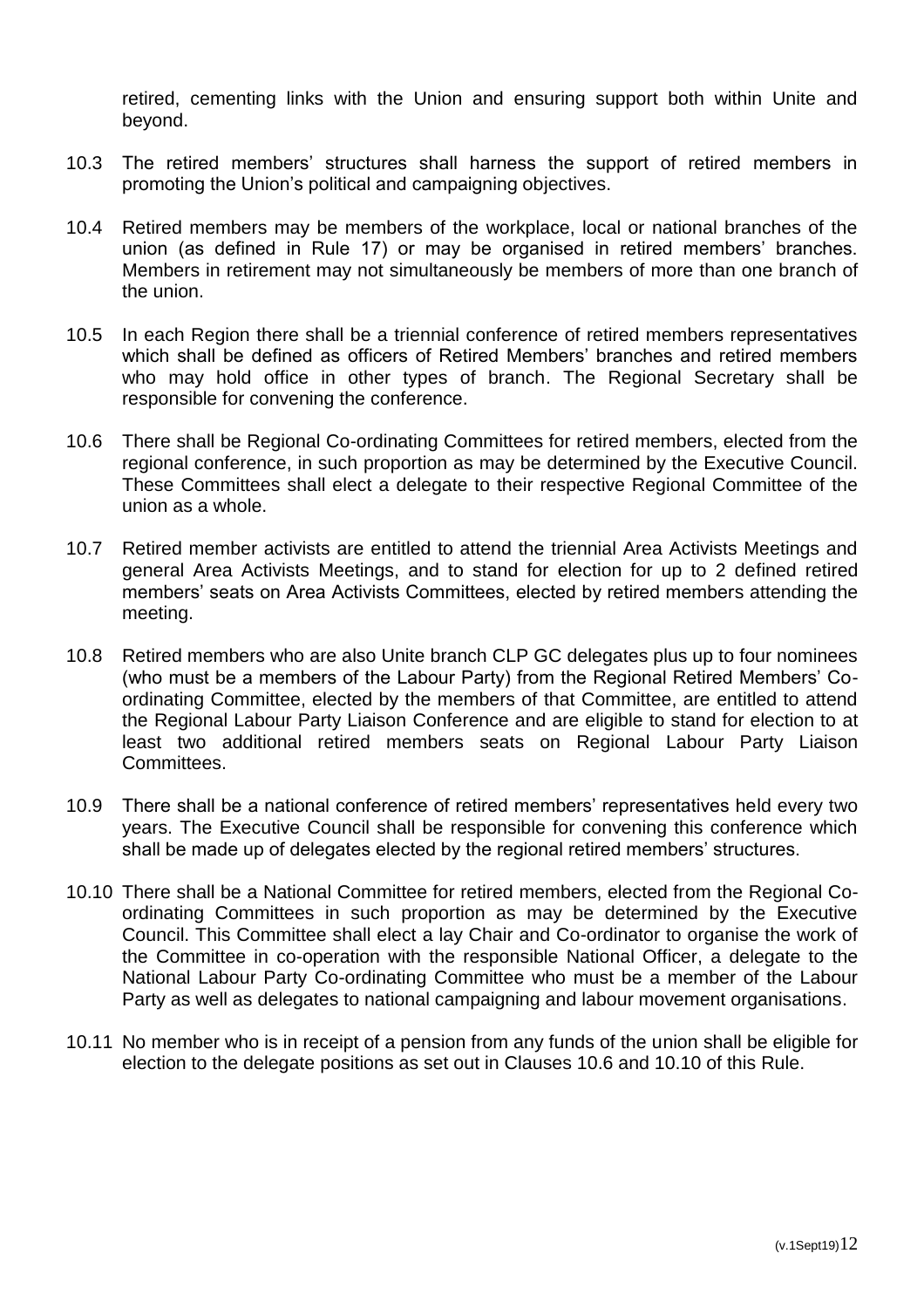retired, cementing links with the Union and ensuring support both within Unite and beyond.

10.3 The retired members' structures shall harness the support of retired members in promoting the Union's political and campaigning objectives.

10.4 Retired members may be members of the workplace, local or national branches of the union (as defined in Rule 17) or may be organised in retired members' branches. Members in retirement may not simultaneously be members of more than one branch of the union.

10.5 In each Region there shall be a triennial conference of retired members representatives which shall be defined as officers of Retired Members' branches and retired members who may hold office in other types of branch. The Regional Secretary shall be responsible for convening the conference.

10.6 There shall be Regional Co-ordinating Committees for retired members, elected from the regional conference, in such proportion as may be determined by the Executive Council. These Committees shall elect a delegate to their respective Regional Committee of the union as a whole.

10.7 Retired member activists are entitled to attend the triennial Area Activists Meetings and general Area Activists Meetings, and to stand for election for up to 2 defined retired members' seats on Area Activists Committees, elected by retired members attending the meeting.

10.8 Retired members who are also Unite branch CLP GC delegates plus up to four nominees (who must be a members of the Labour Party) from the Regional Retired Members' Co-ordinating Committee, elected by the members of that Committee, are entitled to attend the Regional Labour Party Liaison Conference and are eligible to stand for election to at least two additional retired members seats on Regional Labour Party Liaison Committees.

10.9 There shall be a national conference of retired members' representatives held every two years. The Executive Council shall be responsible for convening this conference which shall be made up of delegates elected by the regional retired members' structures.

10.10 There shall be a National Committee for retired members, elected from the Regional Co-ordinating Committees in such proportion as may be determined by the Executive Council. This Committee shall elect a lay Chair and Co-ordinator to organise the work of the Committee in co-operation with the responsible National Officer, a delegate to the National Labour Party Co-ordinating Committee who must be a member of the Labour Party as well as delegates to national campaigning and labour movement organisations.

10.11 No member who is in receipt of a pension from any funds of the union shall be eligible for election to the delegate positions as set out in Clauses 10.6 and 10.10 of this Rule.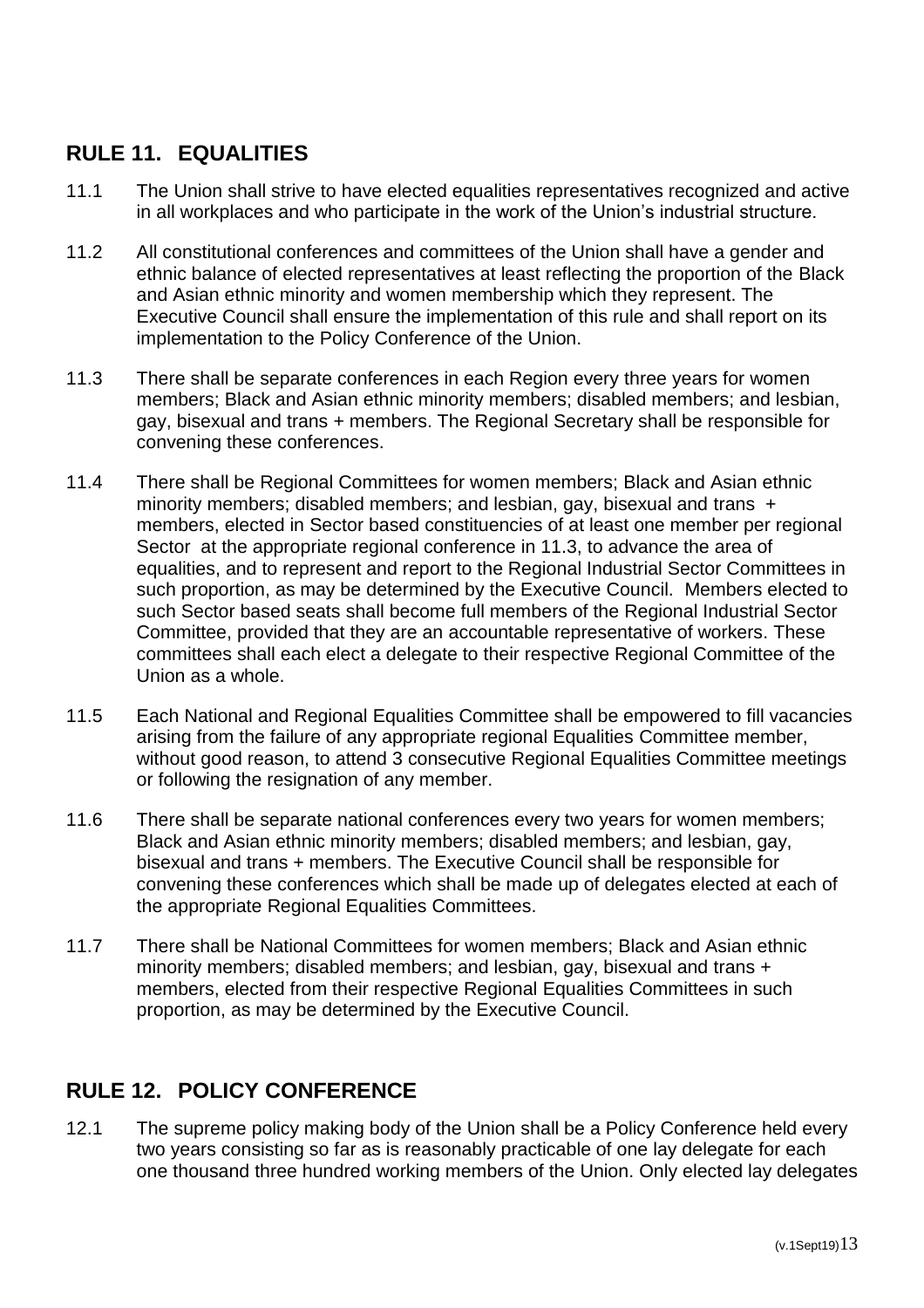## RULE 11. EQUALITIES

11.1 The Union shall strive to have elected equalities representatives recognized and active in all workplaces and who participate in the work of the Union's industrial structure.

11.2 All constitutional conferences and committees of the Union shall have a gender and ethnic balance of elected representatives at least reflecting the proportion of the Black and Asian ethnic minority and women membership which they represent. The Executive Council shall ensure the implementation of this rule and shall report on its implementation to the Policy Conference of the Union.

11.3 There shall be separate conferences in each Region every three years for women members; Black and Asian ethnic minority members; disabled members; and lesbian, gay, bisexual and trans + members. The Regional Secretary shall be responsible for convening these conferences.

11.4 There shall be Regional Committees for women members; Black and Asian ethnic minority members; disabled members; and lesbian, gay, bisexual and trans + members, elected in Sector based constituencies of at least one member per regional Sector at the appropriate regional conference in 11.3, to advance the area of equalities, and to represent and report to the Regional Industrial Sector Committees in such proportion, as may be determined by the Executive Council. Members elected to such Sector based seats shall become full members of the Regional Industrial Sector Committee, provided that they are an accountable representative of workers. These committees shall each elect a delegate to their respective Regional Committee of the Union as a whole.

11.5 Each National and Regional Equalities Committee shall be empowered to fill vacancies arising from the failure of any appropriate regional Equalities Committee member, without good reason, to attend 3 consecutive Regional Equalities Committee meetings or following the resignation of any member.

11.6 There shall be separate national conferences every two years for women members; Black and Asian ethnic minority members; disabled members; and lesbian, gay, bisexual and trans + members. The Executive Council shall be responsible for convening these conferences which shall be made up of delegates elected at each of the appropriate Regional Equalities Committees.

11.7 There shall be National Committees for women members; Black and Asian ethnic minority members; disabled members; and lesbian, gay, bisexual and trans + members, elected from their respective Regional Equalities Committees in such proportion, as may be determined by the Executive Council.

## RULE 12. POLICY CONFERENCE

12.1 The supreme policy making body of the Union shall be a Policy Conference held every two years consisting so far as is reasonably practicable of one lay delegate for each one thousand three hundred working members of the Union. Only elected lay delegates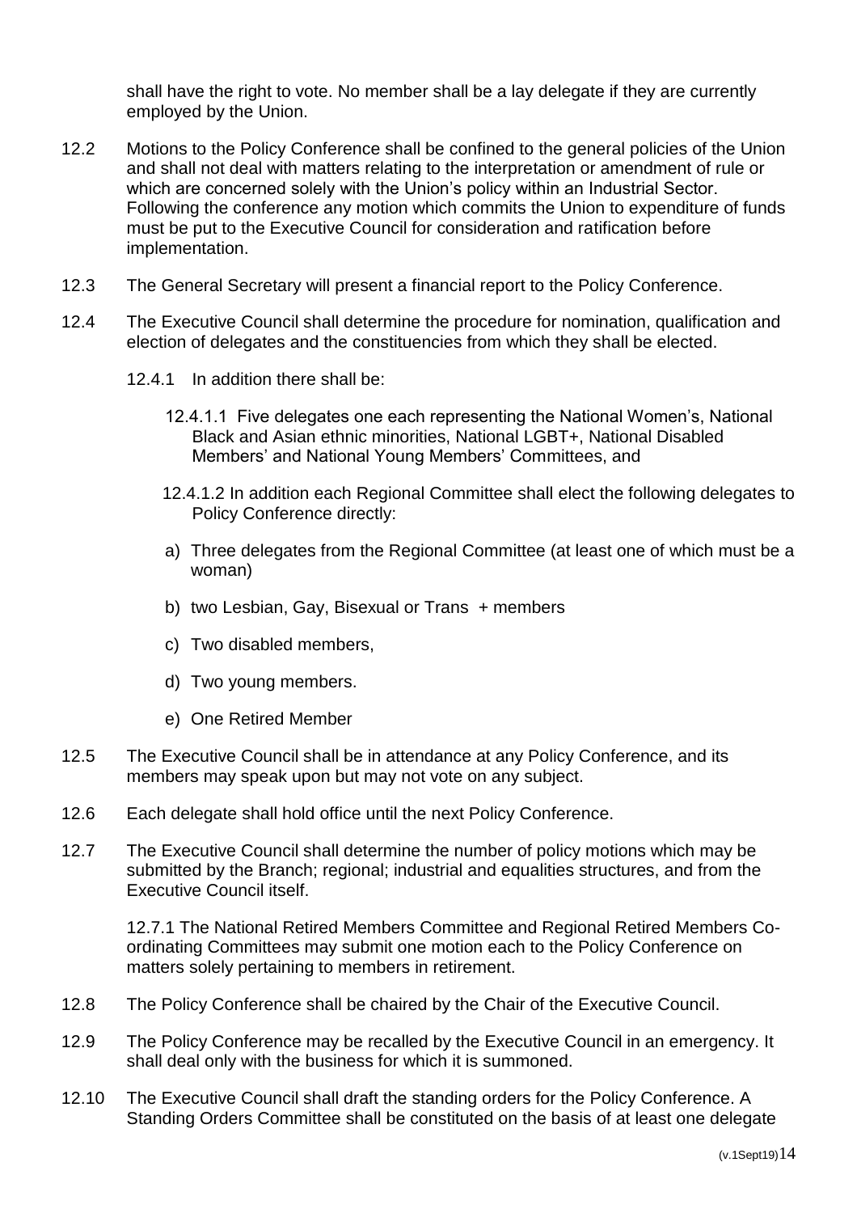shall have the right to vote. No member shall be a lay delegate if they are currently employed by the Union.

12.2 Motions to the Policy Conference shall be confined to the general policies of the Union and shall not deal with matters relating to the interpretation or amendment of rule or which are concerned solely with the Union's policy within an Industrial Sector. Following the conference any motion which commits the Union to expenditure of funds must be put to the Executive Council for consideration and ratification before implementation.

12.3 The General Secretary will present a financial report to the Policy Conference.

12.4 The Executive Council shall determine the procedure for nomination, qualification and election of delegates and the constituencies from which they shall be elected.

12.4.1 In addition there shall be:

12.4.1.1 Five delegates one each representing the National Women's, National Black and Asian ethnic minorities, National LGBT+, National Disabled Members' and National Young Members' Committees, and

12.4.1.2 In addition each Regional Committee shall elect the following delegates to Policy Conference directly:

a) Three delegates from the Regional Committee (at least one of which must be a woman)

b) two Lesbian, Gay, Bisexual or Trans + members

c) Two disabled members,

d) Two young members.

e) One Retired Member

12.5 The Executive Council shall be in attendance at any Policy Conference, and its members may speak upon but may not vote on any subject.

12.6 Each delegate shall hold office until the next Policy Conference.

12.7 The Executive Council shall determine the number of policy motions which may be submitted by the Branch; regional; industrial and equalities structures, and from the Executive Council itself.

12.7.1 The National Retired Members Committee and Regional Retired Members Co-ordinating Committees may submit one motion each to the Policy Conference on matters solely pertaining to members in retirement.

12.8 The Policy Conference shall be chaired by the Chair of the Executive Council.

12.9 The Policy Conference may be recalled by the Executive Council in an emergency. It shall deal only with the business for which it is summoned.

12.10 The Executive Council shall draft the standing orders for the Policy Conference. A Standing Orders Committee shall be constituted on the basis of at least one delegate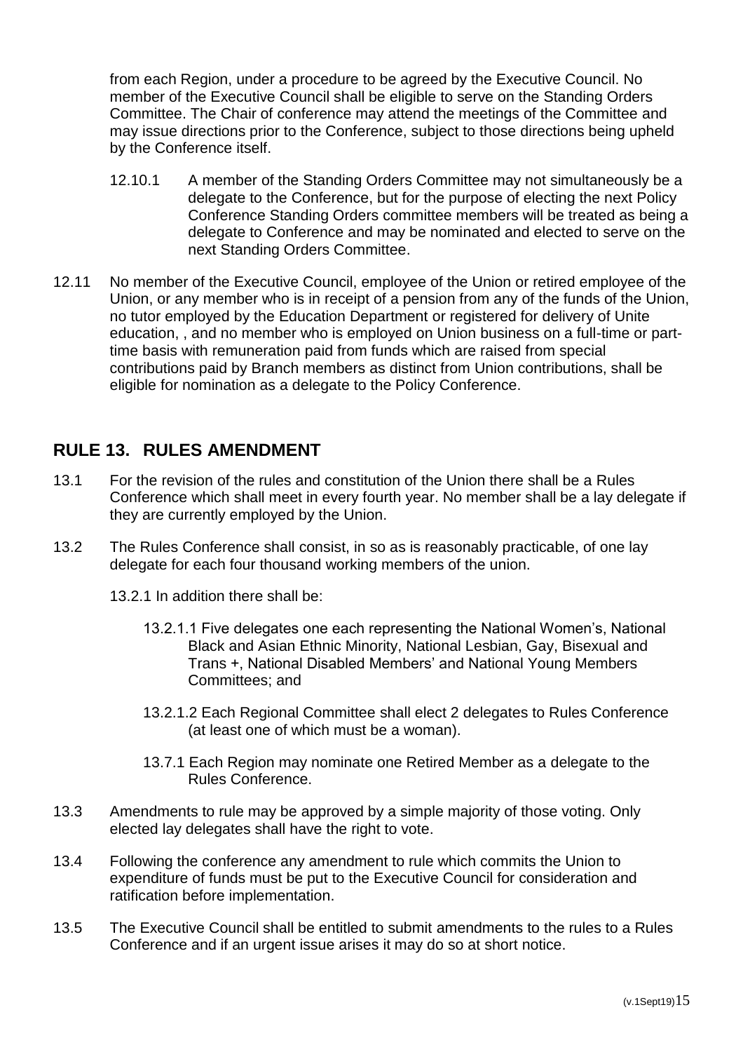from each Region, under a procedure to be agreed by the Executive Council. No member of the Executive Council shall be eligible to serve on the Standing Orders Committee. The Chair of conference may attend the meetings of the Committee and may issue directions prior to the Conference, subject to those directions being upheld by the Conference itself.

12.10.1 A member of the Standing Orders Committee may not simultaneously be a delegate to the Conference, but for the purpose of electing the next Policy Conference Standing Orders committee members will be treated as being a delegate to Conference and may be nominated and elected to serve on the next Standing Orders Committee.

12.11 No member of the Executive Council, employee of the Union or retired employee of the Union, or any member who is in receipt of a pension from any of the funds of the Union, no tutor employed by the Education Department or registered for delivery of Unite education, , and no member who is employed on Union business on a full-time or part-time basis with remuneration paid from funds which are raised from special contributions paid by Branch members as distinct from Union contributions, shall be eligible for nomination as a delegate to the Policy Conference.

## RULE 13. RULES AMENDMENT

13.1 For the revision of the rules and constitution of the Union there shall be a Rules Conference which shall meet in every fourth year. No member shall be a lay delegate if they are currently employed by the Union.

13.2 The Rules Conference shall consist, in so as is reasonably practicable, of one lay delegate for each four thousand working members of the union.

13.2.1 In addition there shall be:

13.2.1.1 Five delegates one each representing the National Women's, National Black and Asian Ethnic Minority, National Lesbian, Gay, Bisexual and Trans +, National Disabled Members' and National Young Members Committees; and

13.2.1.2 Each Regional Committee shall elect 2 delegates to Rules Conference (at least one of which must be a woman).

13.7.1 Each Region may nominate one Retired Member as a delegate to the Rules Conference.

13.3 Amendments to rule may be approved by a simple majority of those voting. Only elected lay delegates shall have the right to vote.

13.4 Following the conference any amendment to rule which commits the Union to expenditure of funds must be put to the Executive Council for consideration and ratification before implementation.

13.5 The Executive Council shall be entitled to submit amendments to the rules to a Rules Conference and if an urgent issue arises it may do so at short notice.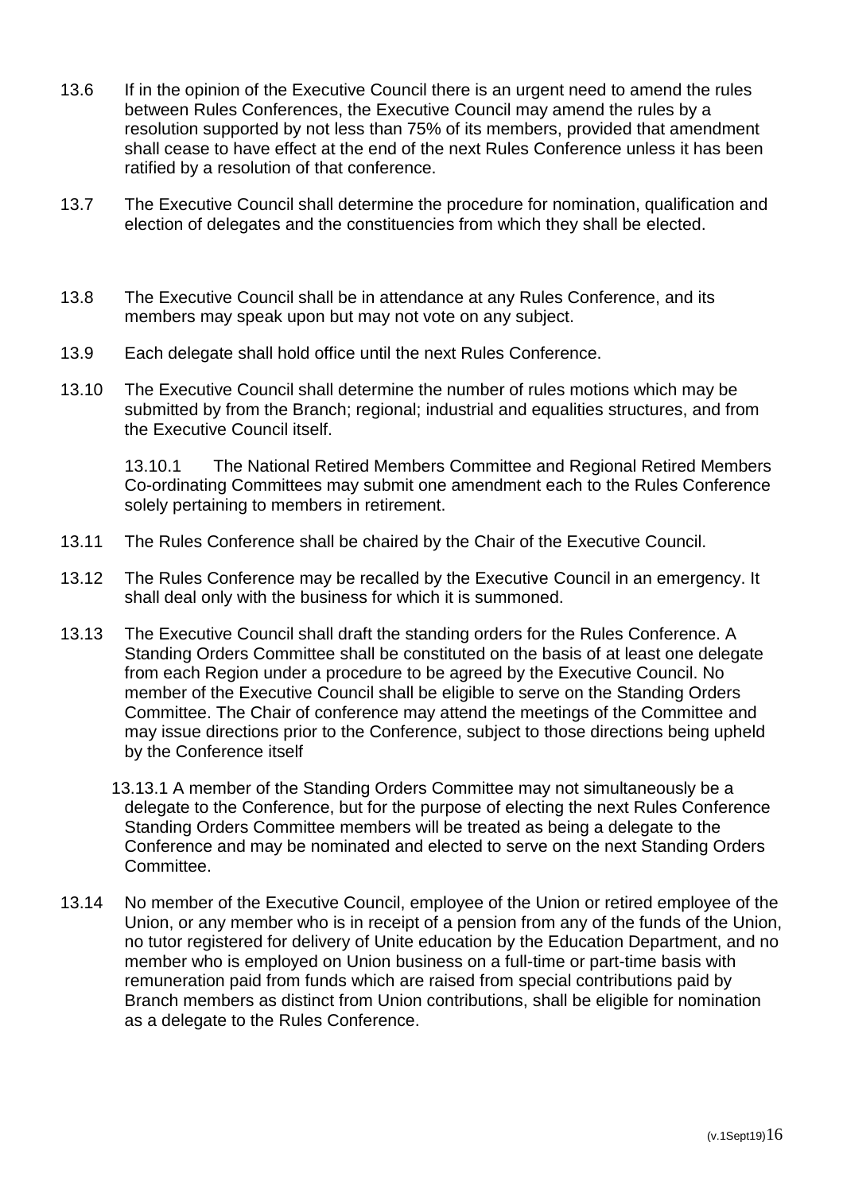13.6 If in the opinion of the Executive Council there is an urgent need to amend the rules between Rules Conferences, the Executive Council may amend the rules by a resolution supported by not less than 75% of its members, provided that amendment shall cease to have effect at the end of the next Rules Conference unless it has been ratified by a resolution of that conference.

13.7 The Executive Council shall determine the procedure for nomination, qualification and election of delegates and the constituencies from which they shall be elected.

13.8 The Executive Council shall be in attendance at any Rules Conference, and its members may speak upon but may not vote on any subject.

13.9 Each delegate shall hold office until the next Rules Conference.

13.10 The Executive Council shall determine the number of rules motions which may be submitted by from the Branch; regional; industrial and equalities structures, and from the Executive Council itself.

13.10.1 The National Retired Members Committee and Regional Retired Members Co-ordinating Committees may submit one amendment each to the Rules Conference solely pertaining to members in retirement.

13.11 The Rules Conference shall be chaired by the Chair of the Executive Council.

13.12 The Rules Conference may be recalled by the Executive Council in an emergency. It shall deal only with the business for which it is summoned.

13.13 The Executive Council shall draft the standing orders for the Rules Conference. A Standing Orders Committee shall be constituted on the basis of at least one delegate from each Region under a procedure to be agreed by the Executive Council. No member of the Executive Council shall be eligible to serve on the Standing Orders Committee. The Chair of conference may attend the meetings of the Committee and may issue directions prior to the Conference, subject to those directions being upheld by the Conference itself

13.13.1 A member of the Standing Orders Committee may not simultaneously be a delegate to the Conference, but for the purpose of electing the next Rules Conference Standing Orders Committee members will be treated as being a delegate to the Conference and may be nominated and elected to serve on the next Standing Orders Committee.

13.14 No member of the Executive Council, employee of the Union or retired employee of the Union, or any member who is in receipt of a pension from any of the funds of the Union, no tutor registered for delivery of Unite education by the Education Department, and no member who is employed on Union business on a full-time or part-time basis with remuneration paid from funds which are raised from special contributions paid by Branch members as distinct from Union contributions, shall be eligible for nomination as a delegate to the Rules Conference.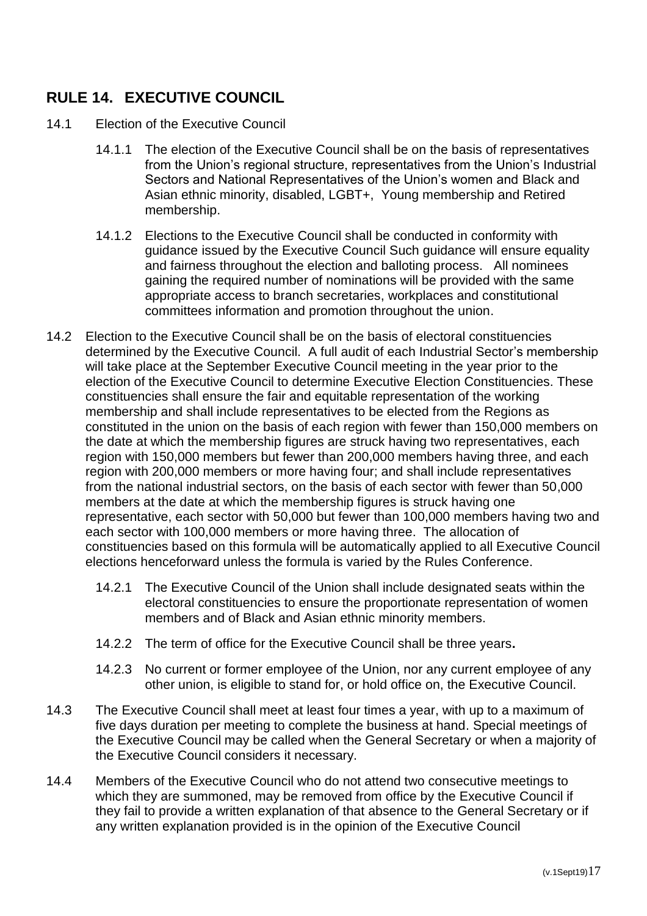## RULE 14. EXECUTIVE COUNCIL

14.1 Election of the Executive Council

14.1.1 The election of the Executive Council shall be on the basis of representatives from the Union's regional structure, representatives from the Union's Industrial Sectors and National Representatives of the Union's women and Black and Asian ethnic minority, disabled, LGBT+, Young membership and Retired membership.

14.1.2 Elections to the Executive Council shall be conducted in conformity with guidance issued by the Executive Council Such guidance will ensure equality and fairness throughout the election and balloting process. All nominees gaining the required number of nominations will be provided with the same appropriate access to branch secretaries, workplaces and constitutional committees information and promotion throughout the union.

14.2 Election to the Executive Council shall be on the basis of electoral constituencies determined by the Executive Council. A full audit of each Industrial Sector's membership will take place at the September Executive Council meeting in the year prior to the election of the Executive Council to determine Executive Election Constituencies. These constituencies shall ensure the fair and equitable representation of the working membership and shall include representatives to be elected from the Regions as constituted in the union on the basis of each region with fewer than 150,000 members on the date at which the membership figures are struck having two representatives, each region with 150,000 members but fewer than 200,000 members having three, and each region with 200,000 members or more having four; and shall include representatives from the national industrial sectors, on the basis of each sector with fewer than 50,000 members at the date at which the membership figures is struck having one representative, each sector with 50,000 but fewer than 100,000 members having two and each sector with 100,000 members or more having three. The allocation of constituencies based on this formula will be automatically applied to all Executive Council elections henceforward unless the formula is varied by the Rules Conference.

14.2.1 The Executive Council of the Union shall include designated seats within the electoral constituencies to ensure the proportionate representation of women members and of Black and Asian ethnic minority members.

14.2.2 The term of office for the Executive Council shall be three years**.**

14.2.3 No current or former employee of the Union, nor any current employee of any other union, is eligible to stand for, or hold office on, the Executive Council.

14.3 The Executive Council shall meet at least four times a year, with up to a maximum of five days duration per meeting to complete the business at hand. Special meetings of the Executive Council may be called when the General Secretary or when a majority of the Executive Council considers it necessary.

14.4 Members of the Executive Council who do not attend two consecutive meetings to which they are summoned, may be removed from office by the Executive Council if they fail to provide a written explanation of that absence to the General Secretary or if any written explanation provided is in the opinion of the Executive Council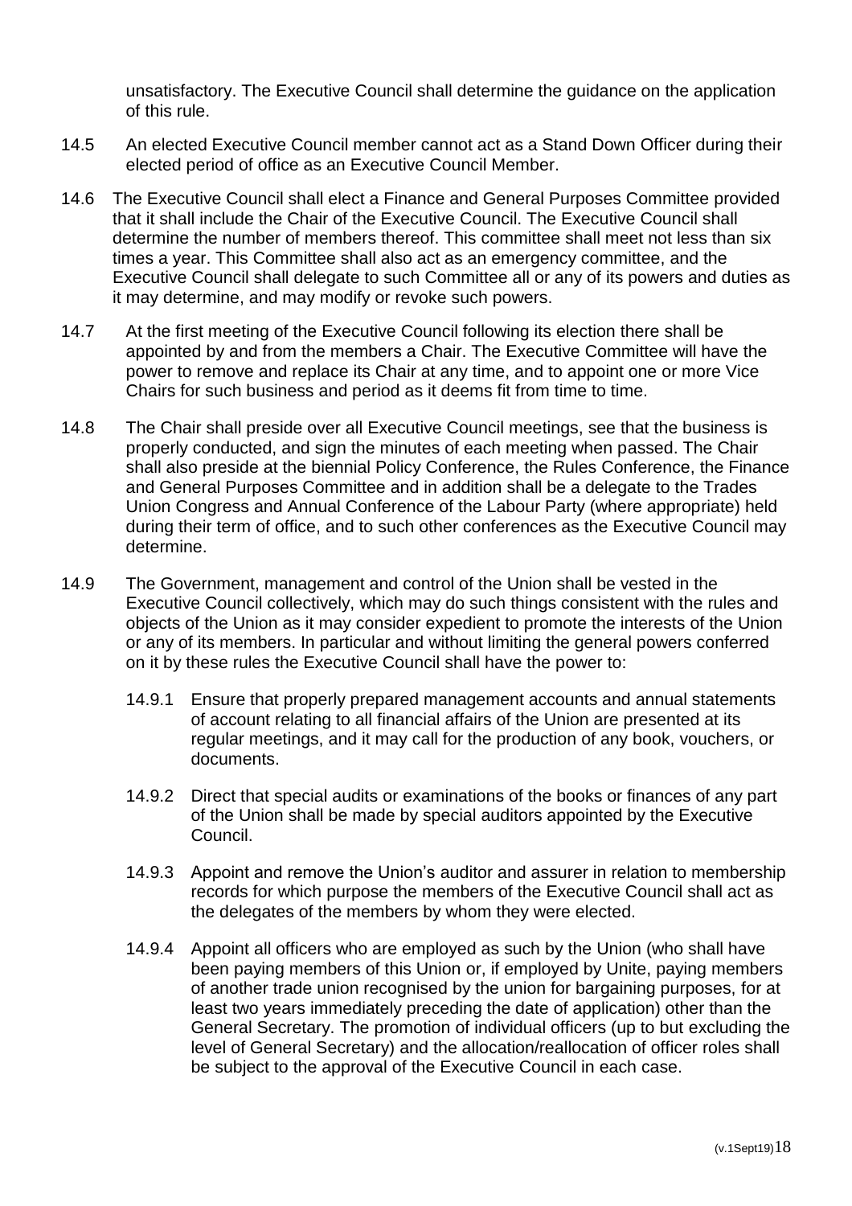unsatisfactory. The Executive Council shall determine the guidance on the application of this rule.

14.5 An elected Executive Council member cannot act as a Stand Down Officer during their elected period of office as an Executive Council Member.

14.6 The Executive Council shall elect a Finance and General Purposes Committee provided that it shall include the Chair of the Executive Council. The Executive Council shall determine the number of members thereof. This committee shall meet not less than six times a year. This Committee shall also act as an emergency committee, and the Executive Council shall delegate to such Committee all or any of its powers and duties as it may determine, and may modify or revoke such powers.

14.7 At the first meeting of the Executive Council following its election there shall be appointed by and from the members a Chair. The Executive Committee will have the power to remove and replace its Chair at any time, and to appoint one or more Vice Chairs for such business and period as it deems fit from time to time.

14.8 The Chair shall preside over all Executive Council meetings, see that the business is properly conducted, and sign the minutes of each meeting when passed. The Chair shall also preside at the biennial Policy Conference, the Rules Conference, the Finance and General Purposes Committee and in addition shall be a delegate to the Trades Union Congress and Annual Conference of the Labour Party (where appropriate) held during their term of office, and to such other conferences as the Executive Council may determine.

14.9 The Government, management and control of the Union shall be vested in the Executive Council collectively, which may do such things consistent with the rules and objects of the Union as it may consider expedient to promote the interests of the Union or any of its members. In particular and without limiting the general powers conferred on it by these rules the Executive Council shall have the power to:

14.9.1 Ensure that properly prepared management accounts and annual statements of account relating to all financial affairs of the Union are presented at its regular meetings, and it may call for the production of any book, vouchers, or documents.

14.9.2 Direct that special audits or examinations of the books or finances of any part of the Union shall be made by special auditors appointed by the Executive Council.

14.9.3 Appoint and remove the Union's auditor and assurer in relation to membership records for which purpose the members of the Executive Council shall act as the delegates of the members by whom they were elected.

14.9.4 Appoint all officers who are employed as such by the Union (who shall have been paying members of this Union or, if employed by Unite, paying members of another trade union recognised by the union for bargaining purposes, for at least two years immediately preceding the date of application) other than the General Secretary. The promotion of individual officers (up to but excluding the level of General Secretary) and the allocation/reallocation of officer roles shall be subject to the approval of the Executive Council in each case.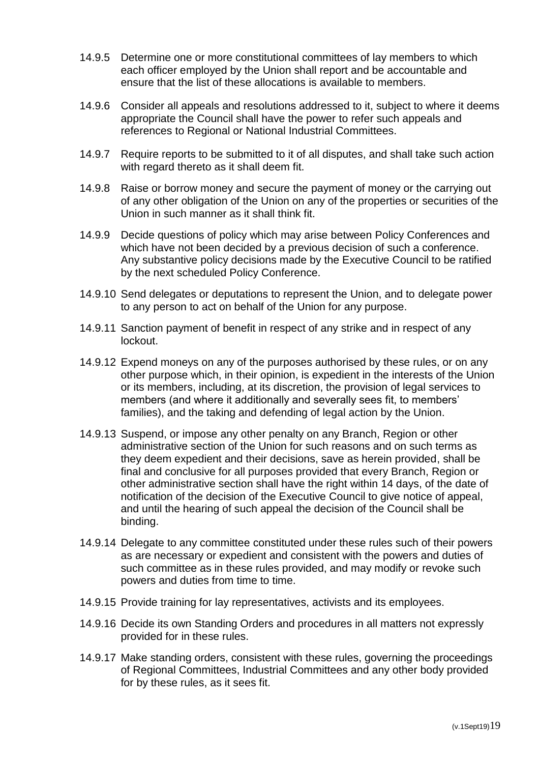14.9.5 Determine one or more constitutional committees of lay members to which each officer employed by the Union shall report and be accountable and ensure that the list of these allocations is available to members.

14.9.6 Consider all appeals and resolutions addressed to it, subject to where it deems appropriate the Council shall have the power to refer such appeals and references to Regional or National Industrial Committees.

14.9.7 Require reports to be submitted to it of all disputes, and shall take such action with regard thereto as it shall deem fit.

14.9.8 Raise or borrow money and secure the payment of money or the carrying out of any other obligation of the Union on any of the properties or securities of the Union in such manner as it shall think fit.

14.9.9 Decide questions of policy which may arise between Policy Conferences and which have not been decided by a previous decision of such a conference. Any substantive policy decisions made by the Executive Council to be ratified by the next scheduled Policy Conference.

14.9.10 Send delegates or deputations to represent the Union, and to delegate power to any person to act on behalf of the Union for any purpose.

14.9.11 Sanction payment of benefit in respect of any strike and in respect of any lockout.

14.9.12 Expend moneys on any of the purposes authorised by these rules, or on any other purpose which, in their opinion, is expedient in the interests of the Union or its members, including, at its discretion, the provision of legal services to members (and where it additionally and severally sees fit, to members' families), and the taking and defending of legal action by the Union.

14.9.13 Suspend, or impose any other penalty on any Branch, Region or other administrative section of the Union for such reasons and on such terms as they deem expedient and their decisions, save as herein provided, shall be final and conclusive for all purposes provided that every Branch, Region or other administrative section shall have the right within 14 days, of the date of notification of the decision of the Executive Council to give notice of appeal, and until the hearing of such appeal the decision of the Council shall be binding.

14.9.14 Delegate to any committee constituted under these rules such of their powers as are necessary or expedient and consistent with the powers and duties of such committee as in these rules provided, and may modify or revoke such powers and duties from time to time.

14.9.15 Provide training for lay representatives, activists and its employees.

14.9.16 Decide its own Standing Orders and procedures in all matters not expressly provided for in these rules.

14.9.17 Make standing orders, consistent with these rules, governing the proceedings of Regional Committees, Industrial Committees and any other body provided for by these rules, as it sees fit.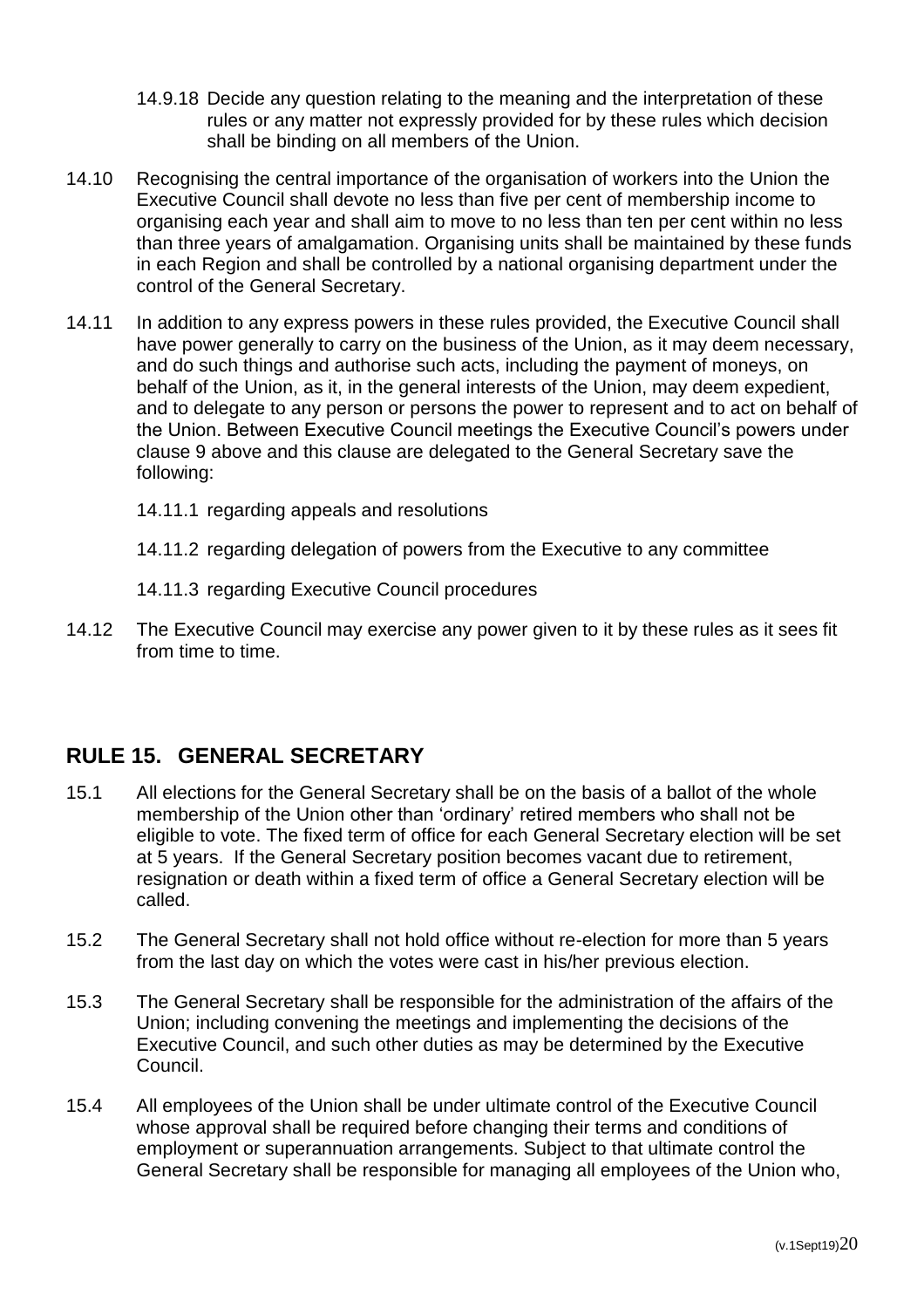14.9.18 Decide any question relating to the meaning and the interpretation of these rules or any matter not expressly provided for by these rules which decision shall be binding on all members of the Union.

14.10 Recognising the central importance of the organisation of workers into the Union the Executive Council shall devote no less than five per cent of membership income to organising each year and shall aim to move to no less than ten per cent within no less than three years of amalgamation. Organising units shall be maintained by these funds in each Region and shall be controlled by a national organising department under the control of the General Secretary.

14.11 In addition to any express powers in these rules provided, the Executive Council shall have power generally to carry on the business of the Union, as it may deem necessary, and do such things and authorise such acts, including the payment of moneys, on behalf of the Union, as it, in the general interests of the Union, may deem expedient, and to delegate to any person or persons the power to represent and to act on behalf of the Union. Between Executive Council meetings the Executive Council's powers under clause 9 above and this clause are delegated to the General Secretary save the following:

14.11.1 regarding appeals and resolutions

14.11.2 regarding delegation of powers from the Executive to any committee

14.11.3 regarding Executive Council procedures

14.12 The Executive Council may exercise any power given to it by these rules as it sees fit from time to time.

## RULE 15. GENERAL SECRETARY

15.1 All elections for the General Secretary shall be on the basis of a ballot of the whole membership of the Union other than 'ordinary' retired members who shall not be eligible to vote. The fixed term of office for each General Secretary election will be set at 5 years. If the General Secretary position becomes vacant due to retirement, resignation or death within a fixed term of office a General Secretary election will be called.

15.2 The General Secretary shall not hold office without re-election for more than 5 years from the last day on which the votes were cast in his/her previous election.

15.3 The General Secretary shall be responsible for the administration of the affairs of the Union; including convening the meetings and implementing the decisions of the Executive Council, and such other duties as may be determined by the Executive Council.

15.4 All employees of the Union shall be under ultimate control of the Executive Council whose approval shall be required before changing their terms and conditions of employment or superannuation arrangements. Subject to that ultimate control the General Secretary shall be responsible for managing all employees of the Union who,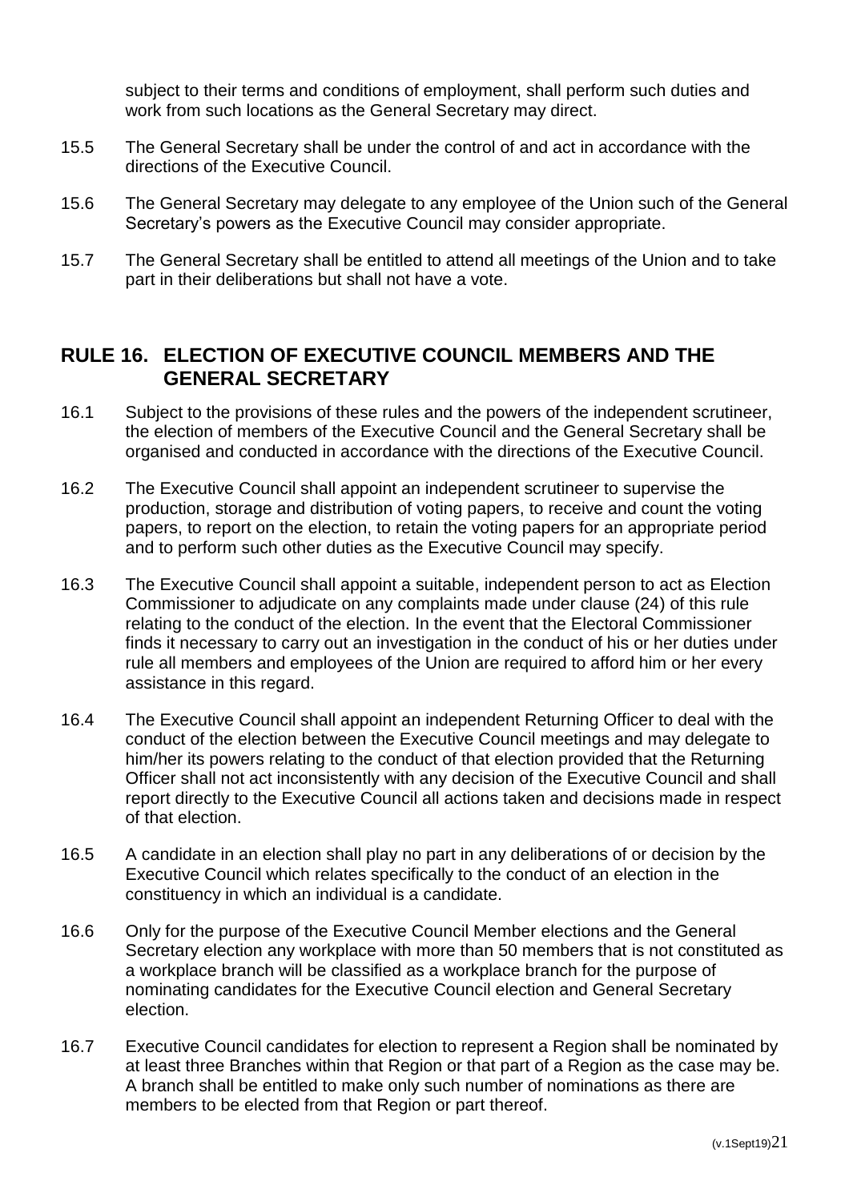subject to their terms and conditions of employment, shall perform such duties and work from such locations as the General Secretary may direct.

15.5 The General Secretary shall be under the control of and act in accordance with the directions of the Executive Council.

15.6 The General Secretary may delegate to any employee of the Union such of the General Secretary's powers as the Executive Council may consider appropriate.

15.7 The General Secretary shall be entitled to attend all meetings of the Union and to take part in their deliberations but shall not have a vote.

## RULE 16. ELECTION OF EXECUTIVE COUNCIL MEMBERS AND THE GENERAL SECRETARY

16.1 Subject to the provisions of these rules and the powers of the independent scrutineer, the election of members of the Executive Council and the General Secretary shall be organised and conducted in accordance with the directions of the Executive Council.

16.2 The Executive Council shall appoint an independent scrutineer to supervise the production, storage and distribution of voting papers, to receive and count the voting papers, to report on the election, to retain the voting papers for an appropriate period and to perform such other duties as the Executive Council may specify.

16.3 The Executive Council shall appoint a suitable, independent person to act as Election Commissioner to adjudicate on any complaints made under clause (24) of this rule relating to the conduct of the election. In the event that the Electoral Commissioner finds it necessary to carry out an investigation in the conduct of his or her duties under rule all members and employees of the Union are required to afford him or her every assistance in this regard.

16.4 The Executive Council shall appoint an independent Returning Officer to deal with the conduct of the election between the Executive Council meetings and may delegate to him/her its powers relating to the conduct of that election provided that the Returning Officer shall not act inconsistently with any decision of the Executive Council and shall report directly to the Executive Council all actions taken and decisions made in respect of that election.

16.5 A candidate in an election shall play no part in any deliberations of or decision by the Executive Council which relates specifically to the conduct of an election in the constituency in which an individual is a candidate.

16.6 Only for the purpose of the Executive Council Member elections and the General Secretary election any workplace with more than 50 members that is not constituted as a workplace branch will be classified as a workplace branch for the purpose of nominating candidates for the Executive Council election and General Secretary election.

16.7 Executive Council candidates for election to represent a Region shall be nominated by at least three Branches within that Region or that part of a Region as the case may be. A branch shall be entitled to make only such number of nominations as there are members to be elected from that Region or part thereof.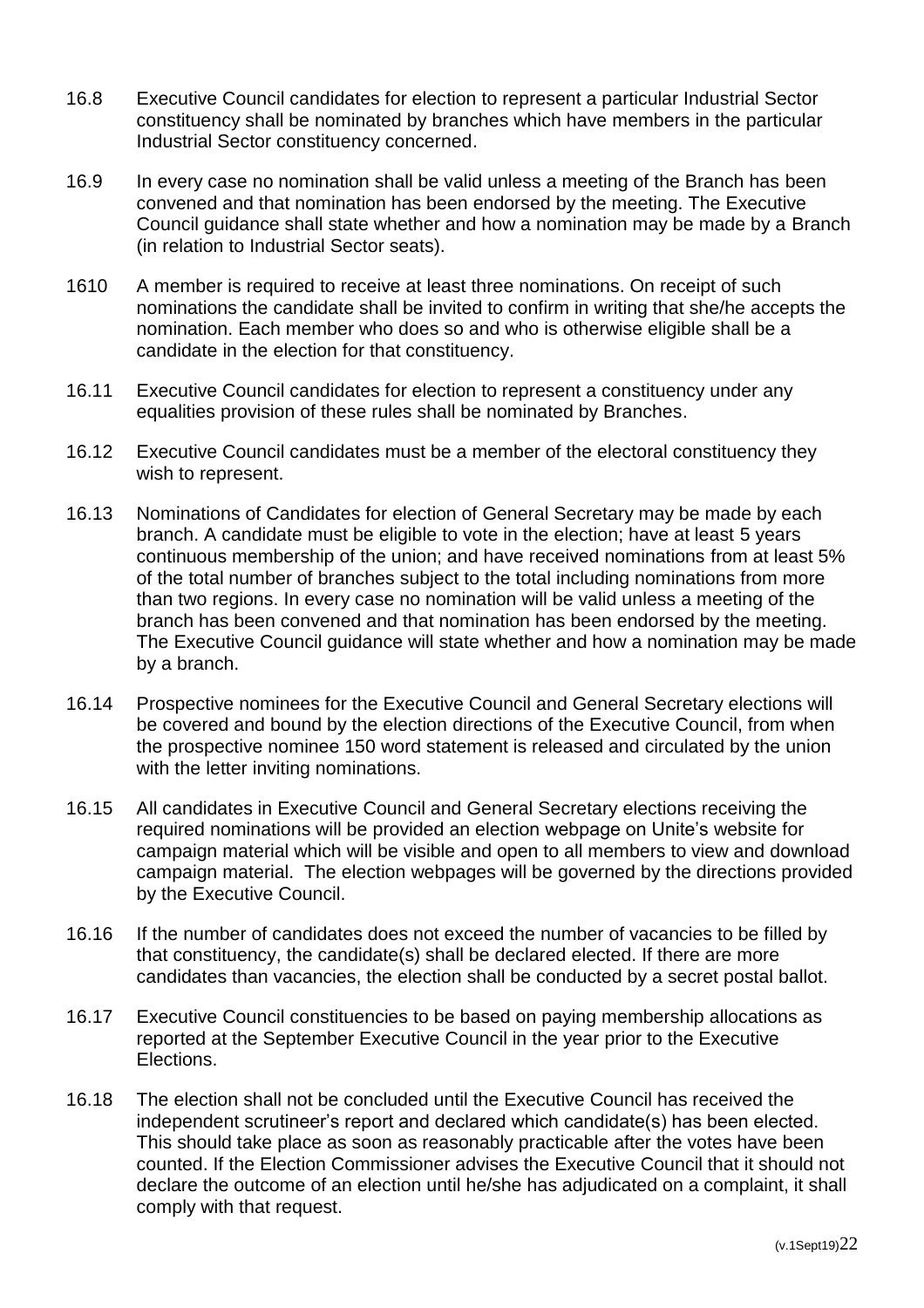16.8 Executive Council candidates for election to represent a particular Industrial Sector constituency shall be nominated by branches which have members in the particular Industrial Sector constituency concerned.

16.9 In every case no nomination shall be valid unless a meeting of the Branch has been convened and that nomination has been endorsed by the meeting. The Executive Council guidance shall state whether and how a nomination may be made by a Branch (in relation to Industrial Sector seats).

1610 A member is required to receive at least three nominations. On receipt of such nominations the candidate shall be invited to confirm in writing that she/he accepts the nomination. Each member who does so and who is otherwise eligible shall be a candidate in the election for that constituency.

16.11 Executive Council candidates for election to represent a constituency under any equalities provision of these rules shall be nominated by Branches.

16.12 Executive Council candidates must be a member of the electoral constituency they wish to represent.

16.13 Nominations of Candidates for election of General Secretary may be made by each branch. A candidate must be eligible to vote in the election; have at least 5 years continuous membership of the union; and have received nominations from at least 5% of the total number of branches subject to the total including nominations from more than two regions. In every case no nomination will be valid unless a meeting of the branch has been convened and that nomination has been endorsed by the meeting. The Executive Council guidance will state whether and how a nomination may be made by a branch.

16.14 Prospective nominees for the Executive Council and General Secretary elections will be covered and bound by the election directions of the Executive Council, from when the prospective nominee 150 word statement is released and circulated by the union with the letter inviting nominations.

16.15 All candidates in Executive Council and General Secretary elections receiving the required nominations will be provided an election webpage on Unite's website for campaign material which will be visible and open to all members to view and download campaign material. The election webpages will be governed by the directions provided by the Executive Council.

16.16 If the number of candidates does not exceed the number of vacancies to be filled by that constituency, the candidate(s) shall be declared elected. If there are more candidates than vacancies, the election shall be conducted by a secret postal ballot.

16.17 Executive Council constituencies to be based on paying membership allocations as reported at the September Executive Council in the year prior to the Executive Elections.

16.18 The election shall not be concluded until the Executive Council has received the independent scrutineer's report and declared which candidate(s) has been elected. This should take place as soon as reasonably practicable after the votes have been counted. If the Election Commissioner advises the Executive Council that it should not declare the outcome of an election until he/she has adjudicated on a complaint, it shall comply with that request.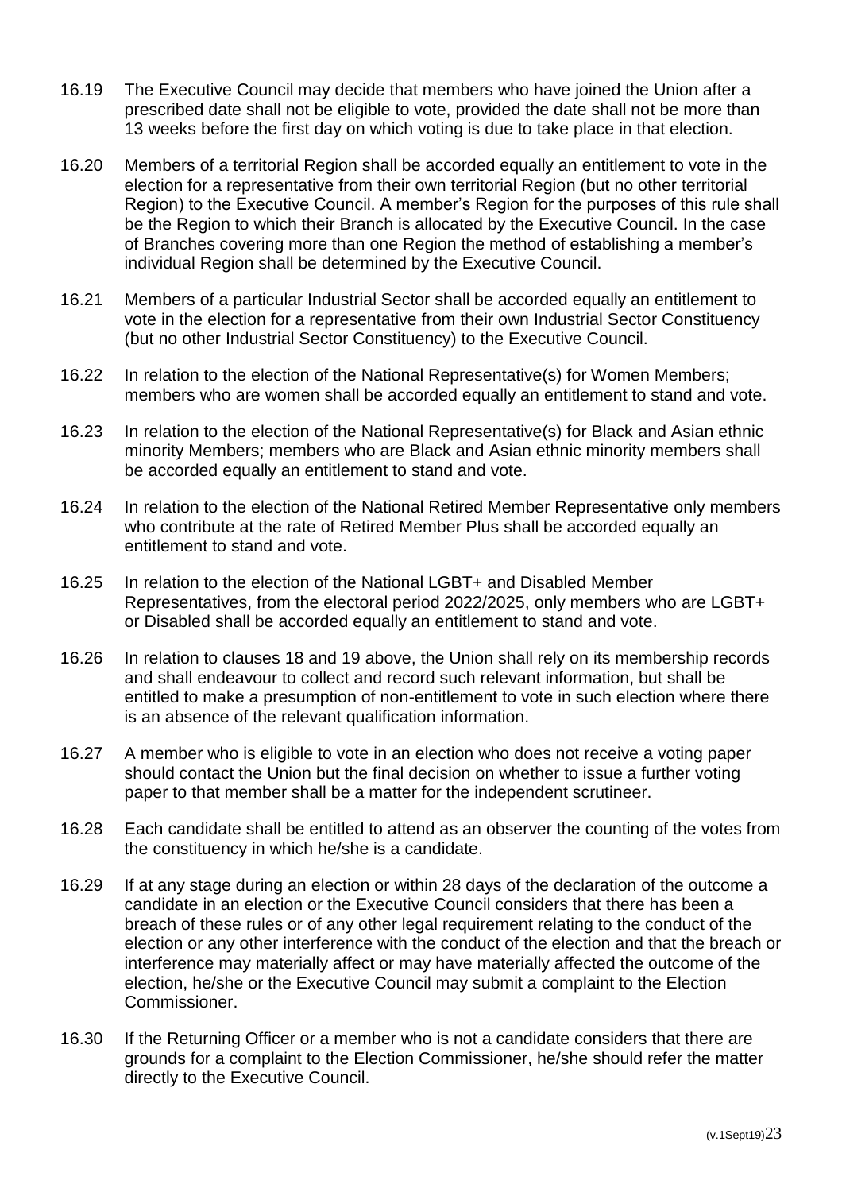16.19 The Executive Council may decide that members who have joined the Union after a prescribed date shall not be eligible to vote, provided the date shall not be more than 13 weeks before the first day on which voting is due to take place in that election.

16.20 Members of a territorial Region shall be accorded equally an entitlement to vote in the election for a representative from their own territorial Region (but no other territorial Region) to the Executive Council. A member's Region for the purposes of this rule shall be the Region to which their Branch is allocated by the Executive Council. In the case of Branches covering more than one Region the method of establishing a member's individual Region shall be determined by the Executive Council.

16.21 Members of a particular Industrial Sector shall be accorded equally an entitlement to vote in the election for a representative from their own Industrial Sector Constituency (but no other Industrial Sector Constituency) to the Executive Council.

16.22 In relation to the election of the National Representative(s) for Women Members; members who are women shall be accorded equally an entitlement to stand and vote.

16.23 In relation to the election of the National Representative(s) for Black and Asian ethnic minority Members; members who are Black and Asian ethnic minority members shall be accorded equally an entitlement to stand and vote.

16.24 In relation to the election of the National Retired Member Representative only members who contribute at the rate of Retired Member Plus shall be accorded equally an entitlement to stand and vote.

16.25 In relation to the election of the National LGBT+ and Disabled Member Representatives, from the electoral period 2022/2025, only members who are LGBT+ or Disabled shall be accorded equally an entitlement to stand and vote.

16.26 In relation to clauses 18 and 19 above, the Union shall rely on its membership records and shall endeavour to collect and record such relevant information, but shall be entitled to make a presumption of non-entitlement to vote in such election where there is an absence of the relevant qualification information.

16.27 A member who is eligible to vote in an election who does not receive a voting paper should contact the Union but the final decision on whether to issue a further voting paper to that member shall be a matter for the independent scrutineer.

16.28 Each candidate shall be entitled to attend as an observer the counting of the votes from the constituency in which he/she is a candidate.

16.29 If at any stage during an election or within 28 days of the declaration of the outcome a candidate in an election or the Executive Council considers that there has been a breach of these rules or of any other legal requirement relating to the conduct of the election or any other interference with the conduct of the election and that the breach or interference may materially affect or may have materially affected the outcome of the election, he/she or the Executive Council may submit a complaint to the Election Commissioner.

16.30 If the Returning Officer or a member who is not a candidate considers that there are grounds for a complaint to the Election Commissioner, he/she should refer the matter directly to the Executive Council.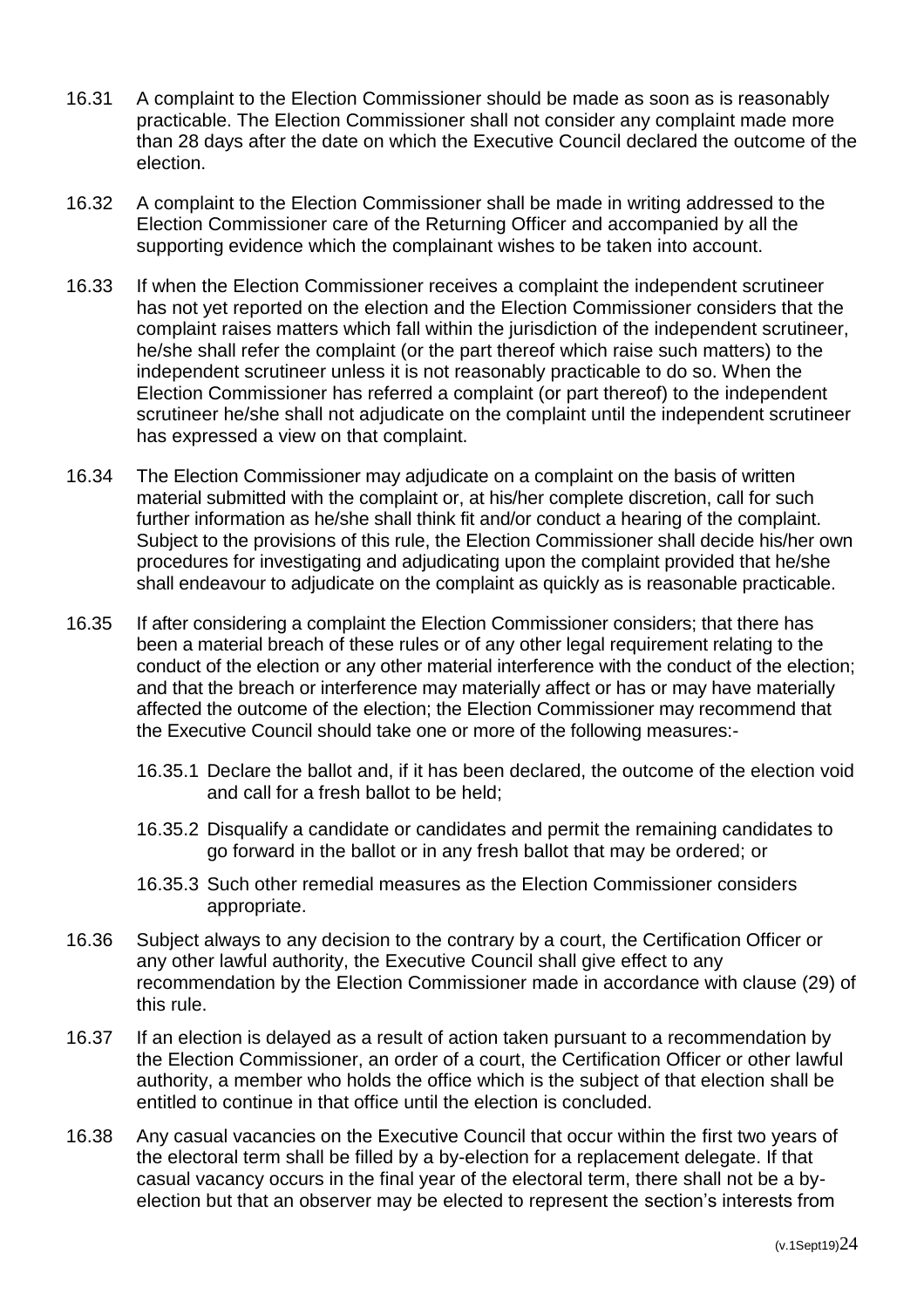16.31 A complaint to the Election Commissioner should be made as soon as is reasonably practicable. The Election Commissioner shall not consider any complaint made more than 28 days after the date on which the Executive Council declared the outcome of the election.

16.32 A complaint to the Election Commissioner shall be made in writing addressed to the Election Commissioner care of the Returning Officer and accompanied by all the supporting evidence which the complainant wishes to be taken into account.

16.33 If when the Election Commissioner receives a complaint the independent scrutineer has not yet reported on the election and the Election Commissioner considers that the complaint raises matters which fall within the jurisdiction of the independent scrutineer, he/she shall refer the complaint (or the part thereof which raise such matters) to the independent scrutineer unless it is not reasonably practicable to do so. When the Election Commissioner has referred a complaint (or part thereof) to the independent scrutineer he/she shall not adjudicate on the complaint until the independent scrutineer has expressed a view on that complaint.

16.34 The Election Commissioner may adjudicate on a complaint on the basis of written material submitted with the complaint or, at his/her complete discretion, call for such further information as he/she shall think fit and/or conduct a hearing of the complaint. Subject to the provisions of this rule, the Election Commissioner shall decide his/her own procedures for investigating and adjudicating upon the complaint provided that he/she shall endeavour to adjudicate on the complaint as quickly as is reasonable practicable.

16.35 If after considering a complaint the Election Commissioner considers; that there has been a material breach of these rules or of any other legal requirement relating to the conduct of the election or any other material interference with the conduct of the election; and that the breach or interference may materially affect or has or may have materially affected the outcome of the election; the Election Commissioner may recommend that the Executive Council should take one or more of the following measures:-

- 16.35.1 Declare the ballot and, if it has been declared, the outcome of the election void and call for a fresh ballot to be held;
- 16.35.2 Disqualify a candidate or candidates and permit the remaining candidates to go forward in the ballot or in any fresh ballot that may be ordered; or
- 16.35.3 Such other remedial measures as the Election Commissioner considers appropriate.

16.36 Subject always to any decision to the contrary by a court, the Certification Officer or any other lawful authority, the Executive Council shall give effect to any recommendation by the Election Commissioner made in accordance with clause (29) of this rule.

16.37 If an election is delayed as a result of action taken pursuant to a recommendation by the Election Commissioner, an order of a court, the Certification Officer or other lawful authority, a member who holds the office which is the subject of that election shall be entitled to continue in that office until the election is concluded.

16.38 Any casual vacancies on the Executive Council that occur within the first two years of the electoral term shall be filled by a by-election for a replacement delegate. If that casual vacancy occurs in the final year of the electoral term, there shall not be a by-election but that an observer may be elected to represent the section's interests from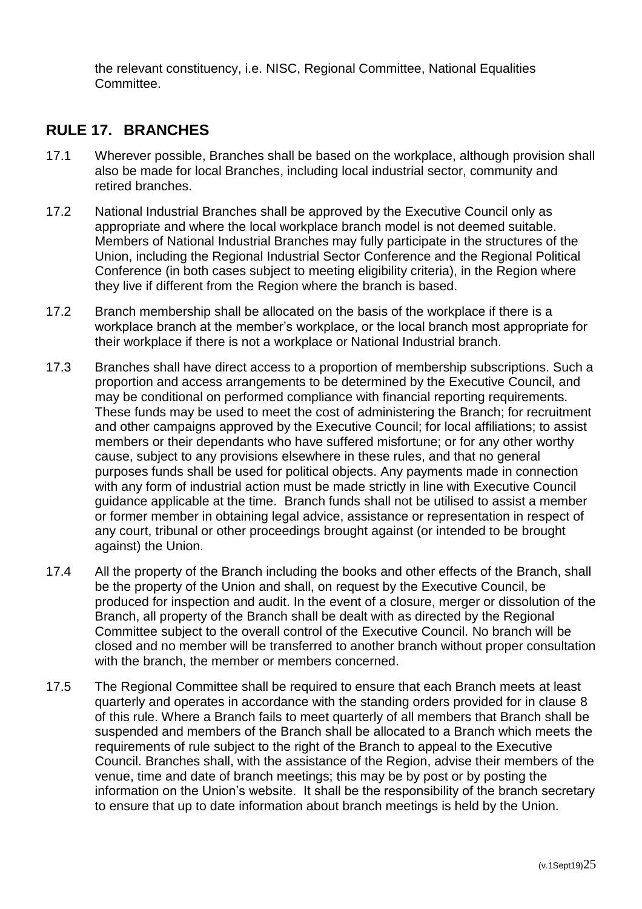the relevant constituency, i.e. NISC, Regional Committee, National Equalities Committee.

## RULE 17. BRANCHES

17.1 Wherever possible, Branches shall be based on the workplace, although provision shall also be made for local Branches, including local industrial sector, community and retired branches.

17.2 National Industrial Branches shall be approved by the Executive Council only as appropriate and where the local workplace branch model is not deemed suitable. Members of National Industrial Branches may fully participate in the structures of the Union, including the Regional Industrial Sector Conference and the Regional Political Conference (in both cases subject to meeting eligibility criteria), in the Region where they live if different from the Region where the branch is based.

17.2 Branch membership shall be allocated on the basis of the workplace if there is a workplace branch at the member's workplace, or the local branch most appropriate for their workplace if there is not a workplace or National Industrial branch.

17.3 Branches shall have direct access to a proportion of membership subscriptions. Such a proportion and access arrangements to be determined by the Executive Council, and may be conditional on performed compliance with financial reporting requirements. These funds may be used to meet the cost of administering the Branch; for recruitment and other campaigns approved by the Executive Council; for local affiliations; to assist members or their dependants who have suffered misfortune; or for any other worthy cause, subject to any provisions elsewhere in these rules, and that no general purposes funds shall be used for political objects. Any payments made in connection with any form of industrial action must be made strictly in line with Executive Council guidance applicable at the time. Branch funds shall not be utilised to assist a member or former member in obtaining legal advice, assistance or representation in respect of any court, tribunal or other proceedings brought against (or intended to be brought against) the Union.

17.4 All the property of the Branch including the books and other effects of the Branch, shall be the property of the Union and shall, on request by the Executive Council, be produced for inspection and audit. In the event of a closure, merger or dissolution of the Branch, all property of the Branch shall be dealt with as directed by the Regional Committee subject to the overall control of the Executive Council. No branch will be closed and no member will be transferred to another branch without proper consultation with the branch, the member or members concerned.

17.5 The Regional Committee shall be required to ensure that each Branch meets at least quarterly and operates in accordance with the standing orders provided for in clause 8 of this rule. Where a Branch fails to meet quarterly of all members that Branch shall be suspended and members of the Branch shall be allocated to a Branch which meets the requirements of rule subject to the right of the Branch to appeal to the Executive Council. Branches shall, with the assistance of the Region, advise their members of the venue, time and date of branch meetings; this may be by post or by posting the information on the Union's website. It shall be the responsibility of the branch secretary to ensure that up to date information about branch meetings is held by the Union.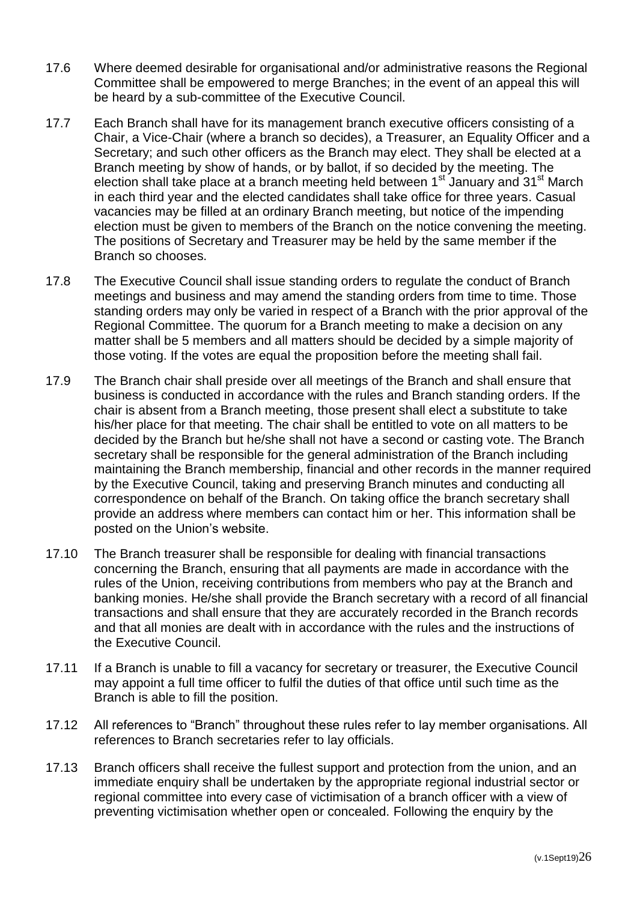17.6 Where deemed desirable for organisational and/or administrative reasons the Regional Committee shall be empowered to merge Branches; in the event of an appeal this will be heard by a sub-committee of the Executive Council.

17.7 Each Branch shall have for its management branch executive officers consisting of a Chair, a Vice-Chair (where a branch so decides), a Treasurer, an Equality Officer and a Secretary; and such other officers as the Branch may elect. They shall be elected at a Branch meeting by show of hands, or by ballot, if so decided by the meeting. The election shall take place at a branch meeting held between 1st January and 31st March in each third year and the elected candidates shall take office for three years. Casual vacancies may be filled at an ordinary Branch meeting, but notice of the impending election must be given to members of the Branch on the notice convening the meeting. The positions of Secretary and Treasurer may be held by the same member if the Branch so chooses.

17.8 The Executive Council shall issue standing orders to regulate the conduct of Branch meetings and business and may amend the standing orders from time to time. Those standing orders may only be varied in respect of a Branch with the prior approval of the Regional Committee. The quorum for a Branch meeting to make a decision on any matter shall be 5 members and all matters should be decided by a simple majority of those voting. If the votes are equal the proposition before the meeting shall fail.

17.9 The Branch chair shall preside over all meetings of the Branch and shall ensure that business is conducted in accordance with the rules and Branch standing orders. If the chair is absent from a Branch meeting, those present shall elect a substitute to take his/her place for that meeting. The chair shall be entitled to vote on all matters to be decided by the Branch but he/she shall not have a second or casting vote. The Branch secretary shall be responsible for the general administration of the Branch including maintaining the Branch membership, financial and other records in the manner required by the Executive Council, taking and preserving Branch minutes and conducting all correspondence on behalf of the Branch. On taking office the branch secretary shall provide an address where members can contact him or her. This information shall be posted on the Union's website.

17.10 The Branch treasurer shall be responsible for dealing with financial transactions concerning the Branch, ensuring that all payments are made in accordance with the rules of the Union, receiving contributions from members who pay at the Branch and banking monies. He/she shall provide the Branch secretary with a record of all financial transactions and shall ensure that they are accurately recorded in the Branch records and that all monies are dealt with in accordance with the rules and the instructions of the Executive Council.

17.11 If a Branch is unable to fill a vacancy for secretary or treasurer, the Executive Council may appoint a full time officer to fulfil the duties of that office until such time as the Branch is able to fill the position.

17.12 All references to "Branch" throughout these rules refer to lay member organisations. All references to Branch secretaries refer to lay officials.

17.13 Branch officers shall receive the fullest support and protection from the union, and an immediate enquiry shall be undertaken by the appropriate regional industrial sector or regional committee into every case of victimisation of a branch officer with a view of preventing victimisation whether open or concealed. Following the enquiry by the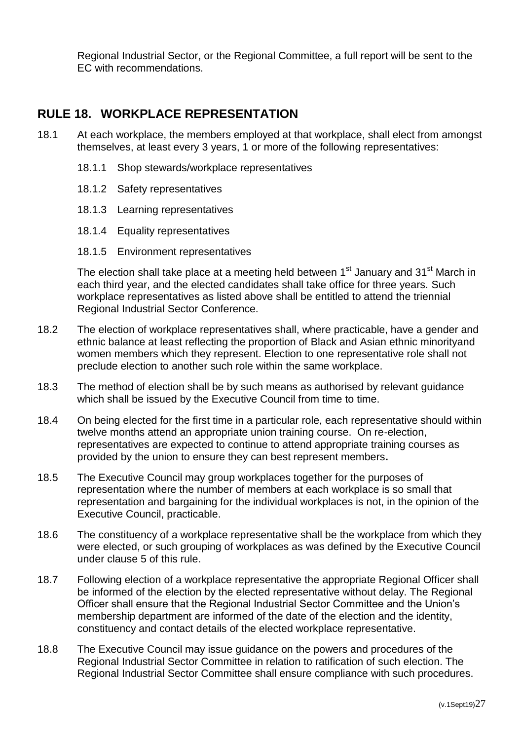Regional Industrial Sector, or the Regional Committee, a full report will be sent to the EC with recommendations.

## RULE 18. WORKPLACE REPRESENTATION

18.1 At each workplace, the members employed at that workplace, shall elect from amongst themselves, at least every 3 years, 1 or more of the following representatives:

- 18.1.1 Shop stewards/workplace representatives
- 18.1.2 Safety representatives
- 18.1.3 Learning representatives
- 18.1.4 Equality representatives
- 18.1.5 Environment representatives

The election shall take place at a meeting held between 1st January and 31st March in each third year, and the elected candidates shall take office for three years. Such workplace representatives as listed above shall be entitled to attend the triennial Regional Industrial Sector Conference.

18.2 The election of workplace representatives shall, where practicable, have a gender and ethnic balance at least reflecting the proportion of Black and Asian ethnic minorityand women members which they represent. Election to one representative role shall not preclude election to another such role within the same workplace.

18.3 The method of election shall be by such means as authorised by relevant guidance which shall be issued by the Executive Council from time to time.

18.4 On being elected for the first time in a particular role, each representative should within twelve months attend an appropriate union training course. On re-election, representatives are expected to continue to attend appropriate training courses as provided by the union to ensure they can best represent members**.**

18.5 The Executive Council may group workplaces together for the purposes of representation where the number of members at each workplace is so small that representation and bargaining for the individual workplaces is not, in the opinion of the Executive Council, practicable.

18.6 The constituency of a workplace representative shall be the workplace from which they were elected, or such grouping of workplaces as was defined by the Executive Council under clause 5 of this rule.

18.7 Following election of a workplace representative the appropriate Regional Officer shall be informed of the election by the elected representative without delay. The Regional Officer shall ensure that the Regional Industrial Sector Committee and the Union's membership department are informed of the date of the election and the identity, constituency and contact details of the elected workplace representative.

18.8 The Executive Council may issue guidance on the powers and procedures of the Regional Industrial Sector Committee in relation to ratification of such election. The Regional Industrial Sector Committee shall ensure compliance with such procedures.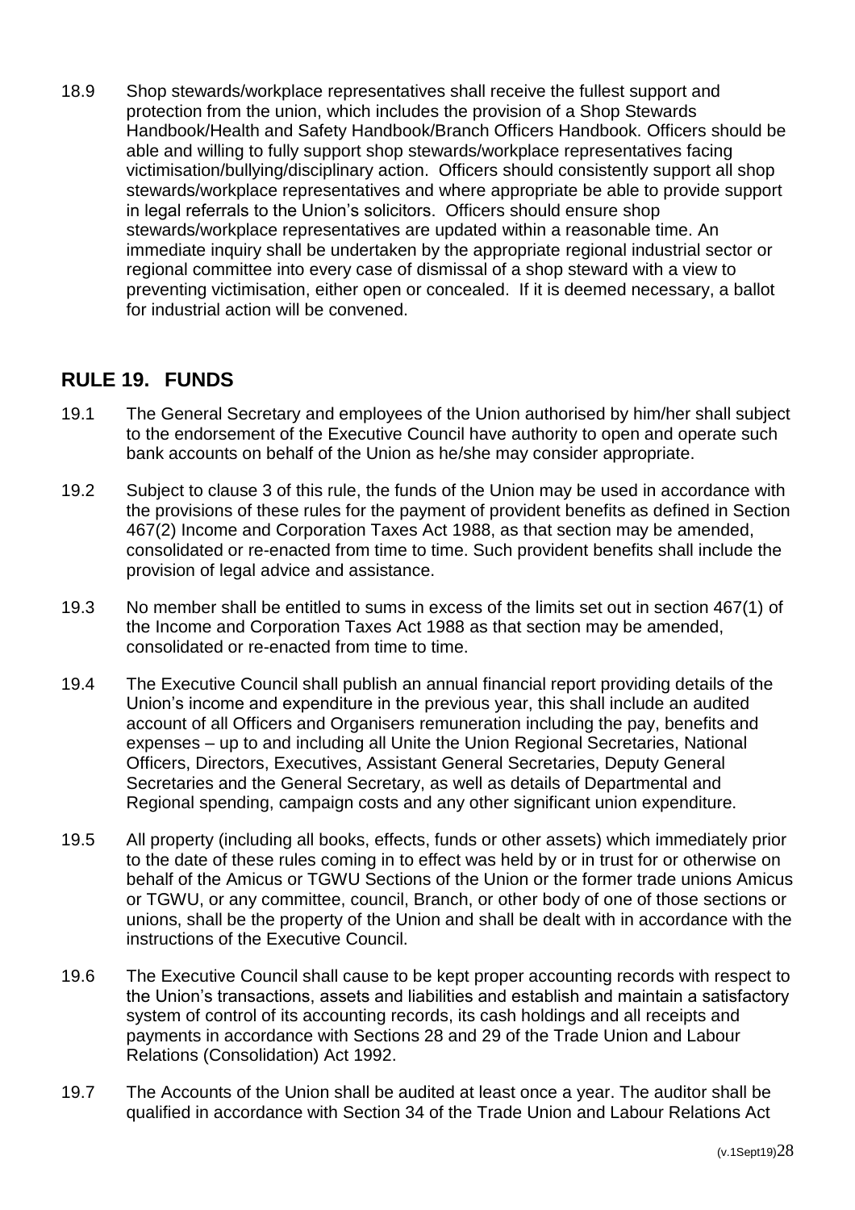18.9 Shop stewards/workplace representatives shall receive the fullest support and protection from the union, which includes the provision of a Shop Stewards Handbook/Health and Safety Handbook/Branch Officers Handbook. Officers should be able and willing to fully support shop stewards/workplace representatives facing victimisation/bullying/disciplinary action. Officers should consistently support all shop stewards/workplace representatives and where appropriate be able to provide support in legal referrals to the Union's solicitors. Officers should ensure shop stewards/workplace representatives are updated within a reasonable time. An immediate inquiry shall be undertaken by the appropriate regional industrial sector or regional committee into every case of dismissal of a shop steward with a view to preventing victimisation, either open or concealed. If it is deemed necessary, a ballot for industrial action will be convened.

## RULE 19. FUNDS

19.1 The General Secretary and employees of the Union authorised by him/her shall subject to the endorsement of the Executive Council have authority to open and operate such bank accounts on behalf of the Union as he/she may consider appropriate.

19.2 Subject to clause 3 of this rule, the funds of the Union may be used in accordance with the provisions of these rules for the payment of provident benefits as defined in Section 467(2) Income and Corporation Taxes Act 1988, as that section may be amended, consolidated or re-enacted from time to time. Such provident benefits shall include the provision of legal advice and assistance.

19.3 No member shall be entitled to sums in excess of the limits set out in section 467(1) of the Income and Corporation Taxes Act 1988 as that section may be amended, consolidated or re-enacted from time to time.

19.4 The Executive Council shall publish an annual financial report providing details of the Union's income and expenditure in the previous year, this shall include an audited account of all Officers and Organisers remuneration including the pay, benefits and expenses – up to and including all Unite the Union Regional Secretaries, National Officers, Directors, Executives, Assistant General Secretaries, Deputy General Secretaries and the General Secretary, as well as details of Departmental and Regional spending, campaign costs and any other significant union expenditure.

19.5 All property (including all books, effects, funds or other assets) which immediately prior to the date of these rules coming in to effect was held by or in trust for or otherwise on behalf of the Amicus or TGWU Sections of the Union or the former trade unions Amicus or TGWU, or any committee, council, Branch, or other body of one of those sections or unions, shall be the property of the Union and shall be dealt with in accordance with the instructions of the Executive Council.

19.6 The Executive Council shall cause to be kept proper accounting records with respect to the Union's transactions, assets and liabilities and establish and maintain a satisfactory system of control of its accounting records, its cash holdings and all receipts and payments in accordance with Sections 28 and 29 of the Trade Union and Labour Relations (Consolidation) Act 1992.

19.7 The Accounts of the Union shall be audited at least once a year. The auditor shall be qualified in accordance with Section 34 of the Trade Union and Labour Relations Act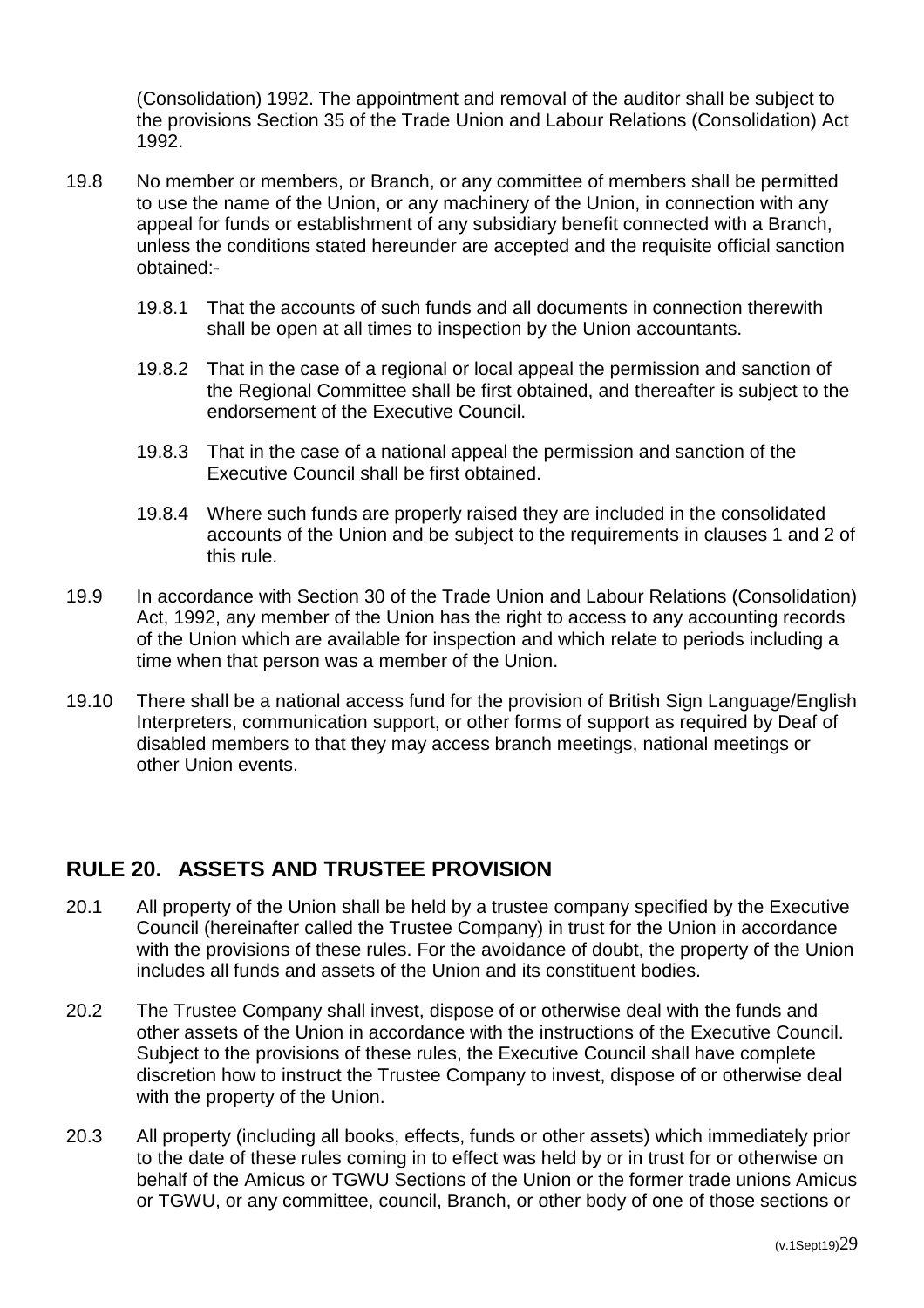(Consolidation) 1992. The appointment and removal of the auditor shall be subject to the provisions Section 35 of the Trade Union and Labour Relations (Consolidation) Act 1992.

19.8 No member or members, or Branch, or any committee of members shall be permitted to use the name of the Union, or any machinery of the Union, in connection with any appeal for funds or establishment of any subsidiary benefit connected with a Branch, unless the conditions stated hereunder are accepted and the requisite official sanction obtained:-

19.8.1 That the accounts of such funds and all documents in connection therewith shall be open at all times to inspection by the Union accountants.

19.8.2 That in the case of a regional or local appeal the permission and sanction of the Regional Committee shall be first obtained, and thereafter is subject to the endorsement of the Executive Council.

19.8.3 That in the case of a national appeal the permission and sanction of the Executive Council shall be first obtained.

19.8.4 Where such funds are properly raised they are included in the consolidated accounts of the Union and be subject to the requirements in clauses 1 and 2 of this rule.

19.9 In accordance with Section 30 of the Trade Union and Labour Relations (Consolidation) Act, 1992, any member of the Union has the right to access to any accounting records of the Union which are available for inspection and which relate to periods including a time when that person was a member of the Union.

19.10 There shall be a national access fund for the provision of British Sign Language/English Interpreters, communication support, or other forms of support as required by Deaf of disabled members to that they may access branch meetings, national meetings or other Union events.

## RULE 20. ASSETS AND TRUSTEE PROVISION

20.1 All property of the Union shall be held by a trustee company specified by the Executive Council (hereinafter called the Trustee Company) in trust for the Union in accordance with the provisions of these rules. For the avoidance of doubt, the property of the Union includes all funds and assets of the Union and its constituent bodies.

20.2 The Trustee Company shall invest, dispose of or otherwise deal with the funds and other assets of the Union in accordance with the instructions of the Executive Council. Subject to the provisions of these rules, the Executive Council shall have complete discretion how to instruct the Trustee Company to invest, dispose of or otherwise deal with the property of the Union.

20.3 All property (including all books, effects, funds or other assets) which immediately prior to the date of these rules coming in to effect was held by or in trust for or otherwise on behalf of the Amicus or TGWU Sections of the Union or the former trade unions Amicus or TGWU, or any committee, council, Branch, or other body of one of those sections or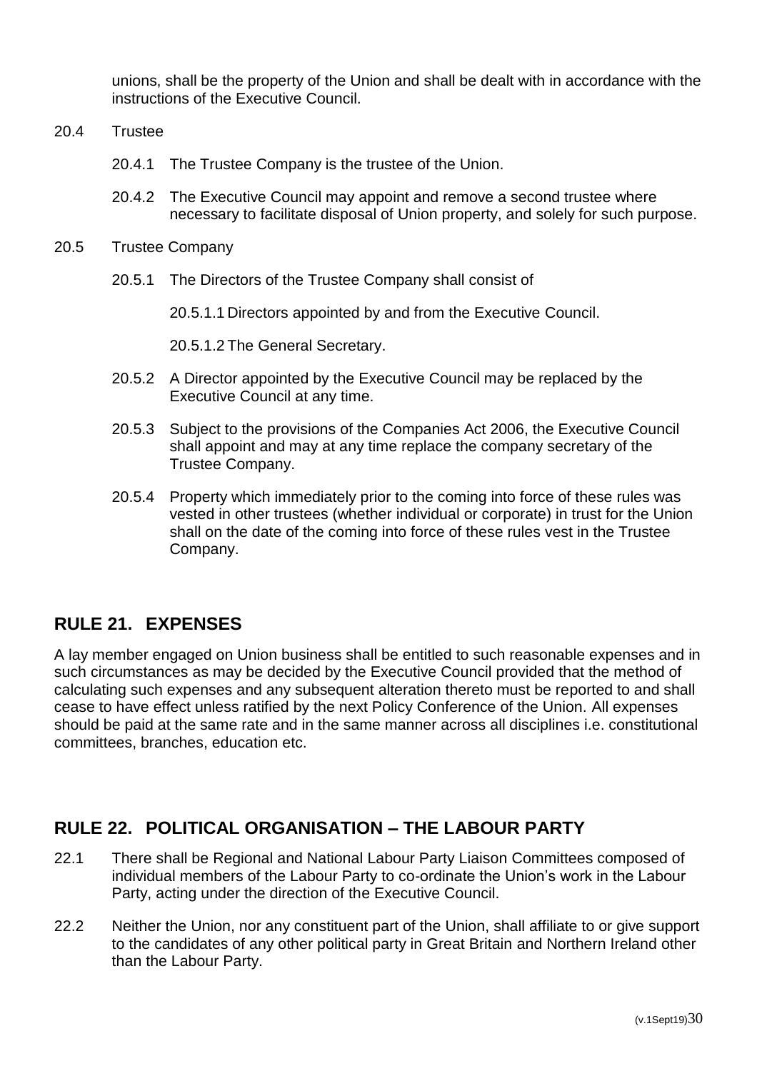unions, shall be the property of the Union and shall be dealt with in accordance with the instructions of the Executive Council.

20.4 Trustee

20.4.1 The Trustee Company is the trustee of the Union.

20.4.2 The Executive Council may appoint and remove a second trustee where necessary to facilitate disposal of Union property, and solely for such purpose.

20.5 Trustee Company

20.5.1 The Directors of the Trustee Company shall consist of

20.5.1.1 Directors appointed by and from the Executive Council.

20.5.1.2 The General Secretary.

20.5.2 A Director appointed by the Executive Council may be replaced by the Executive Council at any time.

20.5.3 Subject to the provisions of the Companies Act 2006, the Executive Council shall appoint and may at any time replace the company secretary of the Trustee Company.

20.5.4 Property which immediately prior to the coming into force of these rules was vested in other trustees (whether individual or corporate) in trust for the Union shall on the date of the coming into force of these rules vest in the Trustee Company.

## RULE 21. EXPENSES

A lay member engaged on Union business shall be entitled to such reasonable expenses and in such circumstances as may be decided by the Executive Council provided that the method of calculating such expenses and any subsequent alteration thereto must be reported to and shall cease to have effect unless ratified by the next Policy Conference of the Union. All expenses should be paid at the same rate and in the same manner across all disciplines i.e. constitutional committees, branches, education etc.

## RULE 22. POLITICAL ORGANISATION – THE LABOUR PARTY

22.1 There shall be Regional and National Labour Party Liaison Committees composed of individual members of the Labour Party to co-ordinate the Union's work in the Labour Party, acting under the direction of the Executive Council.

22.2 Neither the Union, nor any constituent part of the Union, shall affiliate to or give support to the candidates of any other political party in Great Britain and Northern Ireland other than the Labour Party.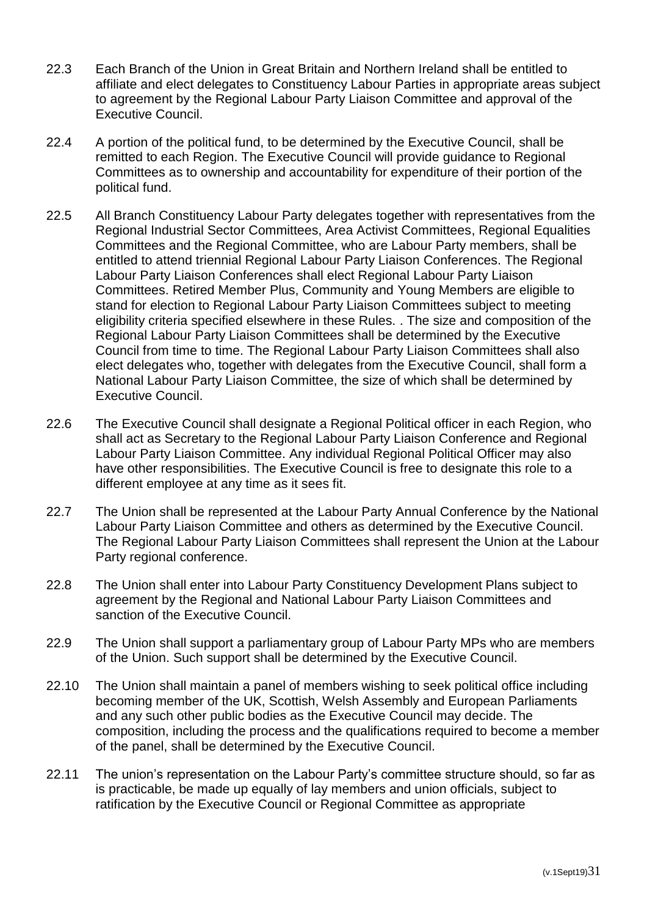22.3 Each Branch of the Union in Great Britain and Northern Ireland shall be entitled to affiliate and elect delegates to Constituency Labour Parties in appropriate areas subject to agreement by the Regional Labour Party Liaison Committee and approval of the Executive Council.

22.4 A portion of the political fund, to be determined by the Executive Council, shall be remitted to each Region. The Executive Council will provide guidance to Regional Committees as to ownership and accountability for expenditure of their portion of the political fund.

22.5 All Branch Constituency Labour Party delegates together with representatives from the Regional Industrial Sector Committees, Area Activist Committees, Regional Equalities Committees and the Regional Committee, who are Labour Party members, shall be entitled to attend triennial Regional Labour Party Liaison Conferences. The Regional Labour Party Liaison Conferences shall elect Regional Labour Party Liaison Committees. Retired Member Plus, Community and Young Members are eligible to stand for election to Regional Labour Party Liaison Committees subject to meeting eligibility criteria specified elsewhere in these Rules. . The size and composition of the Regional Labour Party Liaison Committees shall be determined by the Executive Council from time to time. The Regional Labour Party Liaison Committees shall also elect delegates who, together with delegates from the Executive Council, shall form a National Labour Party Liaison Committee, the size of which shall be determined by Executive Council.

22.6 The Executive Council shall designate a Regional Political officer in each Region, who shall act as Secretary to the Regional Labour Party Liaison Conference and Regional Labour Party Liaison Committee. Any individual Regional Political Officer may also have other responsibilities. The Executive Council is free to designate this role to a different employee at any time as it sees fit.

22.7 The Union shall be represented at the Labour Party Annual Conference by the National Labour Party Liaison Committee and others as determined by the Executive Council. The Regional Labour Party Liaison Committees shall represent the Union at the Labour Party regional conference.

22.8 The Union shall enter into Labour Party Constituency Development Plans subject to agreement by the Regional and National Labour Party Liaison Committees and sanction of the Executive Council.

22.9 The Union shall support a parliamentary group of Labour Party MPs who are members of the Union. Such support shall be determined by the Executive Council.

22.10 The Union shall maintain a panel of members wishing to seek political office including becoming member of the UK, Scottish, Welsh Assembly and European Parliaments and any such other public bodies as the Executive Council may decide. The composition, including the process and the qualifications required to become a member of the panel, shall be determined by the Executive Council.

22.11 The union's representation on the Labour Party's committee structure should, so far as is practicable, be made up equally of lay members and union officials, subject to ratification by the Executive Council or Regional Committee as appropriate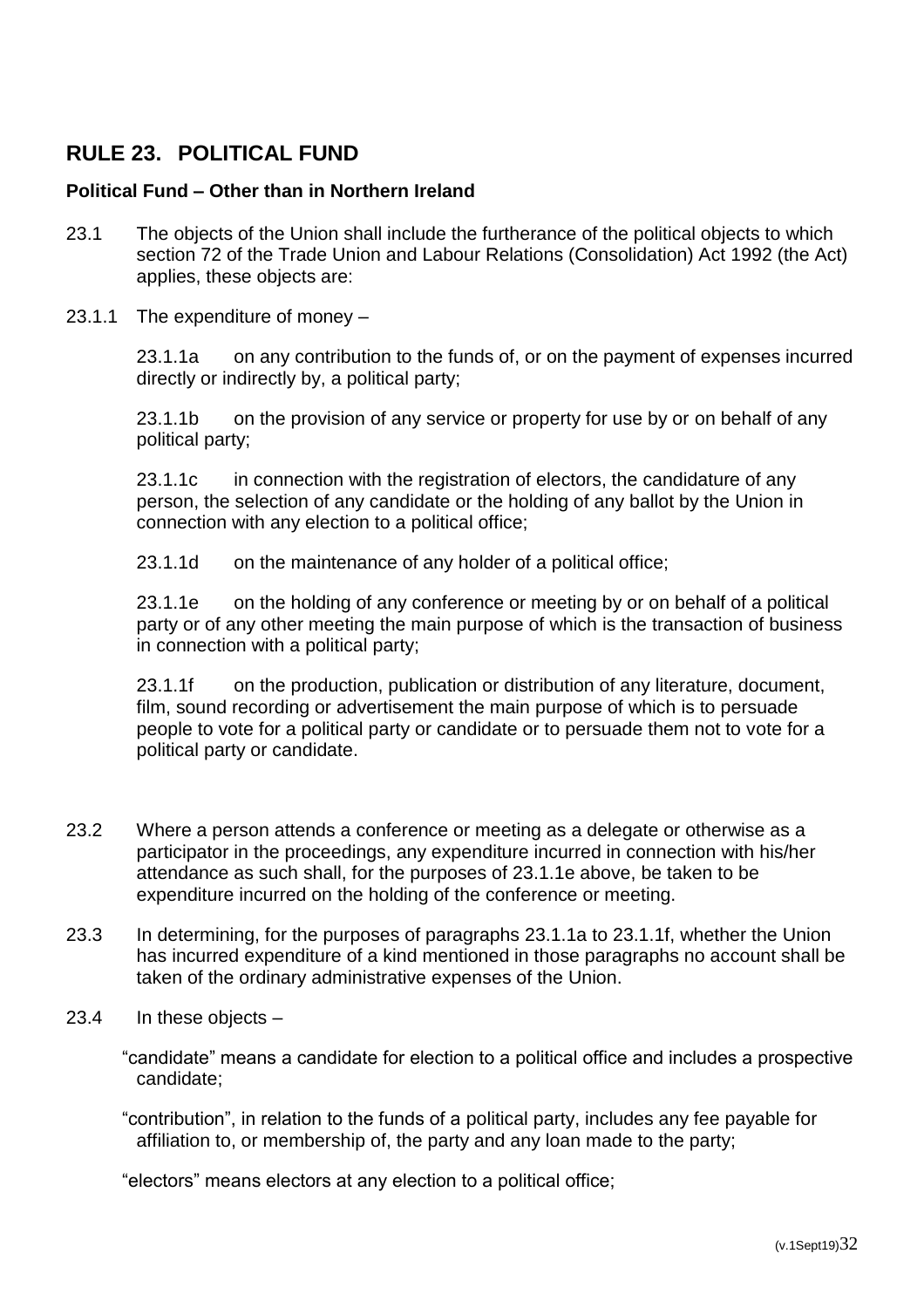## RULE 23. POLITICAL FUND

**Political Fund – Other than in Northern Ireland**

23.1 The objects of the Union shall include the furtherance of the political objects to which section 72 of the Trade Union and Labour Relations (Consolidation) Act 1992 (the Act) applies, these objects are:

23.1.1 The expenditure of money –

23.1.1a on any contribution to the funds of, or on the payment of expenses incurred directly or indirectly by, a political party;

23.1.1b on the provision of any service or property for use by or on behalf of any political party;

23.1.1c in connection with the registration of electors, the candidature of any person, the selection of any candidate or the holding of any ballot by the Union in connection with any election to a political office;

23.1.1d on the maintenance of any holder of a political office;

23.1.1e on the holding of any conference or meeting by or on behalf of a political party or of any other meeting the main purpose of which is the transaction of business in connection with a political party;

23.1.1f on the production, publication or distribution of any literature, document, film, sound recording or advertisement the main purpose of which is to persuade people to vote for a political party or candidate or to persuade them not to vote for a political party or candidate.

23.2 Where a person attends a conference or meeting as a delegate or otherwise as a participator in the proceedings, any expenditure incurred in connection with his/her attendance as such shall, for the purposes of 23.1.1e above, be taken to be expenditure incurred on the holding of the conference or meeting.

23.3 In determining, for the purposes of paragraphs 23.1.1a to 23.1.1f, whether the Union has incurred expenditure of a kind mentioned in those paragraphs no account shall be taken of the ordinary administrative expenses of the Union.

23.4 In these objects –

"candidate" means a candidate for election to a political office and includes a prospective candidate;

"contribution", in relation to the funds of a political party, includes any fee payable for affiliation to, or membership of, the party and any loan made to the party;

"electors" means electors at any election to a political office;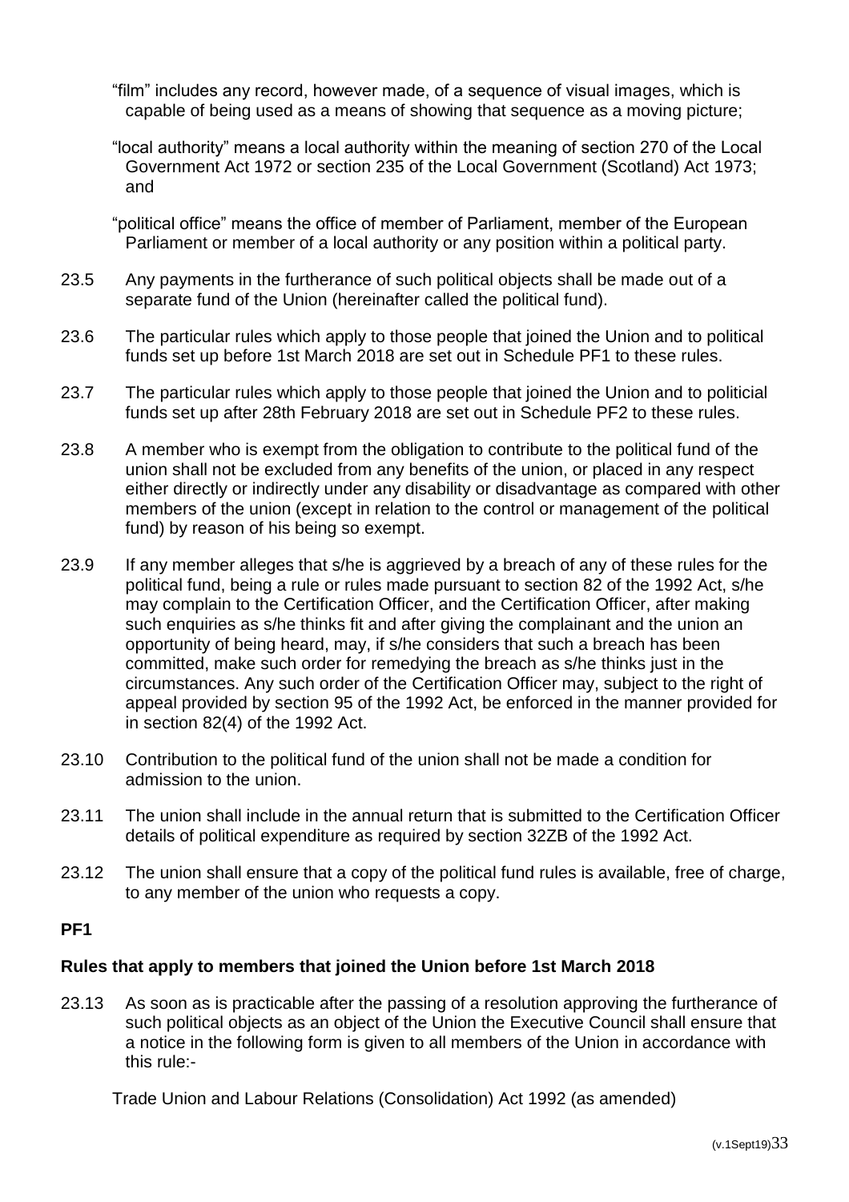"film" includes any record, however made, of a sequence of visual images, which is capable of being used as a means of showing that sequence as a moving picture;

"local authority" means a local authority within the meaning of section 270 of the Local Government Act 1972 or section 235 of the Local Government (Scotland) Act 1973; and

"political office" means the office of member of Parliament, member of the European Parliament or member of a local authority or any position within a political party.

23.5 Any payments in the furtherance of such political objects shall be made out of a separate fund of the Union (hereinafter called the political fund).

23.6 The particular rules which apply to those people that joined the Union and to political funds set up before 1st March 2018 are set out in Schedule PF1 to these rules.

23.7 The particular rules which apply to those people that joined the Union and to politicial funds set up after 28th February 2018 are set out in Schedule PF2 to these rules.

23.8 A member who is exempt from the obligation to contribute to the political fund of the union shall not be excluded from any benefits of the union, or placed in any respect either directly or indirectly under any disability or disadvantage as compared with other members of the union (except in relation to the control or management of the political fund) by reason of his being so exempt.

23.9 If any member alleges that s/he is aggrieved by a breach of any of these rules for the political fund, being a rule or rules made pursuant to section 82 of the 1992 Act, s/he may complain to the Certification Officer, and the Certification Officer, after making such enquiries as s/he thinks fit and after giving the complainant and the union an opportunity of being heard, may, if s/he considers that such a breach has been committed, make such order for remedying the breach as s/he thinks just in the circumstances. Any such order of the Certification Officer may, subject to the right of appeal provided by section 95 of the 1992 Act, be enforced in the manner provided for in section 82(4) of the 1992 Act.

23.10 Contribution to the political fund of the union shall not be made a condition for admission to the union.

23.11 The union shall include in the annual return that is submitted to the Certification Officer details of political expenditure as required by section 32ZB of the 1992 Act.

23.12 The union shall ensure that a copy of the political fund rules is available, free of charge, to any member of the union who requests a copy.

**PF1**

**Rules that apply to members that joined the Union before 1st March 2018**

23.13 As soon as is practicable after the passing of a resolution approving the furtherance of such political objects as an object of the Union the Executive Council shall ensure that a notice in the following form is given to all members of the Union in accordance with this rule:-

Trade Union and Labour Relations (Consolidation) Act 1992 (as amended)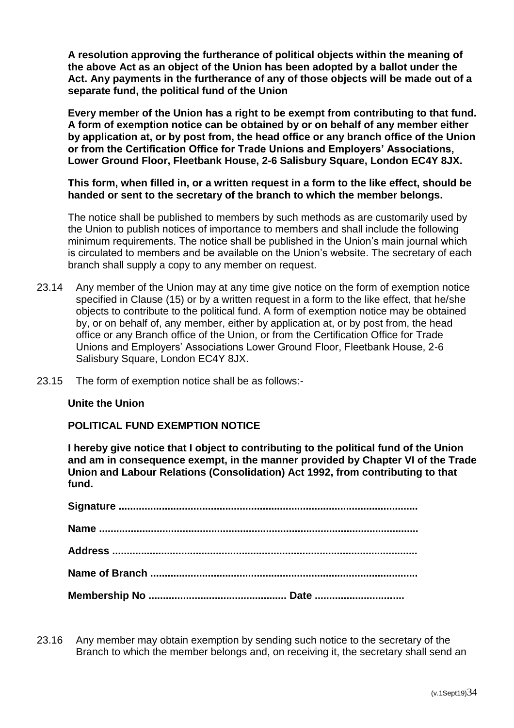**A resolution approving the furtherance of political objects within the meaning of the above Act as an object of the Union has been adopted by a ballot under the Act. Any payments in the furtherance of any of those objects will be made out of a separate fund, the political fund of the Union**

**Every member of the Union has a right to be exempt from contributing to that fund. A form of exemption notice can be obtained by or on behalf of any member either by application at, or by post from, the head office or any branch office of the Union or from the Certification Office for Trade Unions and Employers' Associations, Lower Ground Floor, Fleetbank House, 2-6 Salisbury Square, London EC4Y 8JX.**

**This form, when filled in, or a written request in a form to the like effect, should be handed or sent to the secretary of the branch to which the member belongs.**

The notice shall be published to members by such methods as are customarily used by the Union to publish notices of importance to members and shall include the following minimum requirements. The notice shall be published in the Union's main journal which is circulated to members and be available on the Union's website. The secretary of each branch shall supply a copy to any member on request.

23.14 Any member of the Union may at any time give notice on the form of exemption notice specified in Clause (15) or by a written request in a form to the like effect, that he/she objects to contribute to the political fund. A form of exemption notice may be obtained by, or on behalf of, any member, either by application at, or by post from, the head office or any Branch office of the Union, or from the Certification Office for Trade Unions and Employers' Associations Lower Ground Floor, Fleetbank House, 2-6 Salisbury Square, London EC4Y 8JX.

23.15 The form of exemption notice shall be as follows:-

**Unite the Union**

**POLITICAL FUND EXEMPTION NOTICE**

**I hereby give notice that I object to contributing to the political fund of the Union and am in consequence exempt, in the manner provided by Chapter VI of the Trade Union and Labour Relations (Consolidation) Act 1992, from contributing to that fund.**

**Signature ......................................................................................................**

**Name ............................................................................................................**

**Address ........................................................................................................**

**Name of Branch ...........................................................................................**

**Membership No ............................................... Date ..............................**

23.16 Any member may obtain exemption by sending such notice to the secretary of the Branch to which the member belongs and, on receiving it, the secretary shall send an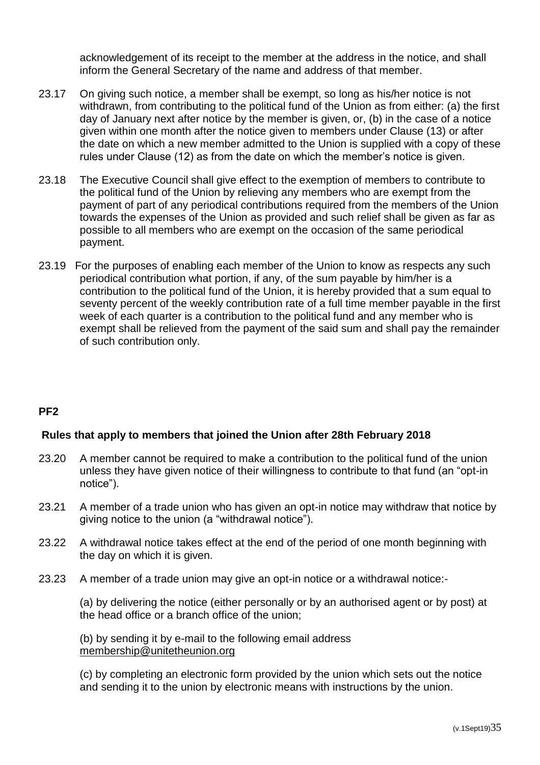acknowledgement of its receipt to the member at the address in the notice, and shall inform the General Secretary of the name and address of that member.

23.17 On giving such notice, a member shall be exempt, so long as his/her notice is not withdrawn, from contributing to the political fund of the Union as from either: (a) the first day of January next after notice by the member is given, or, (b) in the case of a notice given within one month after the notice given to members under Clause (13) or after the date on which a new member admitted to the Union is supplied with a copy of these rules under Clause (12) as from the date on which the member's notice is given.

23.18 The Executive Council shall give effect to the exemption of members to contribute to the political fund of the Union by relieving any members who are exempt from the payment of part of any periodical contributions required from the members of the Union towards the expenses of the Union as provided and such relief shall be given as far as possible to all members who are exempt on the occasion of the same periodical payment.

23.19 For the purposes of enabling each member of the Union to know as respects any such periodical contribution what portion, if any, of the sum payable by him/her is a contribution to the political fund of the Union, it is hereby provided that a sum equal to seventy percent of the weekly contribution rate of a full time member payable in the first week of each quarter is a contribution to the political fund and any member who is exempt shall be relieved from the payment of the said sum and shall pay the remainder of such contribution only.

**PF2**

**Rules that apply to members that joined the Union after 28th February 2018**

23.20 A member cannot be required to make a contribution to the political fund of the union unless they have given notice of their willingness to contribute to that fund (an "opt-in notice").

23.21 A member of a trade union who has given an opt-in notice may withdraw that notice by giving notice to the union (a "withdrawal notice").

23.22 A withdrawal notice takes effect at the end of the period of one month beginning with the day on which it is given.

23.23 A member of a trade union may give an opt-in notice or a withdrawal notice:-

(a) by delivering the notice (either personally or by an authorised agent or by post) at the head office or a branch office of the union;

(b) by sending it by e-mail to the following email address membership@unitetheunion.org

(c) by completing an electronic form provided by the union which sets out the notice and sending it to the union by electronic means with instructions by the union.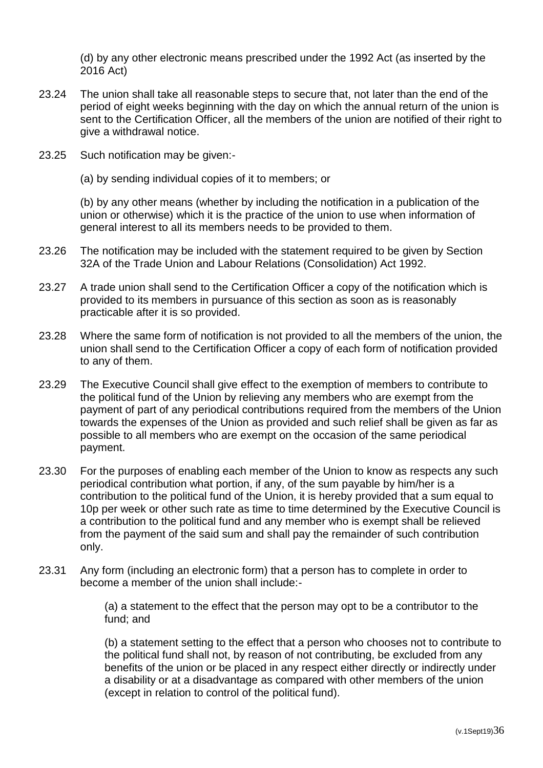(d) by any other electronic means prescribed under the 1992 Act (as inserted by the 2016 Act)

23.24 The union shall take all reasonable steps to secure that, not later than the end of the period of eight weeks beginning with the day on which the annual return of the union is sent to the Certification Officer, all the members of the union are notified of their right to give a withdrawal notice.

23.25 Such notification may be given:-

(a) by sending individual copies of it to members; or

(b) by any other means (whether by including the notification in a publication of the union or otherwise) which it is the practice of the union to use when information of general interest to all its members needs to be provided to them.

23.26 The notification may be included with the statement required to be given by Section 32A of the Trade Union and Labour Relations (Consolidation) Act 1992.

23.27 A trade union shall send to the Certification Officer a copy of the notification which is provided to its members in pursuance of this section as soon as is reasonably practicable after it is so provided.

23.28 Where the same form of notification is not provided to all the members of the union, the union shall send to the Certification Officer a copy of each form of notification provided to any of them.

23.29 The Executive Council shall give effect to the exemption of members to contribute to the political fund of the Union by relieving any members who are exempt from the payment of part of any periodical contributions required from the members of the Union towards the expenses of the Union as provided and such relief shall be given as far as possible to all members who are exempt on the occasion of the same periodical payment.

23.30 For the purposes of enabling each member of the Union to know as respects any such periodical contribution what portion, if any, of the sum payable by him/her is a contribution to the political fund of the Union, it is hereby provided that a sum equal to 10p per week or other such rate as time to time determined by the Executive Council is a contribution to the political fund and any member who is exempt shall be relieved from the payment of the said sum and shall pay the remainder of such contribution only.

23.31 Any form (including an electronic form) that a person has to complete in order to become a member of the union shall include:-

(a) a statement to the effect that the person may opt to be a contributor to the fund; and

(b) a statement setting to the effect that a person who chooses not to contribute to the political fund shall not, by reason of not contributing, be excluded from any benefits of the union or be placed in any respect either directly or indirectly under a disability or at a disadvantage as compared with other members of the union (except in relation to control of the political fund).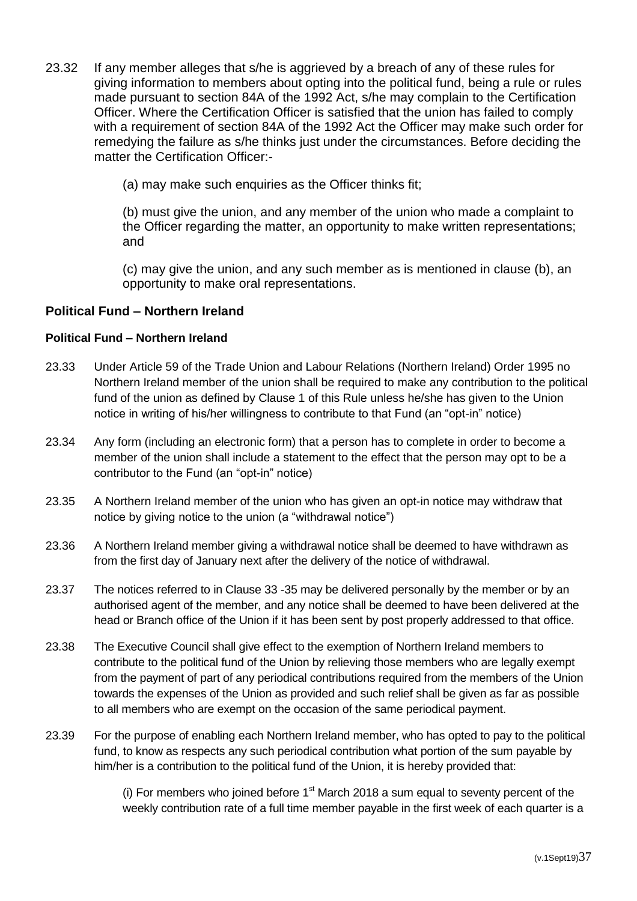23.32 If any member alleges that s/he is aggrieved by a breach of any of these rules for giving information to members about opting into the political fund, being a rule or rules made pursuant to section 84A of the 1992 Act, s/he may complain to the Certification Officer. Where the Certification Officer is satisfied that the union has failed to comply with a requirement of section 84A of the 1992 Act the Officer may make such order for remedying the failure as s/he thinks just under the circumstances. Before deciding the matter the Certification Officer:-

(a) may make such enquiries as the Officer thinks fit;

(b) must give the union, and any member of the union who made a complaint to the Officer regarding the matter, an opportunity to make written representations; and

(c) may give the union, and any such member as is mentioned in clause (b), an opportunity to make oral representations.

## Political Fund – Northern Ireland

### Political Fund – Northern Ireland

23.33 Under Article 59 of the Trade Union and Labour Relations (Northern Ireland) Order 1995 no Northern Ireland member of the union shall be required to make any contribution to the political fund of the union as defined by Clause 1 of this Rule unless he/she has given to the Union notice in writing of his/her willingness to contribute to that Fund (an "opt-in" notice)

23.34 Any form (including an electronic form) that a person has to complete in order to become a member of the union shall include a statement to the effect that the person may opt to be a contributor to the Fund (an "opt-in" notice)

23.35 A Northern Ireland member of the union who has given an opt-in notice may withdraw that notice by giving notice to the union (a "withdrawal notice")

23.36 A Northern Ireland member giving a withdrawal notice shall be deemed to have withdrawn as from the first day of January next after the delivery of the notice of withdrawal.

23.37 The notices referred to in Clause 33 -35 may be delivered personally by the member or by an authorised agent of the member, and any notice shall be deemed to have been delivered at the head or Branch office of the Union if it has been sent by post properly addressed to that office.

23.38 The Executive Council shall give effect to the exemption of Northern Ireland members to contribute to the political fund of the Union by relieving those members who are legally exempt from the payment of part of any periodical contributions required from the members of the Union towards the expenses of the Union as provided and such relief shall be given as far as possible to all members who are exempt on the occasion of the same periodical payment.

23.39 For the purpose of enabling each Northern Ireland member, who has opted to pay to the political fund, to know as respects any such periodical contribution what portion of the sum payable by him/her is a contribution to the political fund of the Union, it is hereby provided that:

(i) For members who joined before 1st March 2018 a sum equal to seventy percent of the weekly contribution rate of a full time member payable in the first week of each quarter is a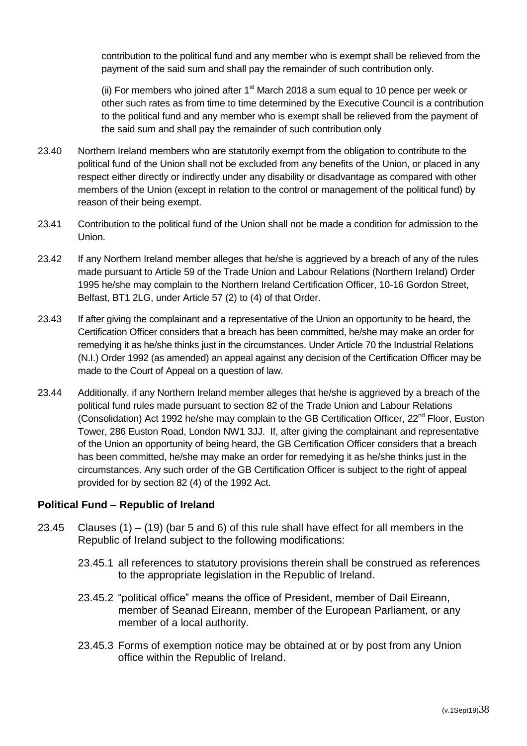contribution to the political fund and any member who is exempt shall be relieved from the payment of the said sum and shall pay the remainder of such contribution only.

(ii) For members who joined after 1st March 2018 a sum equal to 10 pence per week or other such rates as from time to time determined by the Executive Council is a contribution to the political fund and any member who is exempt shall be relieved from the payment of the said sum and shall pay the remainder of such contribution only

23.40 Northern Ireland members who are statutorily exempt from the obligation to contribute to the political fund of the Union shall not be excluded from any benefits of the Union, or placed in any respect either directly or indirectly under any disability or disadvantage as compared with other members of the Union (except in relation to the control or management of the political fund) by reason of their being exempt.

23.41 Contribution to the political fund of the Union shall not be made a condition for admission to the Union.

23.42 If any Northern Ireland member alleges that he/she is aggrieved by a breach of any of the rules made pursuant to Article 59 of the Trade Union and Labour Relations (Northern Ireland) Order 1995 he/she may complain to the Northern Ireland Certification Officer, 10-16 Gordon Street, Belfast, BT1 2LG, under Article 57 (2) to (4) of that Order.

23.43 If after giving the complainant and a representative of the Union an opportunity to be heard, the Certification Officer considers that a breach has been committed, he/she may make an order for remedying it as he/she thinks just in the circumstances. Under Article 70 the Industrial Relations (N.I.) Order 1992 (as amended) an appeal against any decision of the Certification Officer may be made to the Court of Appeal on a question of law.

23.44 Additionally, if any Northern Ireland member alleges that he/she is aggrieved by a breach of the political fund rules made pursuant to section 82 of the Trade Union and Labour Relations (Consolidation) Act 1992 he/she may complain to the GB Certification Officer, 22nd Floor, Euston Tower, 286 Euston Road, London NW1 3JJ. If, after giving the complainant and representative of the Union an opportunity of being heard, the GB Certification Officer considers that a breach has been committed, he/she may make an order for remedying it as he/she thinks just in the circumstances. Any such order of the GB Certification Officer is subject to the right of appeal provided for by section 82 (4) of the 1992 Act.

### Political Fund – Republic of Ireland

23.45 Clauses (1) – (19) (bar 5 and 6) of this rule shall have effect for all members in the Republic of Ireland subject to the following modifications:

23.45.1 all references to statutory provisions therein shall be construed as references to the appropriate legislation in the Republic of Ireland.

23.45.2 "political office" means the office of President, member of Dail Eireann, member of Seanad Eireann, member of the European Parliament, or any member of a local authority.

23.45.3 Forms of exemption notice may be obtained at or by post from any Union office within the Republic of Ireland.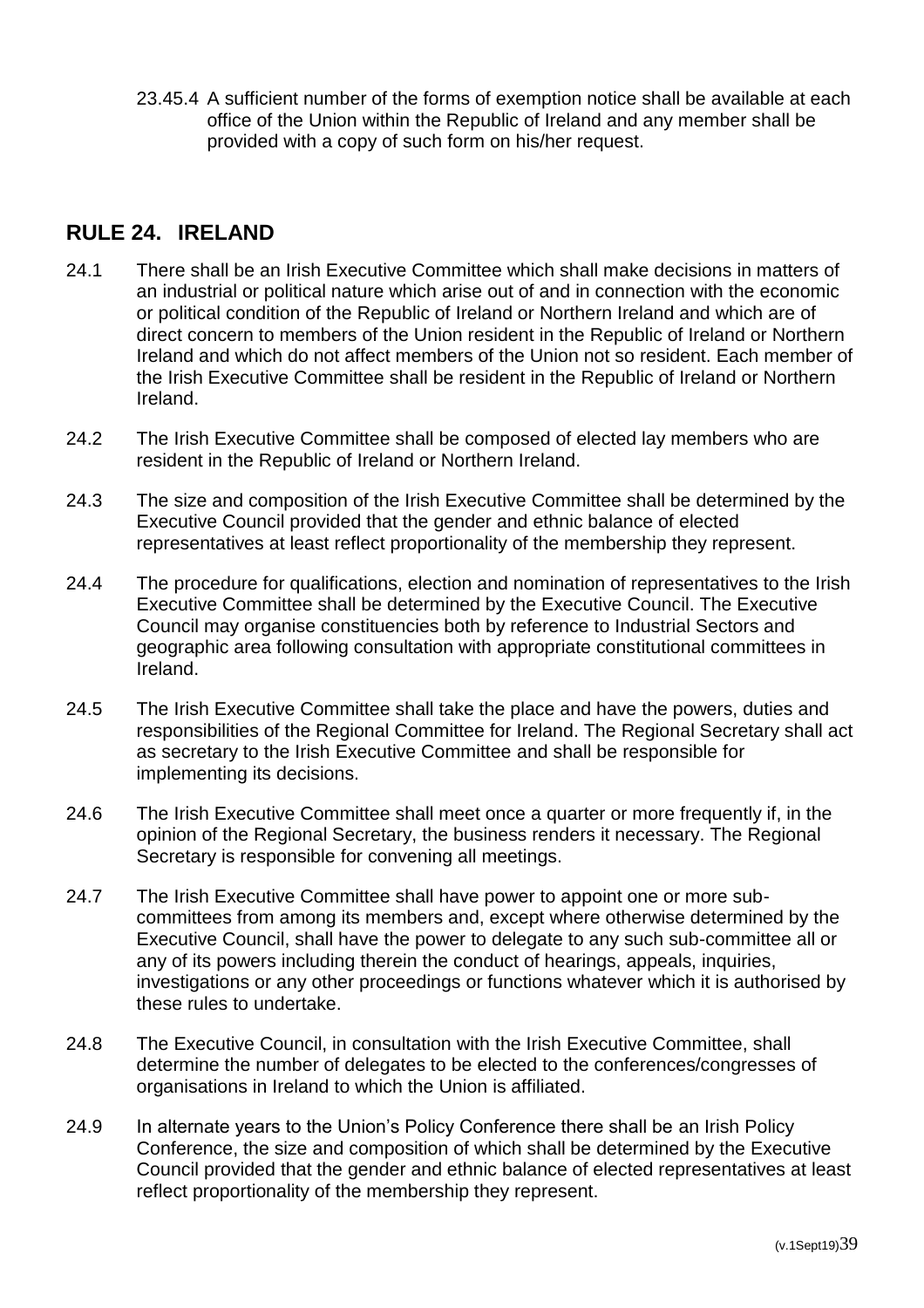23.45.4 A sufficient number of the forms of exemption notice shall be available at each office of the Union within the Republic of Ireland and any member shall be provided with a copy of such form on his/her request.

## RULE 24. IRELAND

24.1 There shall be an Irish Executive Committee which shall make decisions in matters of an industrial or political nature which arise out of and in connection with the economic or political condition of the Republic of Ireland or Northern Ireland and which are of direct concern to members of the Union resident in the Republic of Ireland or Northern Ireland and which do not affect members of the Union not so resident. Each member of the Irish Executive Committee shall be resident in the Republic of Ireland or Northern Ireland.

24.2 The Irish Executive Committee shall be composed of elected lay members who are resident in the Republic of Ireland or Northern Ireland.

24.3 The size and composition of the Irish Executive Committee shall be determined by the Executive Council provided that the gender and ethnic balance of elected representatives at least reflect proportionality of the membership they represent.

24.4 The procedure for qualifications, election and nomination of representatives to the Irish Executive Committee shall be determined by the Executive Council. The Executive Council may organise constituencies both by reference to Industrial Sectors and geographic area following consultation with appropriate constitutional committees in Ireland.

24.5 The Irish Executive Committee shall take the place and have the powers, duties and responsibilities of the Regional Committee for Ireland. The Regional Secretary shall act as secretary to the Irish Executive Committee and shall be responsible for implementing its decisions.

24.6 The Irish Executive Committee shall meet once a quarter or more frequently if, in the opinion of the Regional Secretary, the business renders it necessary. The Regional Secretary is responsible for convening all meetings.

24.7 The Irish Executive Committee shall have power to appoint one or more sub-committees from among its members and, except where otherwise determined by the Executive Council, shall have the power to delegate to any such sub-committee all or any of its powers including therein the conduct of hearings, appeals, inquiries, investigations or any other proceedings or functions whatever which it is authorised by these rules to undertake.

24.8 The Executive Council, in consultation with the Irish Executive Committee, shall determine the number of delegates to be elected to the conferences/congresses of organisations in Ireland to which the Union is affiliated.

24.9 In alternate years to the Union's Policy Conference there shall be an Irish Policy Conference, the size and composition of which shall be determined by the Executive Council provided that the gender and ethnic balance of elected representatives at least reflect proportionality of the membership they represent.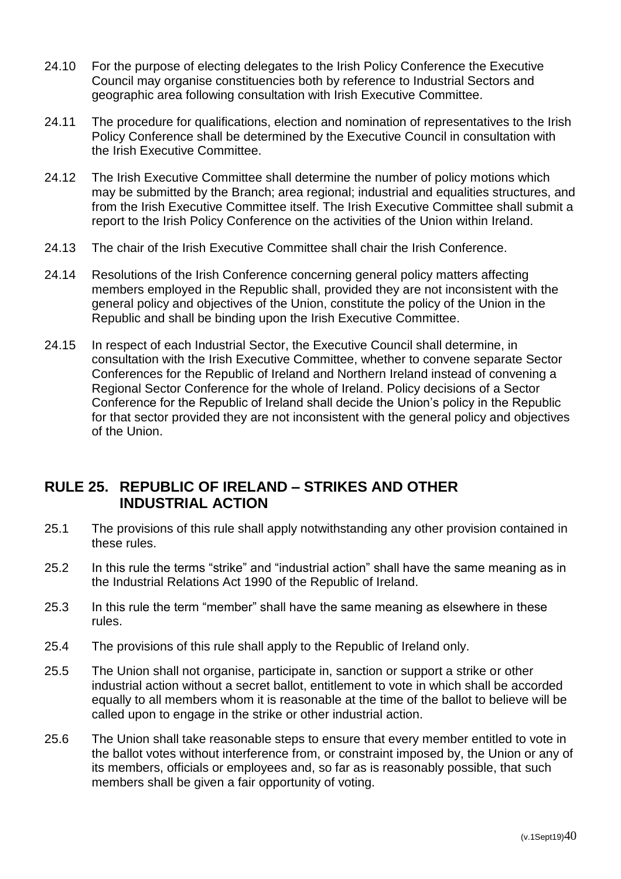24.10 For the purpose of electing delegates to the Irish Policy Conference the Executive Council may organise constituencies both by reference to Industrial Sectors and geographic area following consultation with Irish Executive Committee.

24.11 The procedure for qualifications, election and nomination of representatives to the Irish Policy Conference shall be determined by the Executive Council in consultation with the Irish Executive Committee.

24.12 The Irish Executive Committee shall determine the number of policy motions which may be submitted by the Branch; area regional; industrial and equalities structures, and from the Irish Executive Committee itself. The Irish Executive Committee shall submit a report to the Irish Policy Conference on the activities of the Union within Ireland.

24.13 The chair of the Irish Executive Committee shall chair the Irish Conference.

24.14 Resolutions of the Irish Conference concerning general policy matters affecting members employed in the Republic shall, provided they are not inconsistent with the general policy and objectives of the Union, constitute the policy of the Union in the Republic and shall be binding upon the Irish Executive Committee.

24.15 In respect of each Industrial Sector, the Executive Council shall determine, in consultation with the Irish Executive Committee, whether to convene separate Sector Conferences for the Republic of Ireland and Northern Ireland instead of convening a Regional Sector Conference for the whole of Ireland. Policy decisions of a Sector Conference for the Republic of Ireland shall decide the Union's policy in the Republic for that sector provided they are not inconsistent with the general policy and objectives of the Union.

## RULE 25. REPUBLIC OF IRELAND – STRIKES AND OTHER INDUSTRIAL ACTION

25.1 The provisions of this rule shall apply notwithstanding any other provision contained in these rules.

25.2 In this rule the terms "strike" and "industrial action" shall have the same meaning as in the Industrial Relations Act 1990 of the Republic of Ireland.

25.3 In this rule the term "member" shall have the same meaning as elsewhere in these rules.

25.4 The provisions of this rule shall apply to the Republic of Ireland only.

25.5 The Union shall not organise, participate in, sanction or support a strike or other industrial action without a secret ballot, entitlement to vote in which shall be accorded equally to all members whom it is reasonable at the time of the ballot to believe will be called upon to engage in the strike or other industrial action.

25.6 The Union shall take reasonable steps to ensure that every member entitled to vote in the ballot votes without interference from, or constraint imposed by, the Union or any of its members, officials or employees and, so far as is reasonably possible, that such members shall be given a fair opportunity of voting.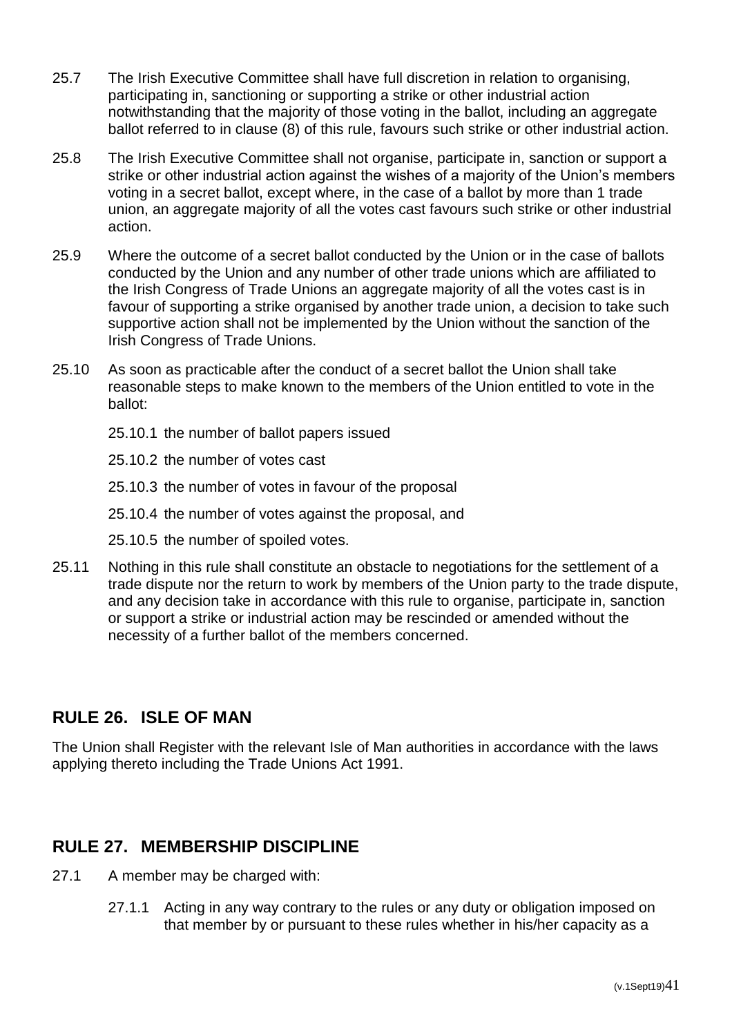25.7 The Irish Executive Committee shall have full discretion in relation to organising, participating in, sanctioning or supporting a strike or other industrial action notwithstanding that the majority of those voting in the ballot, including an aggregate ballot referred to in clause (8) of this rule, favours such strike or other industrial action.

25.8 The Irish Executive Committee shall not organise, participate in, sanction or support a strike or other industrial action against the wishes of a majority of the Union's members voting in a secret ballot, except where, in the case of a ballot by more than 1 trade union, an aggregate majority of all the votes cast favours such strike or other industrial action.

25.9 Where the outcome of a secret ballot conducted by the Union or in the case of ballots conducted by the Union and any number of other trade unions which are affiliated to the Irish Congress of Trade Unions an aggregate majority of all the votes cast is in favour of supporting a strike organised by another trade union, a decision to take such supportive action shall not be implemented by the Union without the sanction of the Irish Congress of Trade Unions.

25.10 As soon as practicable after the conduct of a secret ballot the Union shall take reasonable steps to make known to the members of the Union entitled to vote in the ballot:

- 25.10.1 the number of ballot papers issued
- 25.10.2 the number of votes cast
- 25.10.3 the number of votes in favour of the proposal
- 25.10.4 the number of votes against the proposal, and
- 25.10.5 the number of spoiled votes.

25.11 Nothing in this rule shall constitute an obstacle to negotiations for the settlement of a trade dispute nor the return to work by members of the Union party to the trade dispute, and any decision take in accordance with this rule to organise, participate in, sanction or support a strike or industrial action may be rescinded or amended without the necessity of a further ballot of the members concerned.

## RULE 26. ISLE OF MAN

The Union shall Register with the relevant Isle of Man authorities in accordance with the laws applying thereto including the Trade Unions Act 1991.

## RULE 27. MEMBERSHIP DISCIPLINE

27.1 A member may be charged with:

- 27.1.1 Acting in any way contrary to the rules or any duty or obligation imposed on that member by or pursuant to these rules whether in his/her capacity as a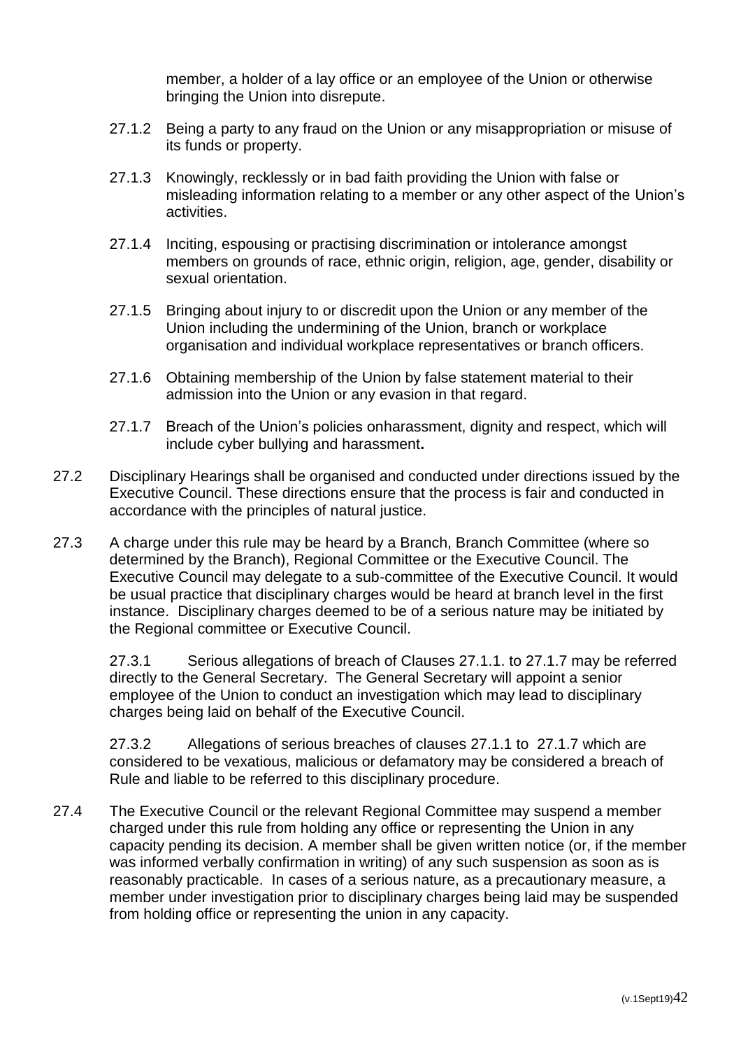member, a holder of a lay office or an employee of the Union or otherwise bringing the Union into disrepute.

27.1.2 Being a party to any fraud on the Union or any misappropriation or misuse of its funds or property.

27.1.3 Knowingly, recklessly or in bad faith providing the Union with false or misleading information relating to a member or any other aspect of the Union's activities.

27.1.4 Inciting, espousing or practising discrimination or intolerance amongst members on grounds of race, ethnic origin, religion, age, gender, disability or sexual orientation.

27.1.5 Bringing about injury to or discredit upon the Union or any member of the Union including the undermining of the Union, branch or workplace organisation and individual workplace representatives or branch officers.

27.1.6 Obtaining membership of the Union by false statement material to their admission into the Union or any evasion in that regard.

27.1.7 Breach of the Union's policies onharassment, dignity and respect, which will include cyber bullying and harassment**.**

27.2 Disciplinary Hearings shall be organised and conducted under directions issued by the Executive Council. These directions ensure that the process is fair and conducted in accordance with the principles of natural justice.

27.3 A charge under this rule may be heard by a Branch, Branch Committee (where so determined by the Branch), Regional Committee or the Executive Council. The Executive Council may delegate to a sub-committee of the Executive Council. It would be usual practice that disciplinary charges would be heard at branch level in the first instance. Disciplinary charges deemed to be of a serious nature may be initiated by the Regional committee or Executive Council.

27.3.1 Serious allegations of breach of Clauses 27.1.1. to 27.1.7 may be referred directly to the General Secretary. The General Secretary will appoint a senior employee of the Union to conduct an investigation which may lead to disciplinary charges being laid on behalf of the Executive Council.

27.3.2 Allegations of serious breaches of clauses 27.1.1 to 27.1.7 which are considered to be vexatious, malicious or defamatory may be considered a breach of Rule and liable to be referred to this disciplinary procedure.

27.4 The Executive Council or the relevant Regional Committee may suspend a member charged under this rule from holding any office or representing the Union in any capacity pending its decision. A member shall be given written notice (or, if the member was informed verbally confirmation in writing) of any such suspension as soon as is reasonably practicable. In cases of a serious nature, as a precautionary measure, a member under investigation prior to disciplinary charges being laid may be suspended from holding office or representing the union in any capacity.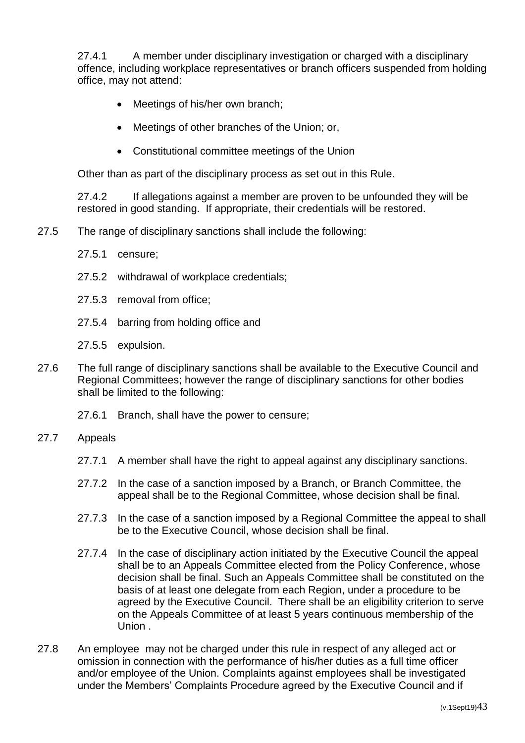27.4.1 A member under disciplinary investigation or charged with a disciplinary offence, including workplace representatives or branch officers suspended from holding office, may not attend:

- Meetings of his/her own branch;
- Meetings of other branches of the Union; or,
- Constitutional committee meetings of the Union

Other than as part of the disciplinary process as set out in this Rule.

27.4.2 If allegations against a member are proven to be unfounded they will be restored in good standing. If appropriate, their credentials will be restored.

27.5 The range of disciplinary sanctions shall include the following:

27.5.1 censure;

27.5.2 withdrawal of workplace credentials;

27.5.3 removal from office;

27.5.4 barring from holding office and

27.5.5 expulsion.

27.6 The full range of disciplinary sanctions shall be available to the Executive Council and Regional Committees; however the range of disciplinary sanctions for other bodies shall be limited to the following:

27.6.1 Branch, shall have the power to censure;

27.7 Appeals

27.7.1 A member shall have the right to appeal against any disciplinary sanctions.

27.7.2 In the case of a sanction imposed by a Branch, or Branch Committee, the appeal shall be to the Regional Committee, whose decision shall be final.

27.7.3 In the case of a sanction imposed by a Regional Committee the appeal to shall be to the Executive Council, whose decision shall be final.

27.7.4 In the case of disciplinary action initiated by the Executive Council the appeal shall be to an Appeals Committee elected from the Policy Conference, whose decision shall be final. Such an Appeals Committee shall be constituted on the basis of at least one delegate from each Region, under a procedure to be agreed by the Executive Council. There shall be an eligibility criterion to serve on the Appeals Committee of at least 5 years continuous membership of the Union .

27.8 An employee may not be charged under this rule in respect of any alleged act or omission in connection with the performance of his/her duties as a full time officer and/or employee of the Union. Complaints against employees shall be investigated under the Members' Complaints Procedure agreed by the Executive Council and if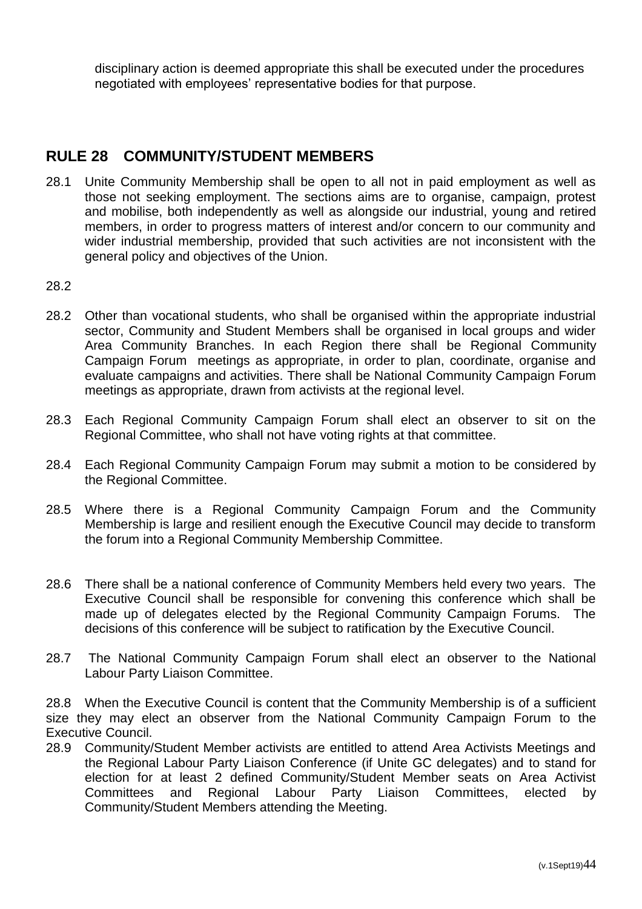disciplinary action is deemed appropriate this shall be executed under the procedures negotiated with employees' representative bodies for that purpose.

## RULE 28 COMMUNITY/STUDENT MEMBERS

28.1 Unite Community Membership shall be open to all not in paid employment as well as those not seeking employment. The sections aims are to organise, campaign, protest and mobilise, both independently as well as alongside our industrial, young and retired members, in order to progress matters of interest and/or concern to our community and wider industrial membership, provided that such activities are not inconsistent with the general policy and objectives of the Union.

28.2

28.2 Other than vocational students, who shall be organised within the appropriate industrial sector, Community and Student Members shall be organised in local groups and wider Area Community Branches. In each Region there shall be Regional Community Campaign Forum meetings as appropriate, in order to plan, coordinate, organise and evaluate campaigns and activities. There shall be National Community Campaign Forum meetings as appropriate, drawn from activists at the regional level.

28.3 Each Regional Community Campaign Forum shall elect an observer to sit on the Regional Committee, who shall not have voting rights at that committee.

28.4 Each Regional Community Campaign Forum may submit a motion to be considered by the Regional Committee.

28.5 Where there is a Regional Community Campaign Forum and the Community Membership is large and resilient enough the Executive Council may decide to transform the forum into a Regional Community Membership Committee.

28.6 There shall be a national conference of Community Members held every two years. The Executive Council shall be responsible for convening this conference which shall be made up of delegates elected by the Regional Community Campaign Forums. The decisions of this conference will be subject to ratification by the Executive Council.

28.7 The National Community Campaign Forum shall elect an observer to the National Labour Party Liaison Committee.

28.8 When the Executive Council is content that the Community Membership is of a sufficient size they may elect an observer from the National Community Campaign Forum to the Executive Council.

28.9 Community/Student Member activists are entitled to attend Area Activists Meetings and the Regional Labour Party Liaison Conference (if Unite GC delegates) and to stand for election for at least 2 defined Community/Student Member seats on Area Activist Committees and Regional Labour Party Liaison Committees, elected by Community/Student Members attending the Meeting.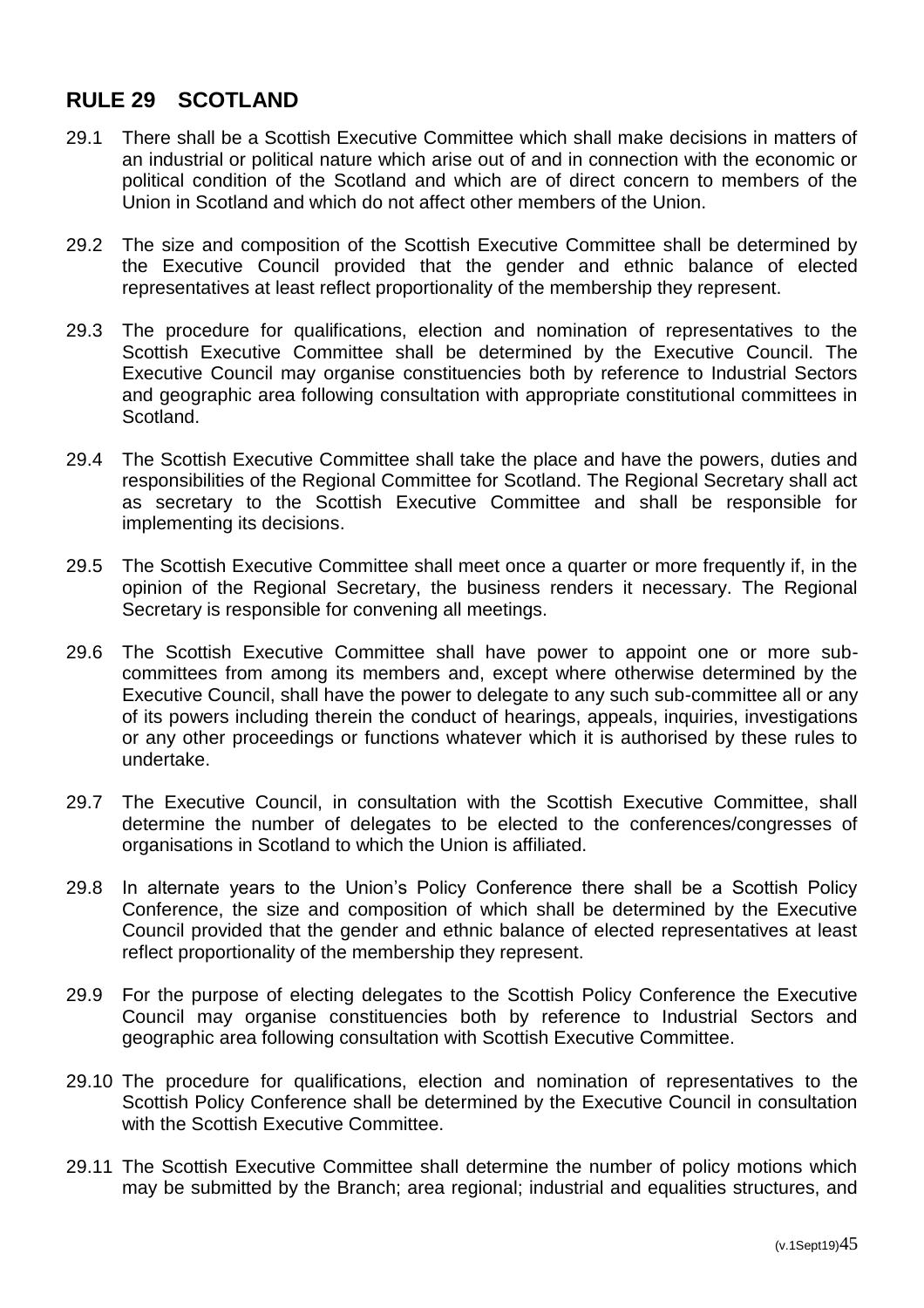## RULE 29 SCOTLAND

29.1 There shall be a Scottish Executive Committee which shall make decisions in matters of an industrial or political nature which arise out of and in connection with the economic or political condition of the Scotland and which are of direct concern to members of the Union in Scotland and which do not affect other members of the Union.

29.2 The size and composition of the Scottish Executive Committee shall be determined by the Executive Council provided that the gender and ethnic balance of elected representatives at least reflect proportionality of the membership they represent.

29.3 The procedure for qualifications, election and nomination of representatives to the Scottish Executive Committee shall be determined by the Executive Council. The Executive Council may organise constituencies both by reference to Industrial Sectors and geographic area following consultation with appropriate constitutional committees in Scotland.

29.4 The Scottish Executive Committee shall take the place and have the powers, duties and responsibilities of the Regional Committee for Scotland. The Regional Secretary shall act as secretary to the Scottish Executive Committee and shall be responsible for implementing its decisions.

29.5 The Scottish Executive Committee shall meet once a quarter or more frequently if, in the opinion of the Regional Secretary, the business renders it necessary. The Regional Secretary is responsible for convening all meetings.

29.6 The Scottish Executive Committee shall have power to appoint one or more sub-committees from among its members and, except where otherwise determined by the Executive Council, shall have the power to delegate to any such sub-committee all or any of its powers including therein the conduct of hearings, appeals, inquiries, investigations or any other proceedings or functions whatever which it is authorised by these rules to undertake.

29.7 The Executive Council, in consultation with the Scottish Executive Committee, shall determine the number of delegates to be elected to the conferences/congresses of organisations in Scotland to which the Union is affiliated.

29.8 In alternate years to the Union's Policy Conference there shall be a Scottish Policy Conference, the size and composition of which shall be determined by the Executive Council provided that the gender and ethnic balance of elected representatives at least reflect proportionality of the membership they represent.

29.9 For the purpose of electing delegates to the Scottish Policy Conference the Executive Council may organise constituencies both by reference to Industrial Sectors and geographic area following consultation with Scottish Executive Committee.

29.10 The procedure for qualifications, election and nomination of representatives to the Scottish Policy Conference shall be determined by the Executive Council in consultation with the Scottish Executive Committee.

29.11 The Scottish Executive Committee shall determine the number of policy motions which may be submitted by the Branch; area regional; industrial and equalities structures, and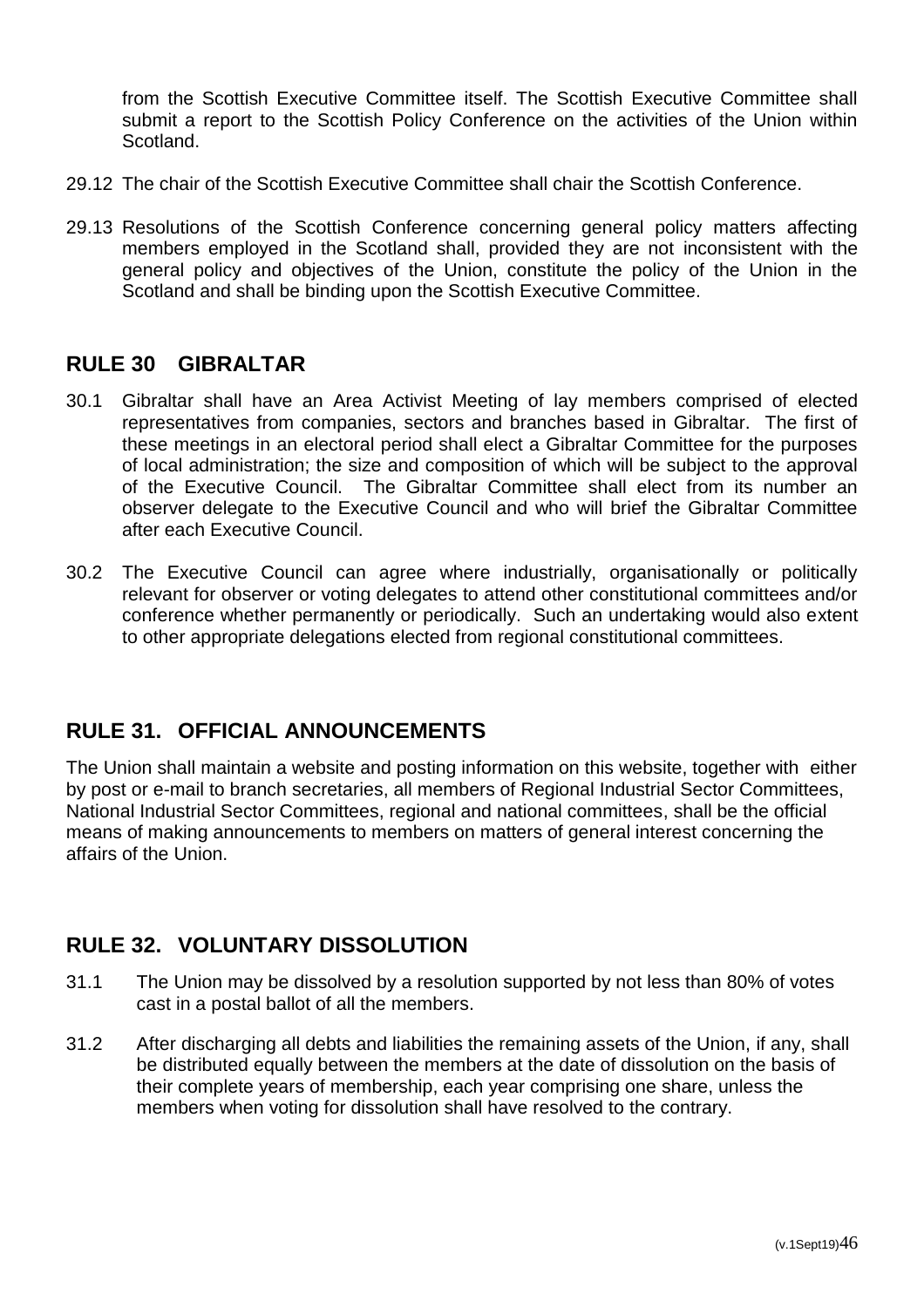from the Scottish Executive Committee itself. The Scottish Executive Committee shall submit a report to the Scottish Policy Conference on the activities of the Union within Scotland.

29.12 The chair of the Scottish Executive Committee shall chair the Scottish Conference.

29.13 Resolutions of the Scottish Conference concerning general policy matters affecting members employed in the Scotland shall, provided they are not inconsistent with the general policy and objectives of the Union, constitute the policy of the Union in the Scotland and shall be binding upon the Scottish Executive Committee.

## RULE 30 GIBRALTAR

30.1 Gibraltar shall have an Area Activist Meeting of lay members comprised of elected representatives from companies, sectors and branches based in Gibraltar. The first of these meetings in an electoral period shall elect a Gibraltar Committee for the purposes of local administration; the size and composition of which will be subject to the approval of the Executive Council. The Gibraltar Committee shall elect from its number an observer delegate to the Executive Council and who will brief the Gibraltar Committee after each Executive Council.

30.2 The Executive Council can agree where industrially, organisationally or politically relevant for observer or voting delegates to attend other constitutional committees and/or conference whether permanently or periodically. Such an undertaking would also extent to other appropriate delegations elected from regional constitutional committees.

## RULE 31. OFFICIAL ANNOUNCEMENTS

The Union shall maintain a website and posting information on this website, together with either by post or e-mail to branch secretaries, all members of Regional Industrial Sector Committees, National Industrial Sector Committees, regional and national committees, shall be the official means of making announcements to members on matters of general interest concerning the affairs of the Union.

## RULE 32. VOLUNTARY DISSOLUTION

31.1 The Union may be dissolved by a resolution supported by not less than 80% of votes cast in a postal ballot of all the members.

31.2 After discharging all debts and liabilities the remaining assets of the Union, if any, shall be distributed equally between the members at the date of dissolution on the basis of their complete years of membership, each year comprising one share, unless the members when voting for dissolution shall have resolved to the contrary.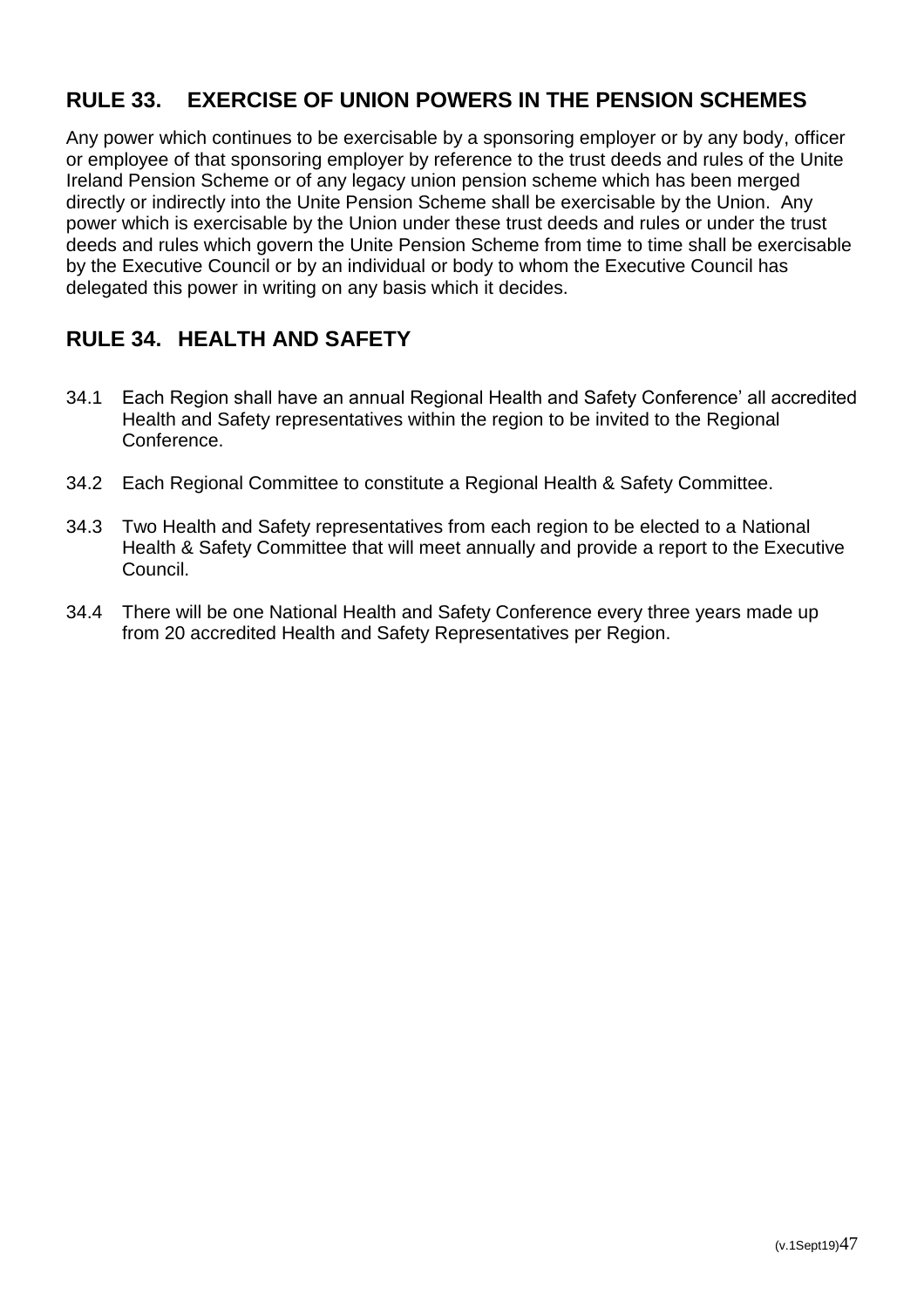## RULE 33. EXERCISE OF UNION POWERS IN THE PENSION SCHEMES

Any power which continues to be exercisable by a sponsoring employer or by any body, officer or employee of that sponsoring employer by reference to the trust deeds and rules of the Unite Ireland Pension Scheme or of any legacy union pension scheme which has been merged directly or indirectly into the Unite Pension Scheme shall be exercisable by the Union. Any power which is exercisable by the Union under these trust deeds and rules or under the trust deeds and rules which govern the Unite Pension Scheme from time to time shall be exercisable by the Executive Council or by an individual or body to whom the Executive Council has delegated this power in writing on any basis which it decides.

## RULE 34. HEALTH AND SAFETY

34.1 Each Region shall have an annual Regional Health and Safety Conference' all accredited Health and Safety representatives within the region to be invited to the Regional Conference.

34.2 Each Regional Committee to constitute a Regional Health & Safety Committee.

34.3 Two Health and Safety representatives from each region to be elected to a National Health & Safety Committee that will meet annually and provide a report to the Executive Council.

34.4 There will be one National Health and Safety Conference every three years made up from 20 accredited Health and Safety Representatives per Region.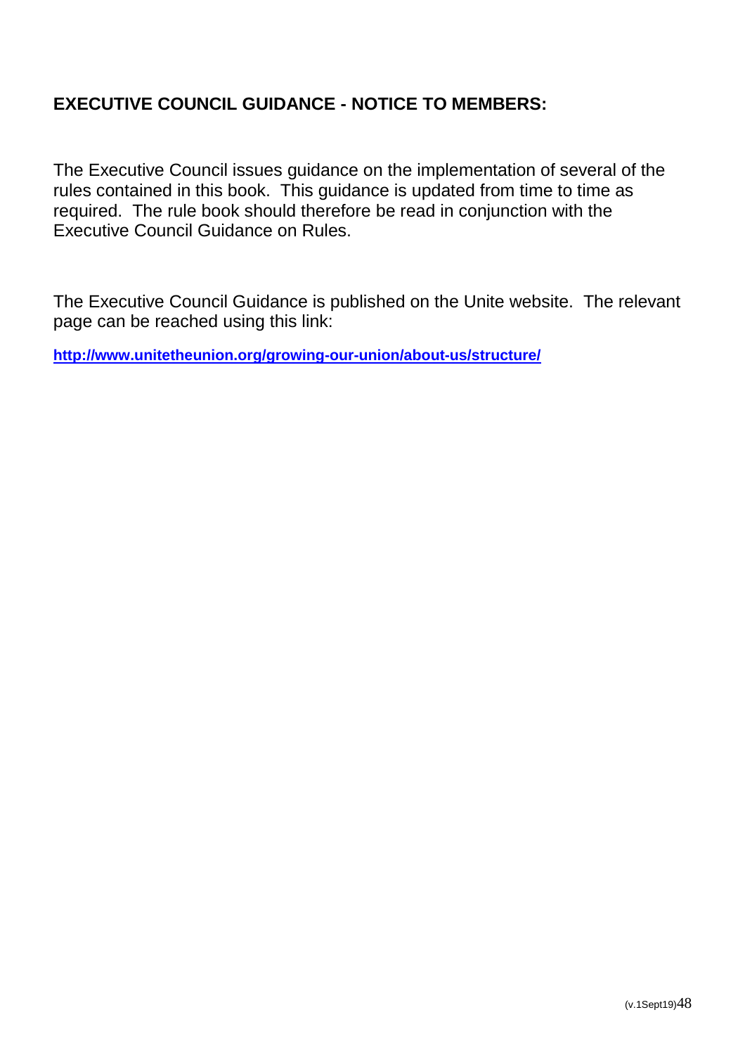**EXECUTIVE COUNCIL GUIDANCE - NOTICE TO MEMBERS:**

The Executive Council issues guidance on the implementation of several of the rules contained in this book. This guidance is updated from time to time as required. The rule book should therefore be read in conjunction with the Executive Council Guidance on Rules.

The Executive Council Guidance is published on the Unite website. The relevant page can be reached using this link:

**http://www.unitetheunion.org/growing-our-union/about-us/structure/**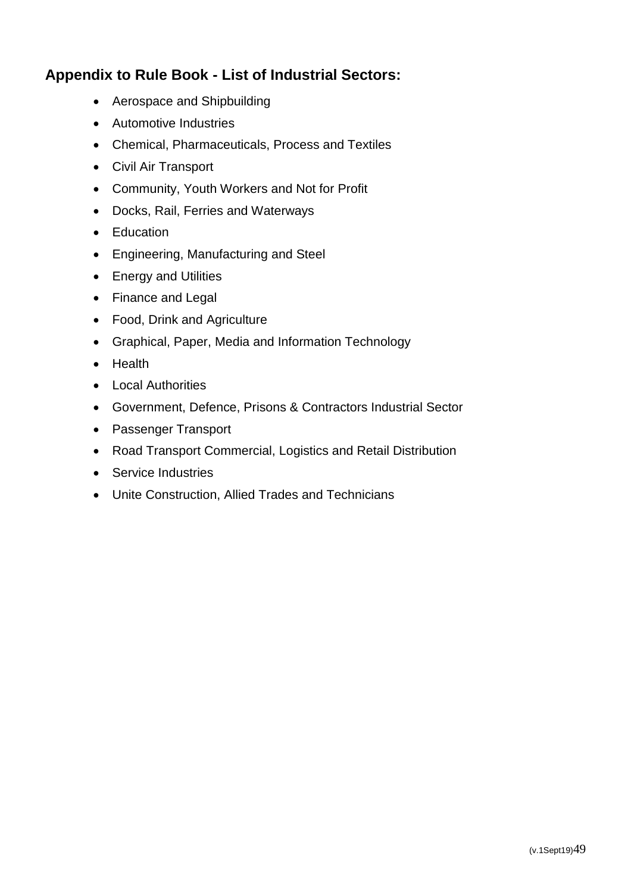## Appendix to Rule Book - List of Industrial Sectors:

- Aerospace and Shipbuilding
- Automotive Industries
- Chemical, Pharmaceuticals, Process and Textiles
- Civil Air Transport
- Community, Youth Workers and Not for Profit
- Docks, Rail, Ferries and Waterways
- Education
- Engineering, Manufacturing and Steel
- Energy and Utilities
- Finance and Legal
- Food, Drink and Agriculture
- Graphical, Paper, Media and Information Technology
- Health
- Local Authorities
- Government, Defence, Prisons & Contractors Industrial Sector
- Passenger Transport
- Road Transport Commercial, Logistics and Retail Distribution
- Service Industries
- Unite Construction, Allied Trades and Technicians